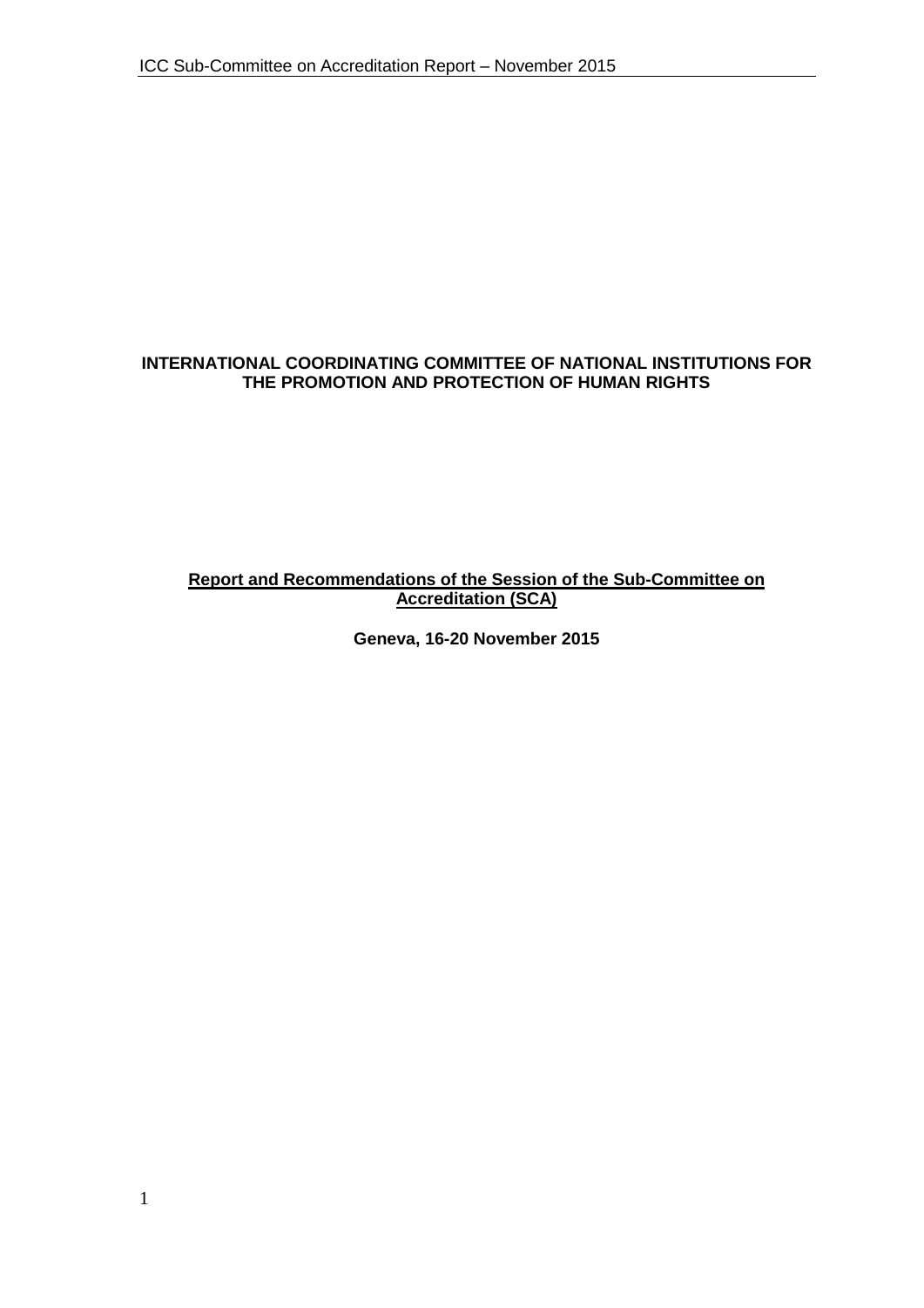**INTERNATIONAL COORDINATING COMMITTEE OF NATIONAL INSTITUTIONS FOR THE PROMOTION AND PROTECTION OF HUMAN RIGHTS**

**Report and Recommendations of the Session of the Sub-Committee on Accreditation (SCA)**

**Geneva, 16-20 November 2015**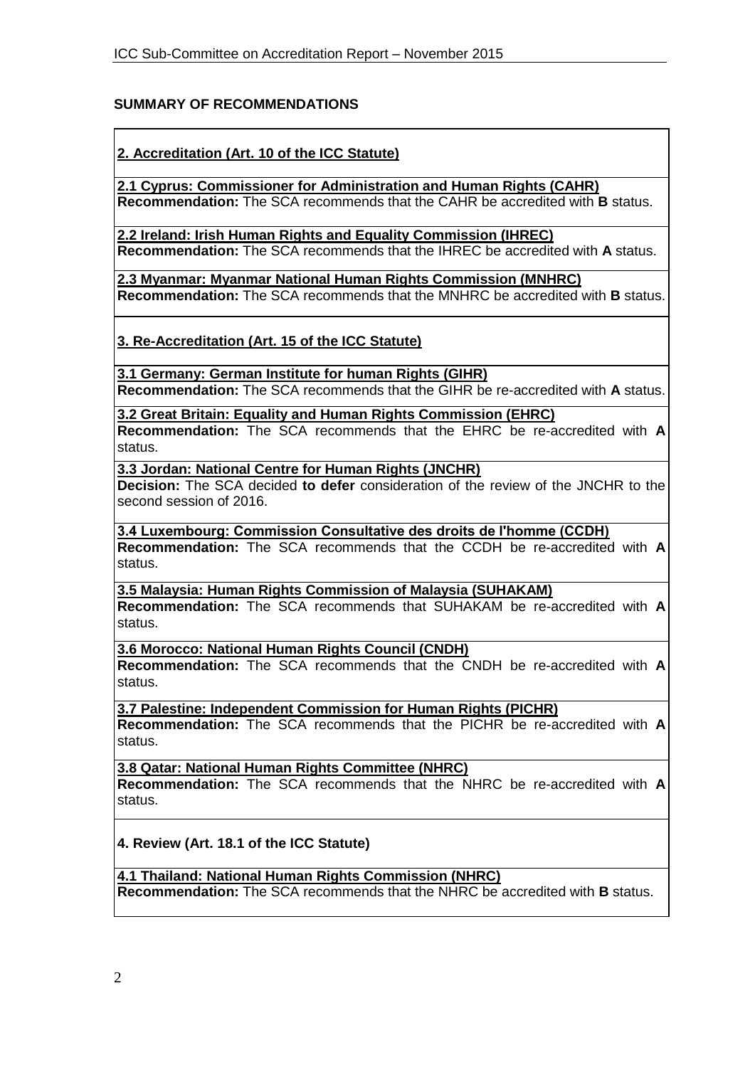**SUMMARY OF RECOMMENDATIONS**

**2. Accreditation (Art. 10 of the ICC Statute)**

**2.1 Cyprus: Commissioner for Administration and Human Rights (CAHR)**
**Recommendation:** The SCA recommends that the CAHR be accredited with **B** status.

**2.2 Ireland: Irish Human Rights and Equality Commission (IHREC)**
**Recommendation:** The SCA recommends that the IHREC be accredited with **A** status.

**2.3 Myanmar: Myanmar National Human Rights Commission (MNHRC)**
**Recommendation:** The SCA recommends that the MNHRC be accredited with **B** status.

**3. Re-Accreditation (Art. 15 of the ICC Statute)**

**3.1 Germany: German Institute for human Rights (GIHR)**
**Recommendation:** The SCA recommends that the GIHR be re-accredited with **A** status.

**3.2 Great Britain: Equality and Human Rights Commission (EHRC)**
**Recommendation:** The SCA recommends that the EHRC be re-accredited with **A** status.

**3.3 Jordan: National Centre for Human Rights (JNCHR)**
**Decision:** The SCA decided **to defer** consideration of the review of the JNCHR to the second session of 2016.

**3.4 Luxembourg: Commission Consultative des droits de l'homme (CCDH)**
**Recommendation:** The SCA recommends that the CCDH be re-accredited with **A** status.

**3.5 Malaysia: Human Rights Commission of Malaysia (SUHAKAM)**
**Recommendation:** The SCA recommends that SUHAKAM be re-accredited with **A** status.

**3.6 Morocco: National Human Rights Council (CNDH)**
**Recommendation:** The SCA recommends that the CNDH be re-accredited with **A** status.

**3.7 Palestine: Independent Commission for Human Rights (PICHR)**
**Recommendation:** The SCA recommends that the PICHR be re-accredited with **A** status.

**3.8 Qatar: National Human Rights Committee (NHRC)**
**Recommendation:** The SCA recommends that the NHRC be re-accredited with **A** status.

**4. Review (Art. 18.1 of the ICC Statute)**

**4.1 Thailand: National Human Rights Commission (NHRC)**
**Recommendation:** The SCA recommends that the NHRC be accredited with **B** status.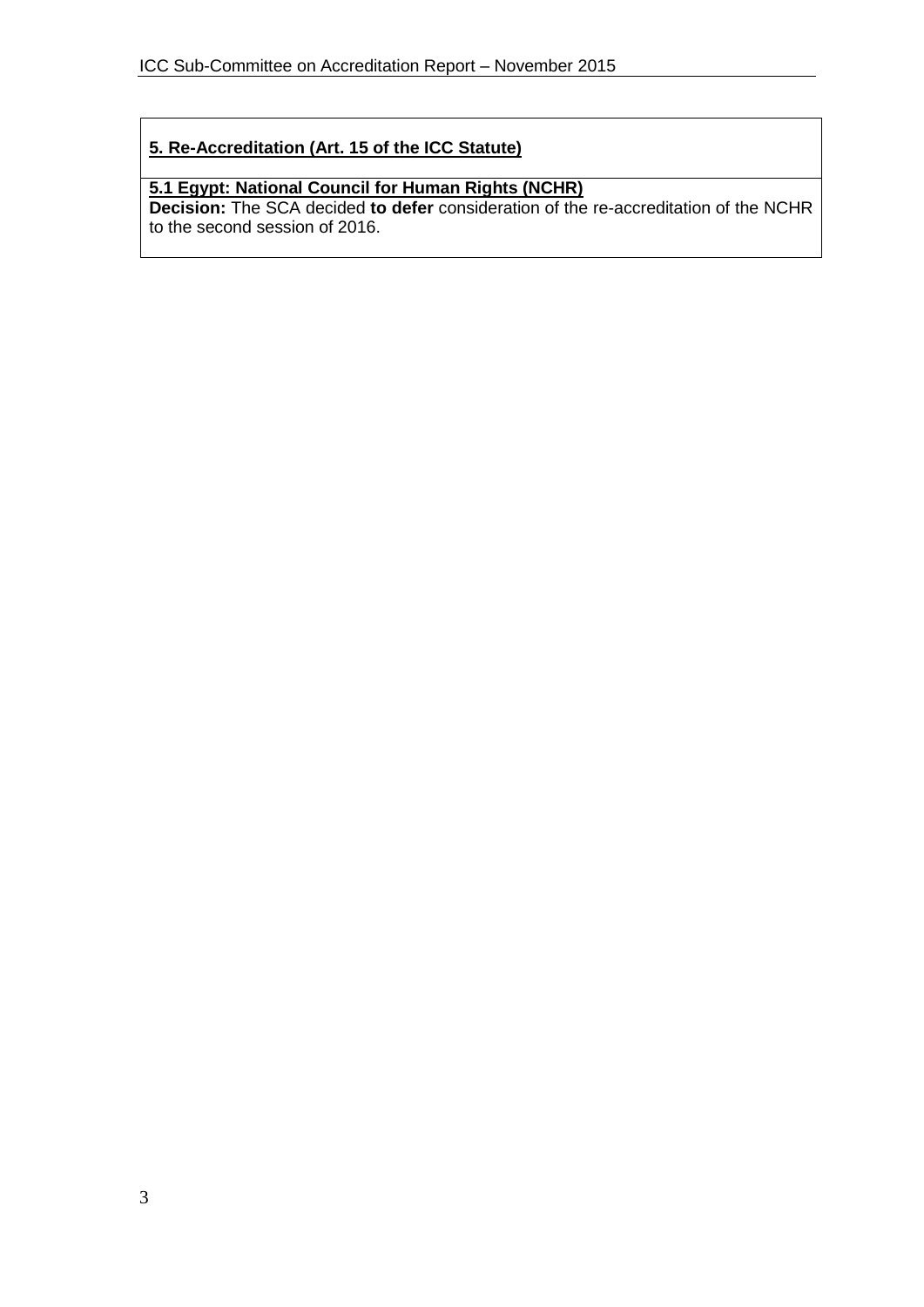## 5. Re-Accreditation (Art. 15 of the ICC Statute)

### 5.1 Egypt: National Council for Human Rights (NCHR)

**Decision:** The SCA decided **to defer** consideration of the re-accreditation of the NCHR to the second session of 2016.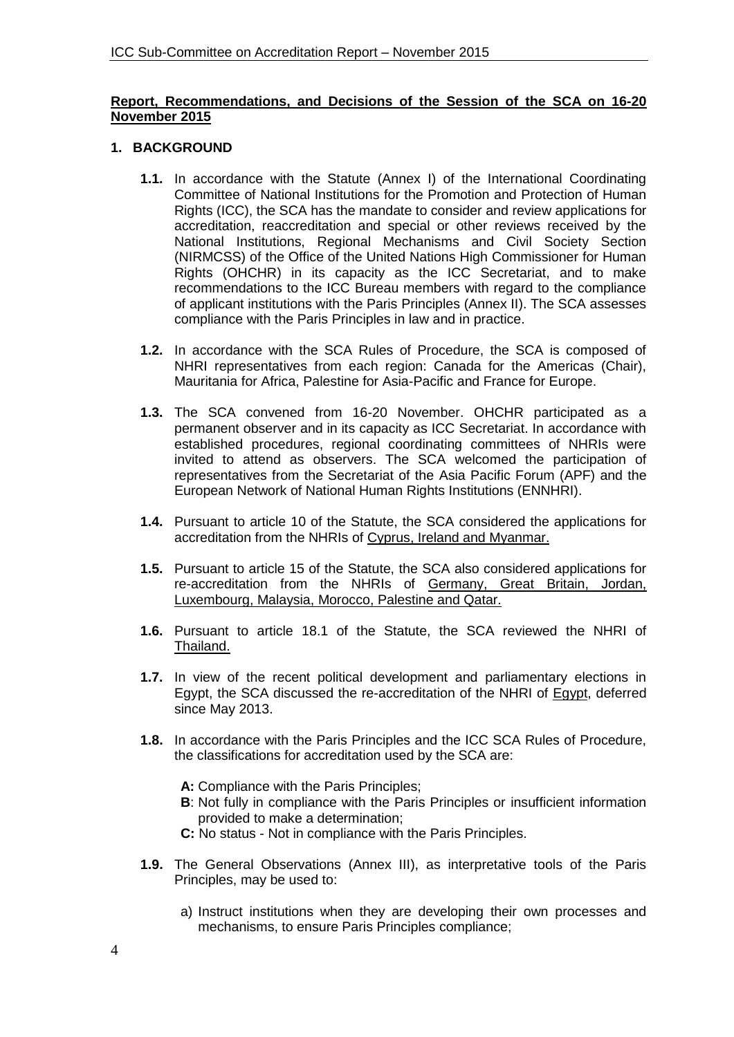**Report, Recommendations, and Decisions of the Session of the SCA on 16-20 November 2015**

**1. BACKGROUND**

**1.1.** In accordance with the Statute (Annex I) of the International Coordinating Committee of National Institutions for the Promotion and Protection of Human Rights (ICC), the SCA has the mandate to consider and review applications for accreditation, reaccreditation and special or other reviews received by the National Institutions, Regional Mechanisms and Civil Society Section (NIRMCSS) of the Office of the United Nations High Commissioner for Human Rights (OHCHR) in its capacity as the ICC Secretariat, and to make recommendations to the ICC Bureau members with regard to the compliance of applicant institutions with the Paris Principles (Annex II). The SCA assesses compliance with the Paris Principles in law and in practice.

**1.2.** In accordance with the SCA Rules of Procedure, the SCA is composed of NHRI representatives from each region: Canada for the Americas (Chair), Mauritania for Africa, Palestine for Asia-Pacific and France for Europe.

**1.3.** The SCA convened from 16-20 November. OHCHR participated as a permanent observer and in its capacity as ICC Secretariat. In accordance with established procedures, regional coordinating committees of NHRIs were invited to attend as observers. The SCA welcomed the participation of representatives from the Secretariat of the Asia Pacific Forum (APF) and the European Network of National Human Rights Institutions (ENNHRI).

**1.4.** Pursuant to article 10 of the Statute, the SCA considered the applications for accreditation from the NHRIs of Cyprus, Ireland and Myanmar.

**1.5.** Pursuant to article 15 of the Statute, the SCA also considered applications for re-accreditation from the NHRIs of Germany, Great Britain, Jordan, Luxembourg, Malaysia, Morocco, Palestine and Qatar.

**1.6.** Pursuant to article 18.1 of the Statute, the SCA reviewed the NHRI of Thailand.

**1.7.** In view of the recent political development and parliamentary elections in Egypt, the SCA discussed the re-accreditation of the NHRI of Egypt, deferred since May 2013.

**1.8.** In accordance with the Paris Principles and the ICC SCA Rules of Procedure, the classifications for accreditation used by the SCA are:

- **A:** Compliance with the Paris Principles;
- **B**: Not fully in compliance with the Paris Principles or insufficient information provided to make a determination;
- **C:** No status - Not in compliance with the Paris Principles.

**1.9.** The General Observations (Annex III), as interpretative tools of the Paris Principles, may be used to:

a) Instruct institutions when they are developing their own processes and mechanisms, to ensure Paris Principles compliance;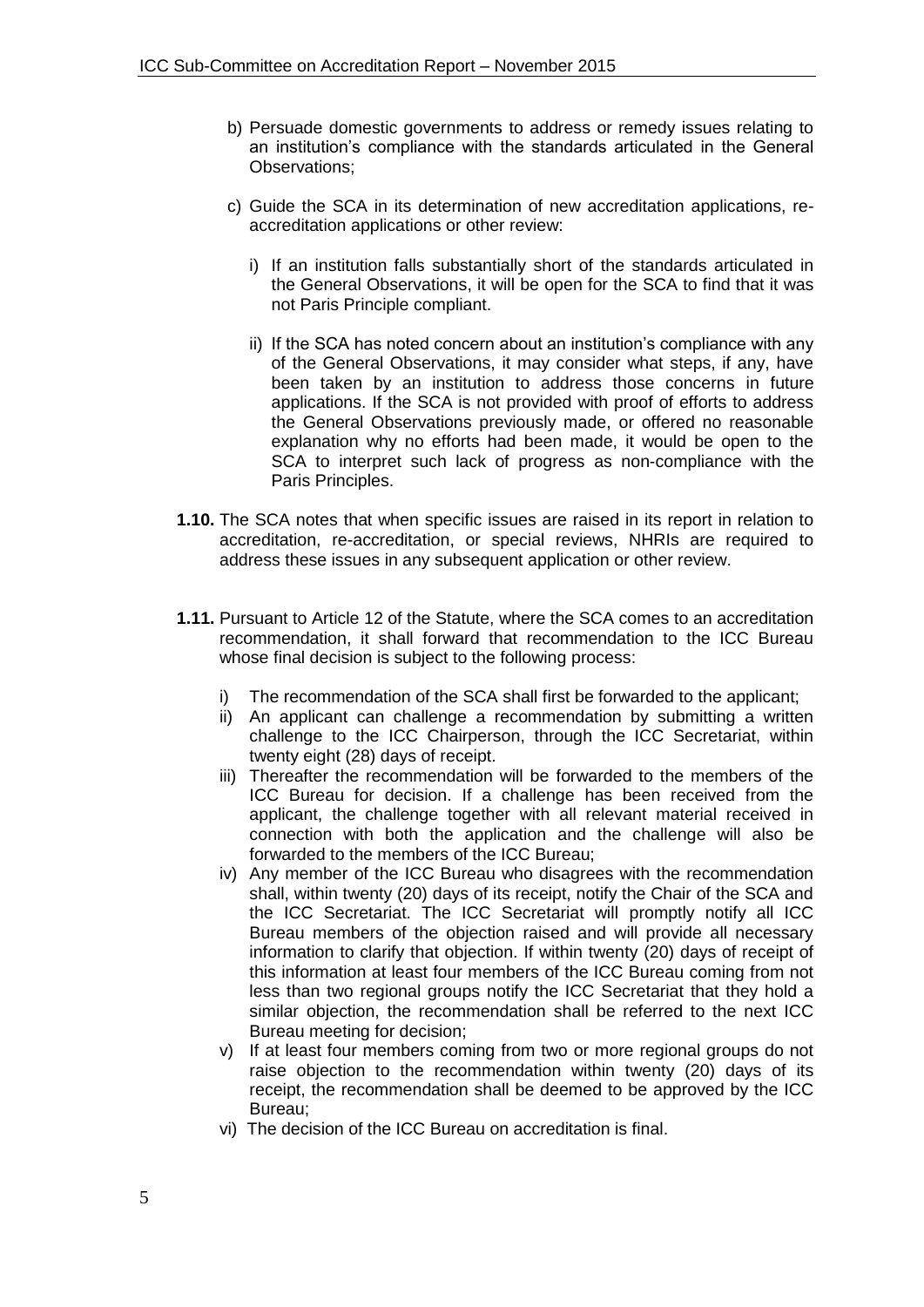b) Persuade domestic governments to address or remedy issues relating to an institution's compliance with the standards articulated in the General Observations;

c) Guide the SCA in its determination of new accreditation applications, re-accreditation applications or other review:

   i) If an institution falls substantially short of the standards articulated in the General Observations, it will be open for the SCA to find that it was not Paris Principle compliant.

   ii) If the SCA has noted concern about an institution's compliance with any of the General Observations, it may consider what steps, if any, have been taken by an institution to address those concerns in future applications. If the SCA is not provided with proof of efforts to address the General Observations previously made, or offered no reasonable explanation why no efforts had been made, it would be open to the SCA to interpret such lack of progress as non-compliance with the Paris Principles.

**1.10.** The SCA notes that when specific issues are raised in its report in relation to accreditation, re-accreditation, or special reviews, NHRIs are required to address these issues in any subsequent application or other review.

**1.11.** Pursuant to Article 12 of the Statute, where the SCA comes to an accreditation recommendation, it shall forward that recommendation to the ICC Bureau whose final decision is subject to the following process:

i) The recommendation of the SCA shall first be forwarded to the applicant;

ii) An applicant can challenge a recommendation by submitting a written challenge to the ICC Chairperson, through the ICC Secretariat, within twenty eight (28) days of receipt.

iii) Thereafter the recommendation will be forwarded to the members of the ICC Bureau for decision. If a challenge has been received from the applicant, the challenge together with all relevant material received in connection with both the application and the challenge will also be forwarded to the members of the ICC Bureau;

iv) Any member of the ICC Bureau who disagrees with the recommendation shall, within twenty (20) days of its receipt, notify the Chair of the SCA and the ICC Secretariat. The ICC Secretariat will promptly notify all ICC Bureau members of the objection raised and will provide all necessary information to clarify that objection. If within twenty (20) days of receipt of this information at least four members of the ICC Bureau coming from not less than two regional groups notify the ICC Secretariat that they hold a similar objection, the recommendation shall be referred to the next ICC Bureau meeting for decision;

v) If at least four members coming from two or more regional groups do not raise objection to the recommendation within twenty (20) days of its receipt, the recommendation shall be deemed to be approved by the ICC Bureau;

vi) The decision of the ICC Bureau on accreditation is final.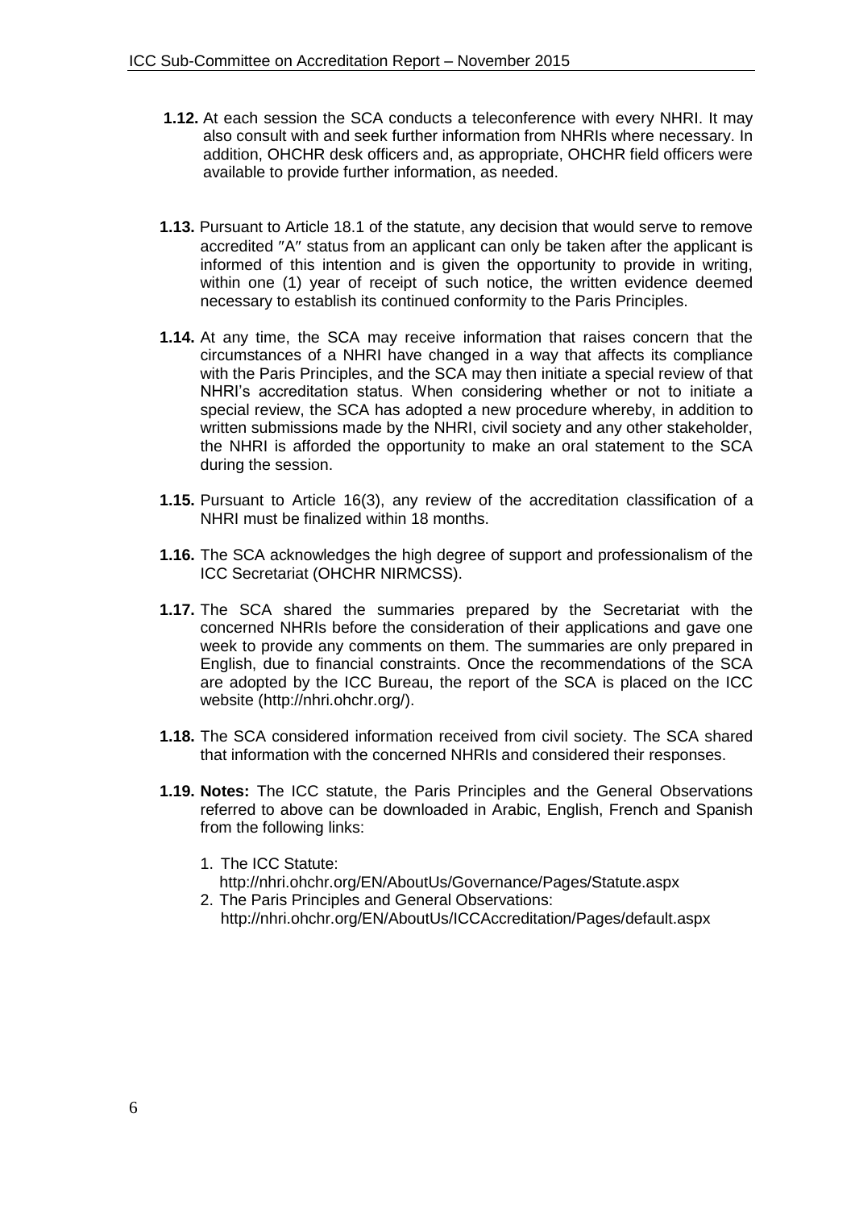**1.12.** At each session the SCA conducts a teleconference with every NHRI. It may also consult with and seek further information from NHRIs where necessary. In addition, OHCHR desk officers and, as appropriate, OHCHR field officers were available to provide further information, as needed.

**1.13.** Pursuant to Article 18.1 of the statute, any decision that would serve to remove accredited ″A″ status from an applicant can only be taken after the applicant is informed of this intention and is given the opportunity to provide in writing, within one (1) year of receipt of such notice, the written evidence deemed necessary to establish its continued conformity to the Paris Principles.

**1.14.** At any time, the SCA may receive information that raises concern that the circumstances of a NHRI have changed in a way that affects its compliance with the Paris Principles, and the SCA may then initiate a special review of that NHRI's accreditation status. When considering whether or not to initiate a special review, the SCA has adopted a new procedure whereby, in addition to written submissions made by the NHRI, civil society and any other stakeholder, the NHRI is afforded the opportunity to make an oral statement to the SCA during the session.

**1.15.** Pursuant to Article 16(3), any review of the accreditation classification of a NHRI must be finalized within 18 months.

**1.16.** The SCA acknowledges the high degree of support and professionalism of the ICC Secretariat (OHCHR NIRMCSS).

**1.17.** The SCA shared the summaries prepared by the Secretariat with the concerned NHRIs before the consideration of their applications and gave one week to provide any comments on them. The summaries are only prepared in English, due to financial constraints. Once the recommendations of the SCA are adopted by the ICC Bureau, the report of the SCA is placed on the ICC website (http://nhri.ohchr.org/).

**1.18.** The SCA considered information received from civil society. The SCA shared that information with the concerned NHRIs and considered their responses.

**1.19. Notes:** The ICC statute, the Paris Principles and the General Observations referred to above can be downloaded in Arabic, English, French and Spanish from the following links:

1. The ICC Statute:
   http://nhri.ohchr.org/EN/AboutUs/Governance/Pages/Statute.aspx
2. The Paris Principles and General Observations:
   http://nhri.ohchr.org/EN/AboutUs/ICCAccreditation/Pages/default.aspx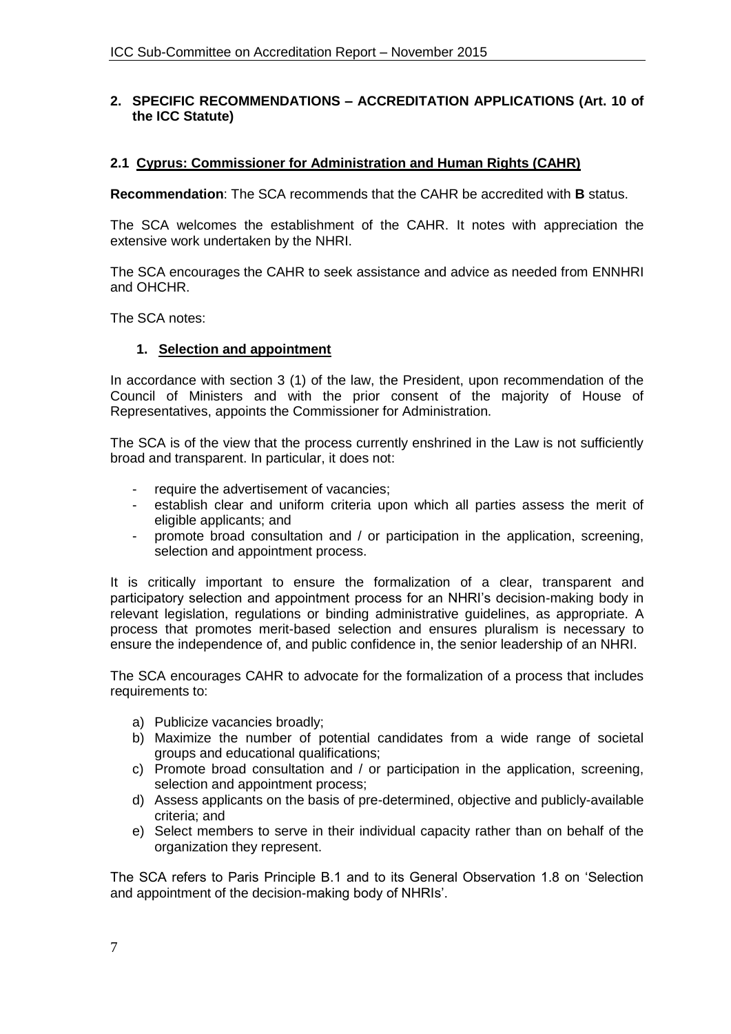## 2. SPECIFIC RECOMMENDATIONS – ACCREDITATION APPLICATIONS (Art. 10 of the ICC Statute)

### 2.1 Cyprus: Commissioner for Administration and Human Rights (CAHR)

**Recommendation**: The SCA recommends that the CAHR be accredited with **B** status.

The SCA welcomes the establishment of the CAHR. It notes with appreciation the extensive work undertaken by the NHRI.

The SCA encourages the CAHR to seek assistance and advice as needed from ENNHRI and OHCHR.

The SCA notes:

#### 1. Selection and appointment

In accordance with section 3 (1) of the law, the President, upon recommendation of the Council of Ministers and with the prior consent of the majority of House of Representatives, appoints the Commissioner for Administration.

The SCA is of the view that the process currently enshrined in the Law is not sufficiently broad and transparent. In particular, it does not:

- require the advertisement of vacancies;
- establish clear and uniform criteria upon which all parties assess the merit of eligible applicants; and
- promote broad consultation and / or participation in the application, screening, selection and appointment process.

It is critically important to ensure the formalization of a clear, transparent and participatory selection and appointment process for an NHRI's decision-making body in relevant legislation, regulations or binding administrative guidelines, as appropriate. A process that promotes merit-based selection and ensures pluralism is necessary to ensure the independence of, and public confidence in, the senior leadership of an NHRI.

The SCA encourages CAHR to advocate for the formalization of a process that includes requirements to:

a) Publicize vacancies broadly;
b) Maximize the number of potential candidates from a wide range of societal groups and educational qualifications;
c) Promote broad consultation and / or participation in the application, screening, selection and appointment process;
d) Assess applicants on the basis of pre-determined, objective and publicly-available criteria; and
e) Select members to serve in their individual capacity rather than on behalf of the organization they represent.

The SCA refers to Paris Principle B.1 and to its General Observation 1.8 on 'Selection and appointment of the decision-making body of NHRIs'.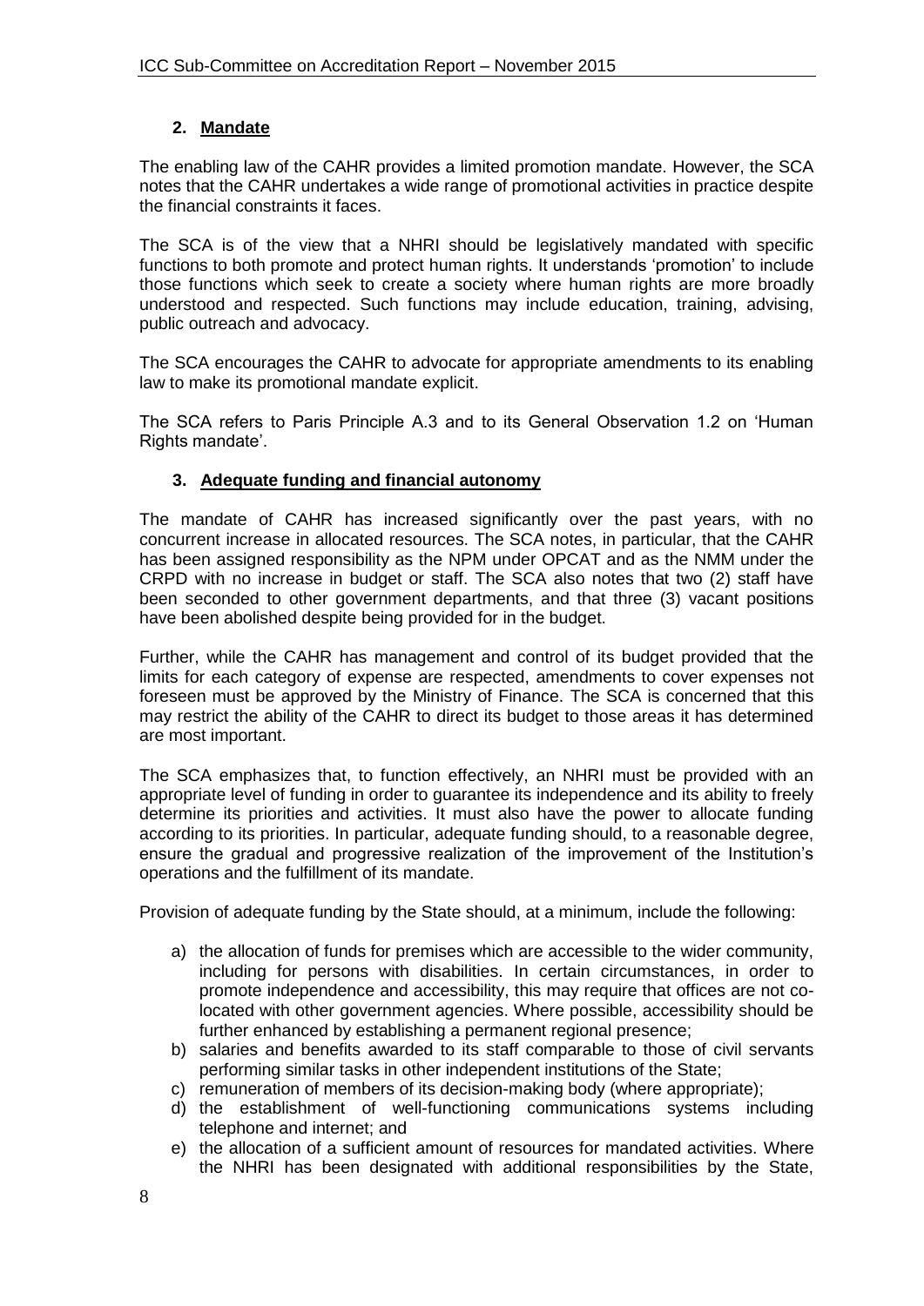## 2. Mandate

The enabling law of the CAHR provides a limited promotion mandate. However, the SCA notes that the CAHR undertakes a wide range of promotional activities in practice despite the financial constraints it faces.

The SCA is of the view that a NHRI should be legislatively mandated with specific functions to both promote and protect human rights. It understands 'promotion' to include those functions which seek to create a society where human rights are more broadly understood and respected. Such functions may include education, training, advising, public outreach and advocacy.

The SCA encourages the CAHR to advocate for appropriate amendments to its enabling law to make its promotional mandate explicit.

The SCA refers to Paris Principle A.3 and to its General Observation 1.2 on 'Human Rights mandate'.

## 3. Adequate funding and financial autonomy

The mandate of CAHR has increased significantly over the past years, with no concurrent increase in allocated resources. The SCA notes, in particular, that the CAHR has been assigned responsibility as the NPM under OPCAT and as the NMM under the CRPD with no increase in budget or staff. The SCA also notes that two (2) staff have been seconded to other government departments, and that three (3) vacant positions have been abolished despite being provided for in the budget.

Further, while the CAHR has management and control of its budget provided that the limits for each category of expense are respected, amendments to cover expenses not foreseen must be approved by the Ministry of Finance. The SCA is concerned that this may restrict the ability of the CAHR to direct its budget to those areas it has determined are most important.

The SCA emphasizes that, to function effectively, an NHRI must be provided with an appropriate level of funding in order to guarantee its independence and its ability to freely determine its priorities and activities. It must also have the power to allocate funding according to its priorities. In particular, adequate funding should, to a reasonable degree, ensure the gradual and progressive realization of the improvement of the Institution's operations and the fulfillment of its mandate.

Provision of adequate funding by the State should, at a minimum, include the following:

a) the allocation of funds for premises which are accessible to the wider community, including for persons with disabilities. In certain circumstances, in order to promote independence and accessibility, this may require that offices are not co-located with other government agencies. Where possible, accessibility should be further enhanced by establishing a permanent regional presence;
b) salaries and benefits awarded to its staff comparable to those of civil servants performing similar tasks in other independent institutions of the State;
c) remuneration of members of its decision-making body (where appropriate);
d) the establishment of well-functioning communications systems including telephone and internet; and
e) the allocation of a sufficient amount of resources for mandated activities. Where the NHRI has been designated with additional responsibilities by the State,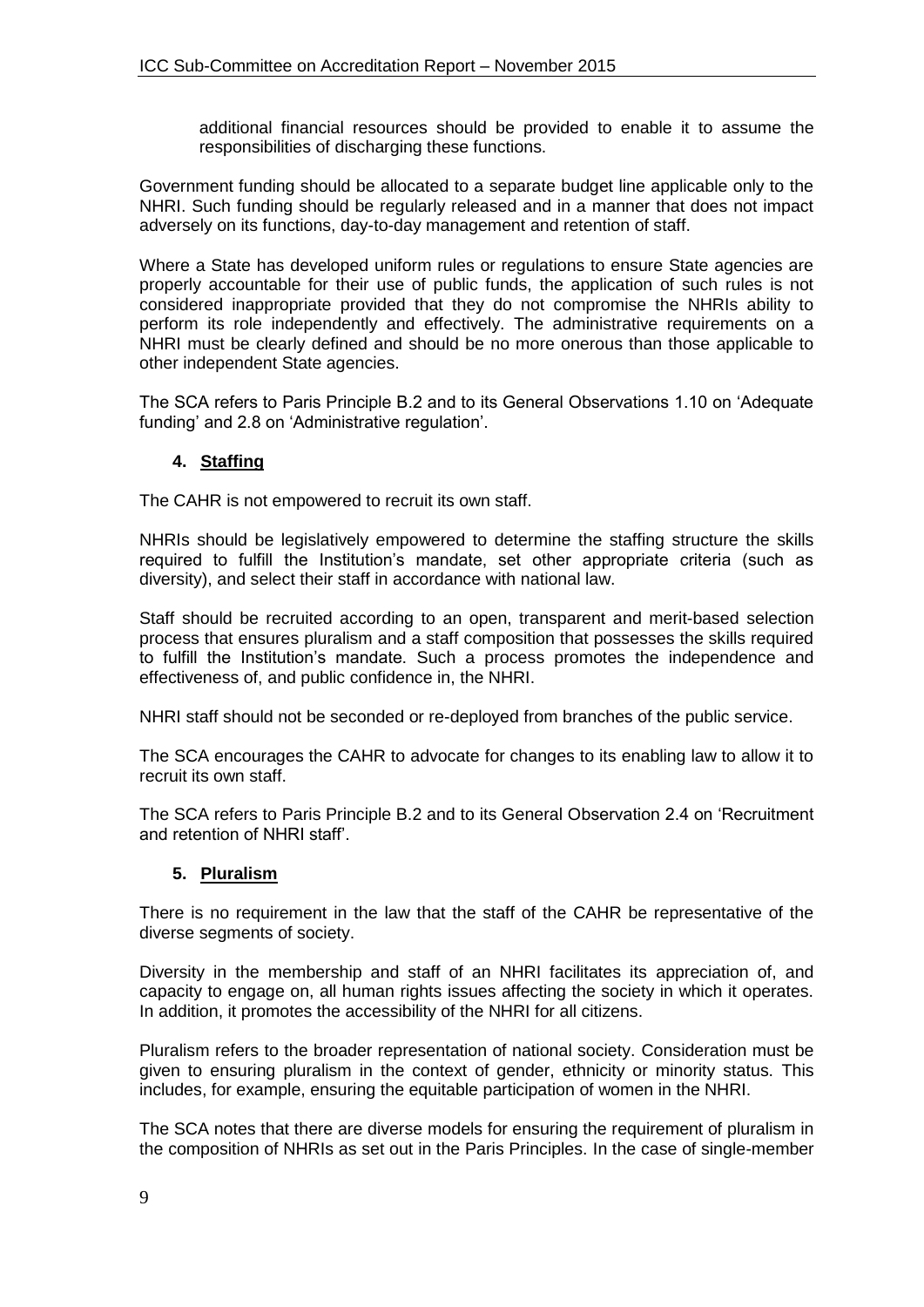additional financial resources should be provided to enable it to assume the responsibilities of discharging these functions.

Government funding should be allocated to a separate budget line applicable only to the NHRI. Such funding should be regularly released and in a manner that does not impact adversely on its functions, day-to-day management and retention of staff.

Where a State has developed uniform rules or regulations to ensure State agencies are properly accountable for their use of public funds, the application of such rules is not considered inappropriate provided that they do not compromise the NHRIs ability to perform its role independently and effectively. The administrative requirements on a NHRI must be clearly defined and should be no more onerous than those applicable to other independent State agencies.

The SCA refers to Paris Principle B.2 and to its General Observations 1.10 on 'Adequate funding' and 2.8 on 'Administrative regulation'.

### 4. Staffing

The CAHR is not empowered to recruit its own staff.

NHRIs should be legislatively empowered to determine the staffing structure the skills required to fulfill the Institution's mandate, set other appropriate criteria (such as diversity), and select their staff in accordance with national law.

Staff should be recruited according to an open, transparent and merit-based selection process that ensures pluralism and a staff composition that possesses the skills required to fulfill the Institution's mandate. Such a process promotes the independence and effectiveness of, and public confidence in, the NHRI.

NHRI staff should not be seconded or re-deployed from branches of the public service.

The SCA encourages the CAHR to advocate for changes to its enabling law to allow it to recruit its own staff.

The SCA refers to Paris Principle B.2 and to its General Observation 2.4 on 'Recruitment and retention of NHRI staff'.

### 5. Pluralism

There is no requirement in the law that the staff of the CAHR be representative of the diverse segments of society.

Diversity in the membership and staff of an NHRI facilitates its appreciation of, and capacity to engage on, all human rights issues affecting the society in which it operates. In addition, it promotes the accessibility of the NHRI for all citizens.

Pluralism refers to the broader representation of national society. Consideration must be given to ensuring pluralism in the context of gender, ethnicity or minority status. This includes, for example, ensuring the equitable participation of women in the NHRI.

The SCA notes that there are diverse models for ensuring the requirement of pluralism in the composition of NHRIs as set out in the Paris Principles. In the case of single-member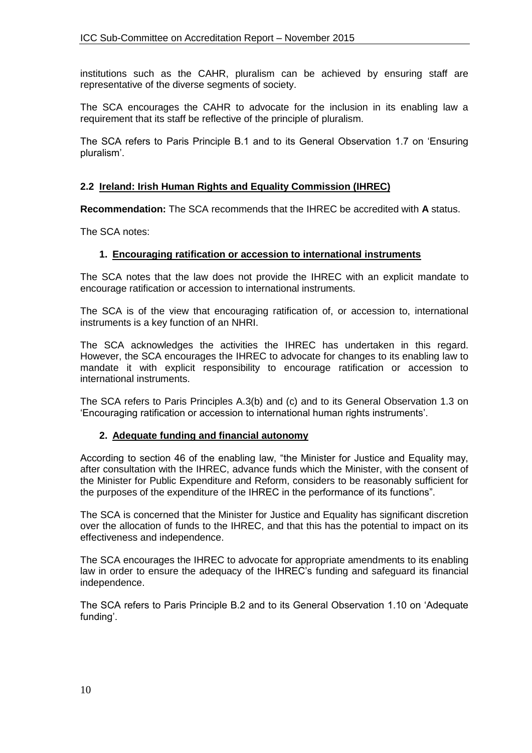institutions such as the CAHR, pluralism can be achieved by ensuring staff are representative of the diverse segments of society.

The SCA encourages the CAHR to advocate for the inclusion in its enabling law a requirement that its staff be reflective of the principle of pluralism.

The SCA refers to Paris Principle B.1 and to its General Observation 1.7 on 'Ensuring pluralism'.

### 2.2 Ireland: Irish Human Rights and Equality Commission (IHREC)

**Recommendation:** The SCA recommends that the IHREC be accredited with **A** status.

The SCA notes:

#### 1. Encouraging ratification or accession to international instruments

The SCA notes that the law does not provide the IHREC with an explicit mandate to encourage ratification or accession to international instruments.

The SCA is of the view that encouraging ratification of, or accession to, international instruments is a key function of an NHRI.

The SCA acknowledges the activities the IHREC has undertaken in this regard. However, the SCA encourages the IHREC to advocate for changes to its enabling law to mandate it with explicit responsibility to encourage ratification or accession to international instruments.

The SCA refers to Paris Principles A.3(b) and (c) and to its General Observation 1.3 on 'Encouraging ratification or accession to international human rights instruments'.

#### 2. Adequate funding and financial autonomy

According to section 46 of the enabling law, "the Minister for Justice and Equality may, after consultation with the IHREC, advance funds which the Minister, with the consent of the Minister for Public Expenditure and Reform, considers to be reasonably sufficient for the purposes of the expenditure of the IHREC in the performance of its functions".

The SCA is concerned that the Minister for Justice and Equality has significant discretion over the allocation of funds to the IHREC, and that this has the potential to impact on its effectiveness and independence.

The SCA encourages the IHREC to advocate for appropriate amendments to its enabling law in order to ensure the adequacy of the IHREC's funding and safeguard its financial independence.

The SCA refers to Paris Principle B.2 and to its General Observation 1.10 on 'Adequate funding'.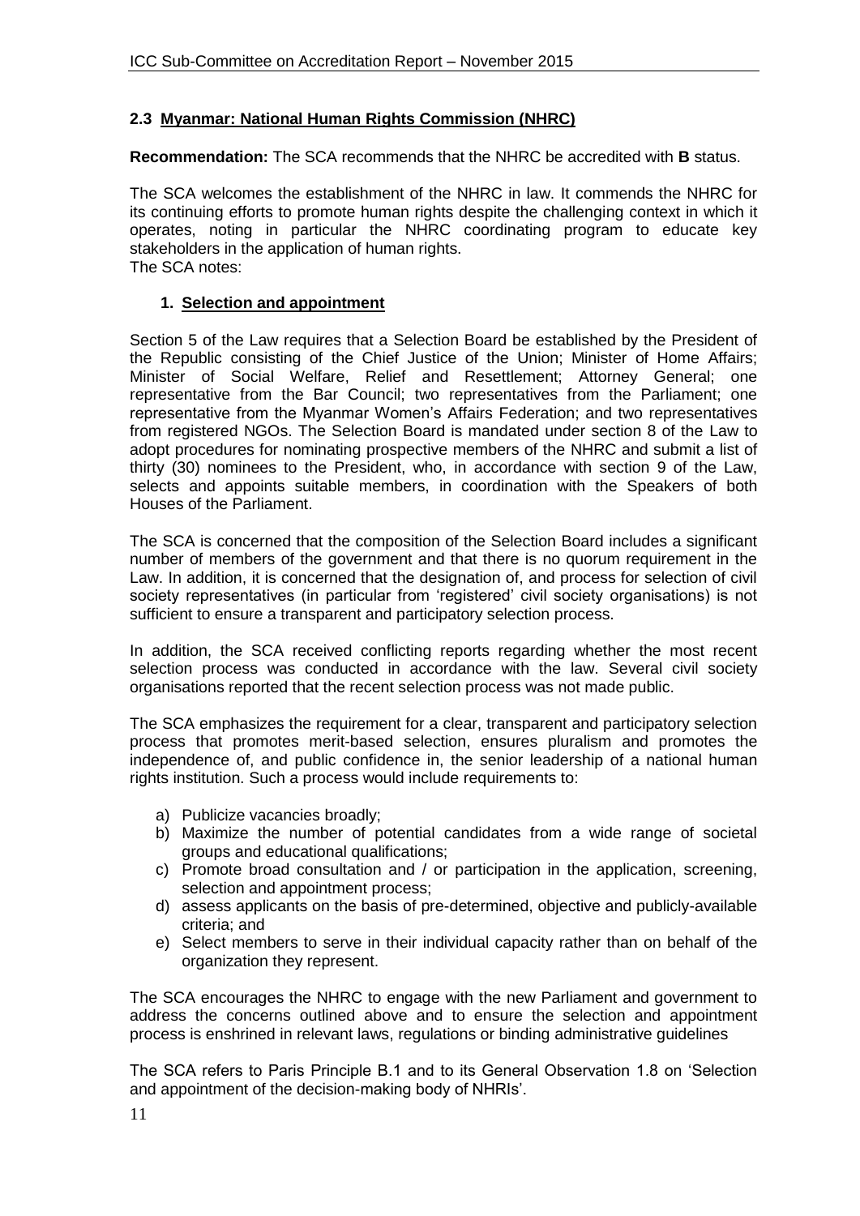## 2.3 Myanmar: National Human Rights Commission (NHRC)

**Recommendation:** The SCA recommends that the NHRC be accredited with **B** status.

The SCA welcomes the establishment of the NHRC in law. It commends the NHRC for its continuing efforts to promote human rights despite the challenging context in which it operates, noting in particular the NHRC coordinating program to educate key stakeholders in the application of human rights.
The SCA notes:

### 1. Selection and appointment

Section 5 of the Law requires that a Selection Board be established by the President of the Republic consisting of the Chief Justice of the Union; Minister of Home Affairs; Minister of Social Welfare, Relief and Resettlement; Attorney General; one representative from the Bar Council; two representatives from the Parliament; one representative from the Myanmar Women's Affairs Federation; and two representatives from registered NGOs. The Selection Board is mandated under section 8 of the Law to adopt procedures for nominating prospective members of the NHRC and submit a list of thirty (30) nominees to the President, who, in accordance with section 9 of the Law, selects and appoints suitable members, in coordination with the Speakers of both Houses of the Parliament.

The SCA is concerned that the composition of the Selection Board includes a significant number of members of the government and that there is no quorum requirement in the Law. In addition, it is concerned that the designation of, and process for selection of civil society representatives (in particular from 'registered' civil society organisations) is not sufficient to ensure a transparent and participatory selection process.

In addition, the SCA received conflicting reports regarding whether the most recent selection process was conducted in accordance with the law. Several civil society organisations reported that the recent selection process was not made public.

The SCA emphasizes the requirement for a clear, transparent and participatory selection process that promotes merit-based selection, ensures pluralism and promotes the independence of, and public confidence in, the senior leadership of a national human rights institution. Such a process would include requirements to:

a) Publicize vacancies broadly;
b) Maximize the number of potential candidates from a wide range of societal groups and educational qualifications;
c) Promote broad consultation and / or participation in the application, screening, selection and appointment process;
d) assess applicants on the basis of pre-determined, objective and publicly-available criteria; and
e) Select members to serve in their individual capacity rather than on behalf of the organization they represent.

The SCA encourages the NHRC to engage with the new Parliament and government to address the concerns outlined above and to ensure the selection and appointment process is enshrined in relevant laws, regulations or binding administrative guidelines

The SCA refers to Paris Principle B.1 and to its General Observation 1.8 on 'Selection and appointment of the decision-making body of NHRIs'.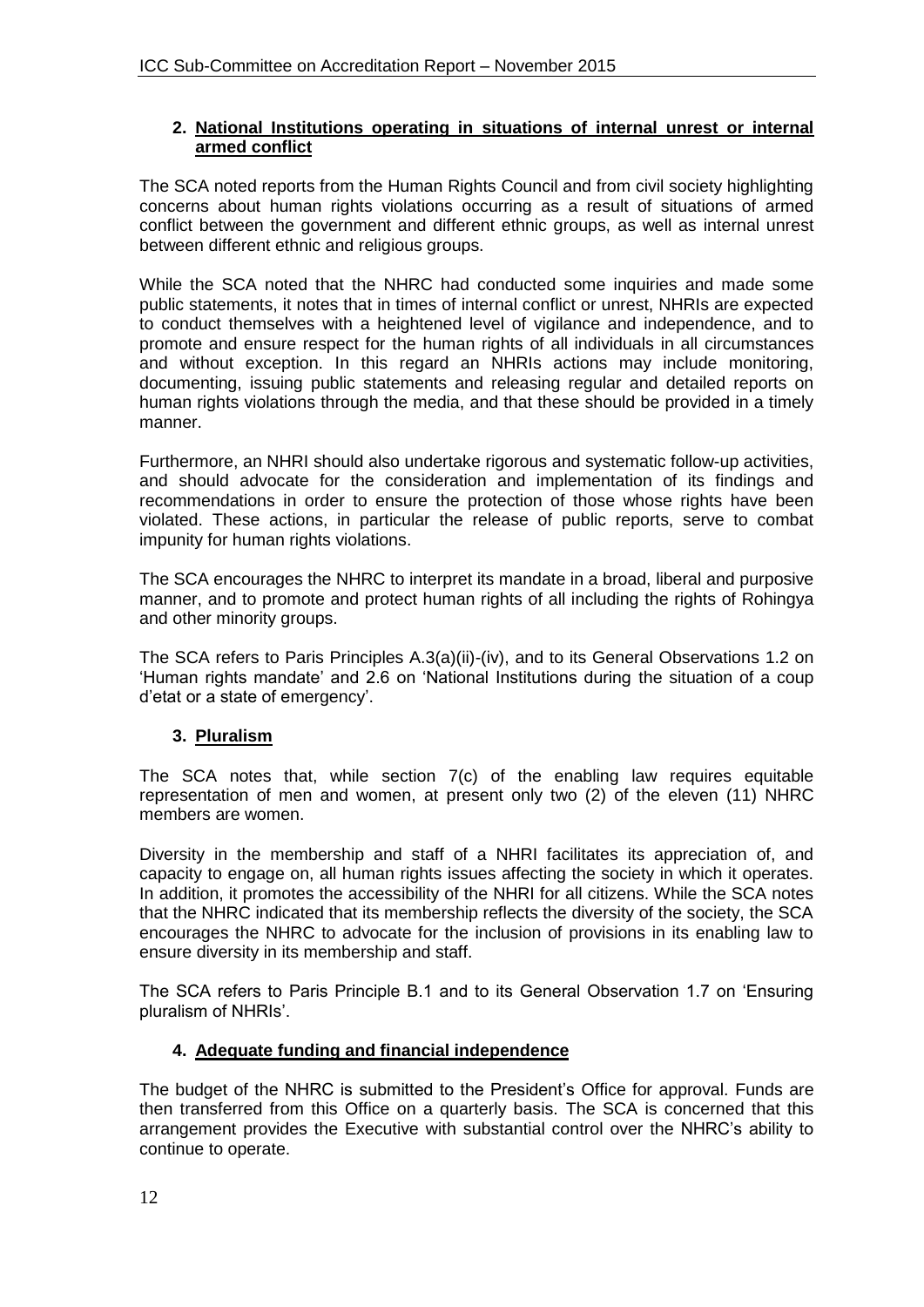**2. National Institutions operating in situations of internal unrest or internal armed conflict**

The SCA noted reports from the Human Rights Council and from civil society highlighting concerns about human rights violations occurring as a result of situations of armed conflict between the government and different ethnic groups, as well as internal unrest between different ethnic and religious groups.

While the SCA noted that the NHRC had conducted some inquiries and made some public statements, it notes that in times of internal conflict or unrest, NHRIs are expected to conduct themselves with a heightened level of vigilance and independence, and to promote and ensure respect for the human rights of all individuals in all circumstances and without exception. In this regard an NHRIs actions may include monitoring, documenting, issuing public statements and releasing regular and detailed reports on human rights violations through the media, and that these should be provided in a timely manner.

Furthermore, an NHRI should also undertake rigorous and systematic follow-up activities, and should advocate for the consideration and implementation of its findings and recommendations in order to ensure the protection of those whose rights have been violated. These actions, in particular the release of public reports, serve to combat impunity for human rights violations.

The SCA encourages the NHRC to interpret its mandate in a broad, liberal and purposive manner, and to promote and protect human rights of all including the rights of Rohingya and other minority groups.

The SCA refers to Paris Principles A.3(a)(ii)-(iv), and to its General Observations 1.2 on 'Human rights mandate' and 2.6 on 'National Institutions during the situation of a coup d'etat or a state of emergency'.

**3. Pluralism**

The SCA notes that, while section 7(c) of the enabling law requires equitable representation of men and women, at present only two (2) of the eleven (11) NHRC members are women.

Diversity in the membership and staff of a NHRI facilitates its appreciation of, and capacity to engage on, all human rights issues affecting the society in which it operates. In addition, it promotes the accessibility of the NHRI for all citizens. While the SCA notes that the NHRC indicated that its membership reflects the diversity of the society, the SCA encourages the NHRC to advocate for the inclusion of provisions in its enabling law to ensure diversity in its membership and staff.

The SCA refers to Paris Principle B.1 and to its General Observation 1.7 on 'Ensuring pluralism of NHRIs'.

**4. Adequate funding and financial independence**

The budget of the NHRC is submitted to the President's Office for approval. Funds are then transferred from this Office on a quarterly basis. The SCA is concerned that this arrangement provides the Executive with substantial control over the NHRC's ability to continue to operate.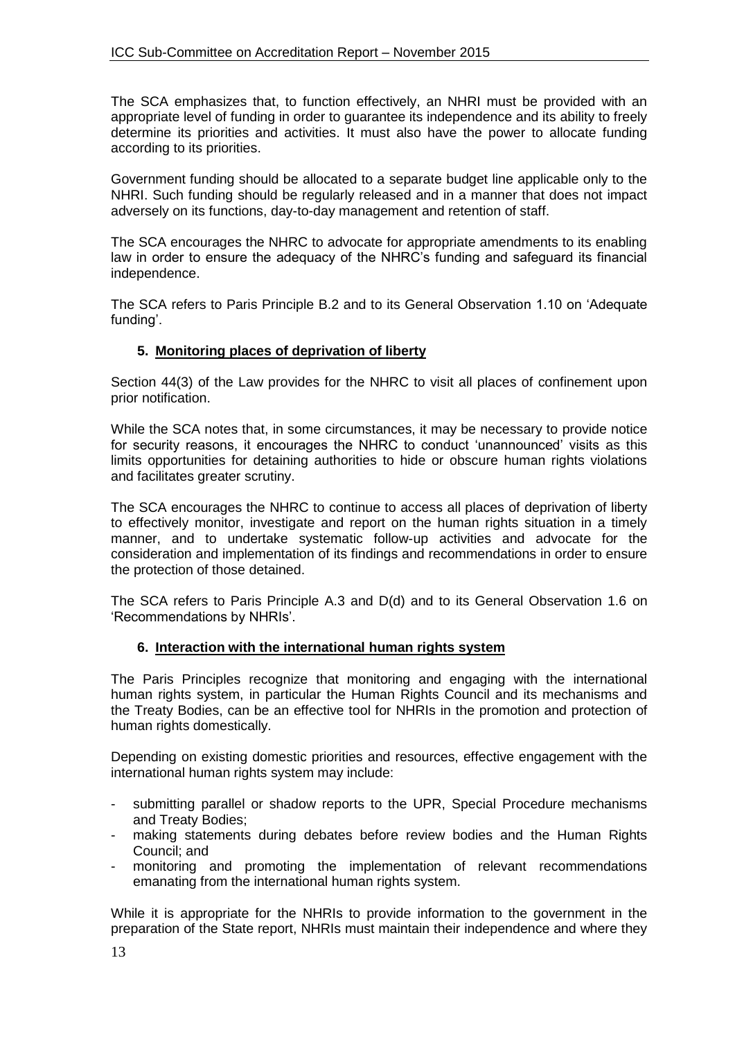The SCA emphasizes that, to function effectively, an NHRI must be provided with an appropriate level of funding in order to guarantee its independence and its ability to freely determine its priorities and activities. It must also have the power to allocate funding according to its priorities.

Government funding should be allocated to a separate budget line applicable only to the NHRI. Such funding should be regularly released and in a manner that does not impact adversely on its functions, day-to-day management and retention of staff.

The SCA encourages the NHRC to advocate for appropriate amendments to its enabling law in order to ensure the adequacy of the NHRC's funding and safeguard its financial independence.

The SCA refers to Paris Principle B.2 and to its General Observation 1.10 on 'Adequate funding'.

### 5. Monitoring places of deprivation of liberty

Section 44(3) of the Law provides for the NHRC to visit all places of confinement upon prior notification.

While the SCA notes that, in some circumstances, it may be necessary to provide notice for security reasons, it encourages the NHRC to conduct 'unannounced' visits as this limits opportunities for detaining authorities to hide or obscure human rights violations and facilitates greater scrutiny.

The SCA encourages the NHRC to continue to access all places of deprivation of liberty to effectively monitor, investigate and report on the human rights situation in a timely manner, and to undertake systematic follow-up activities and advocate for the consideration and implementation of its findings and recommendations in order to ensure the protection of those detained.

The SCA refers to Paris Principle A.3 and D(d) and to its General Observation 1.6 on 'Recommendations by NHRIs'.

### 6. Interaction with the international human rights system

The Paris Principles recognize that monitoring and engaging with the international human rights system, in particular the Human Rights Council and its mechanisms and the Treaty Bodies, can be an effective tool for NHRIs in the promotion and protection of human rights domestically.

Depending on existing domestic priorities and resources, effective engagement with the international human rights system may include:

- submitting parallel or shadow reports to the UPR, Special Procedure mechanisms and Treaty Bodies;
- making statements during debates before review bodies and the Human Rights Council; and
- monitoring and promoting the implementation of relevant recommendations emanating from the international human rights system.

While it is appropriate for the NHRIs to provide information to the government in the preparation of the State report, NHRIs must maintain their independence and where they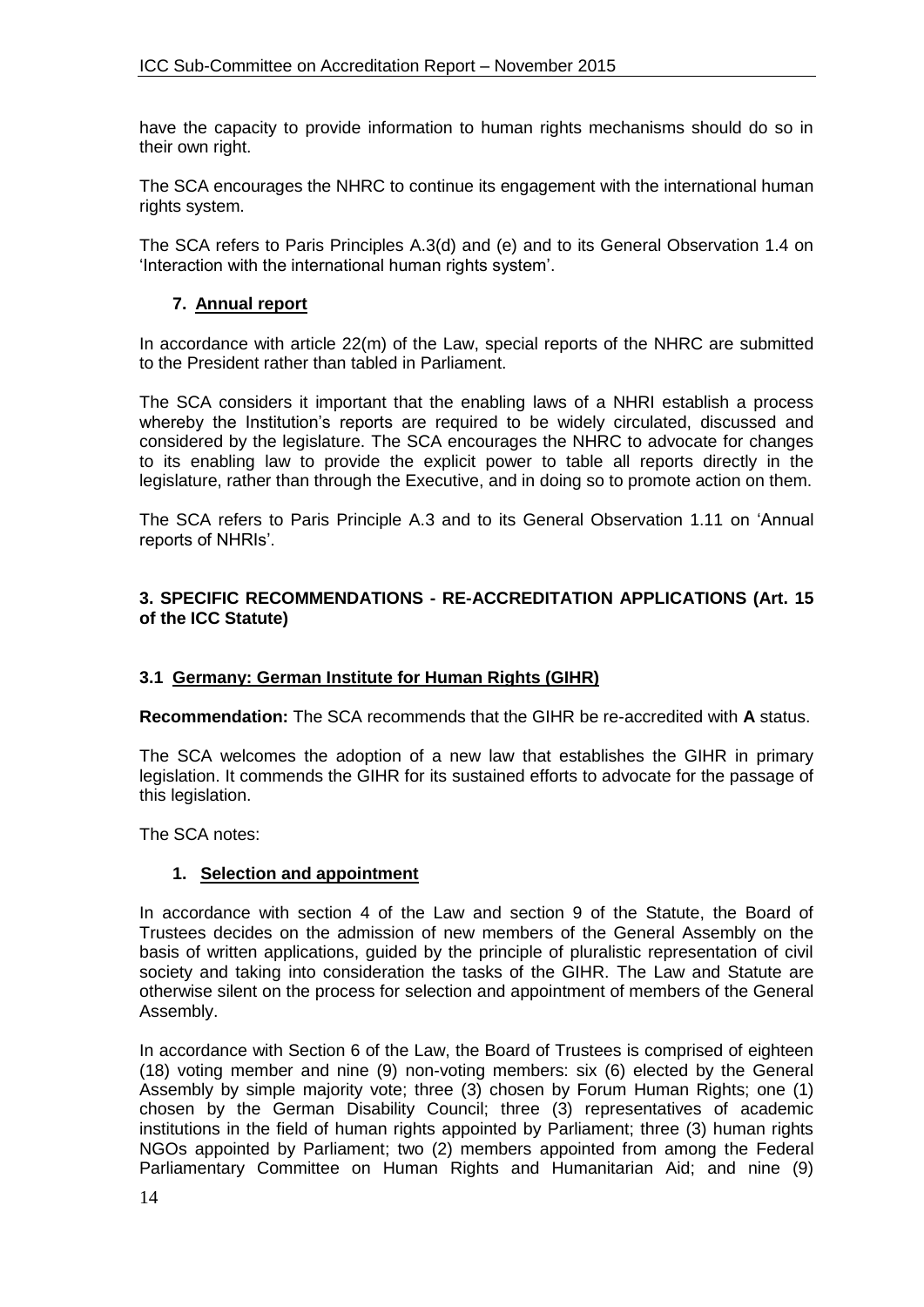have the capacity to provide information to human rights mechanisms should do so in their own right.

The SCA encourages the NHRC to continue its engagement with the international human rights system.

The SCA refers to Paris Principles A.3(d) and (e) and to its General Observation 1.4 on 'Interaction with the international human rights system'.

### 7. Annual report

In accordance with article 22(m) of the Law, special reports of the NHRC are submitted to the President rather than tabled in Parliament.

The SCA considers it important that the enabling laws of a NHRI establish a process whereby the Institution's reports are required to be widely circulated, discussed and considered by the legislature. The SCA encourages the NHRC to advocate for changes to its enabling law to provide the explicit power to table all reports directly in the legislature, rather than through the Executive, and in doing so to promote action on them.

The SCA refers to Paris Principle A.3 and to its General Observation 1.11 on 'Annual reports of NHRIs'.

## 3. SPECIFIC RECOMMENDATIONS - RE-ACCREDITATION APPLICATIONS (Art. 15 of the ICC Statute)

### 3.1 Germany: German Institute for Human Rights (GIHR)

**Recommendation:** The SCA recommends that the GIHR be re-accredited with **A** status.

The SCA welcomes the adoption of a new law that establishes the GIHR in primary legislation. It commends the GIHR for its sustained efforts to advocate for the passage of this legislation.

The SCA notes:

### 1. Selection and appointment

In accordance with section 4 of the Law and section 9 of the Statute, the Board of Trustees decides on the admission of new members of the General Assembly on the basis of written applications, guided by the principle of pluralistic representation of civil society and taking into consideration the tasks of the GIHR. The Law and Statute are otherwise silent on the process for selection and appointment of members of the General Assembly.

In accordance with Section 6 of the Law, the Board of Trustees is comprised of eighteen (18) voting member and nine (9) non-voting members: six (6) elected by the General Assembly by simple majority vote; three (3) chosen by Forum Human Rights; one (1) chosen by the German Disability Council; three (3) representatives of academic institutions in the field of human rights appointed by Parliament; three (3) human rights NGOs appointed by Parliament; two (2) members appointed from among the Federal Parliamentary Committee on Human Rights and Humanitarian Aid; and nine (9)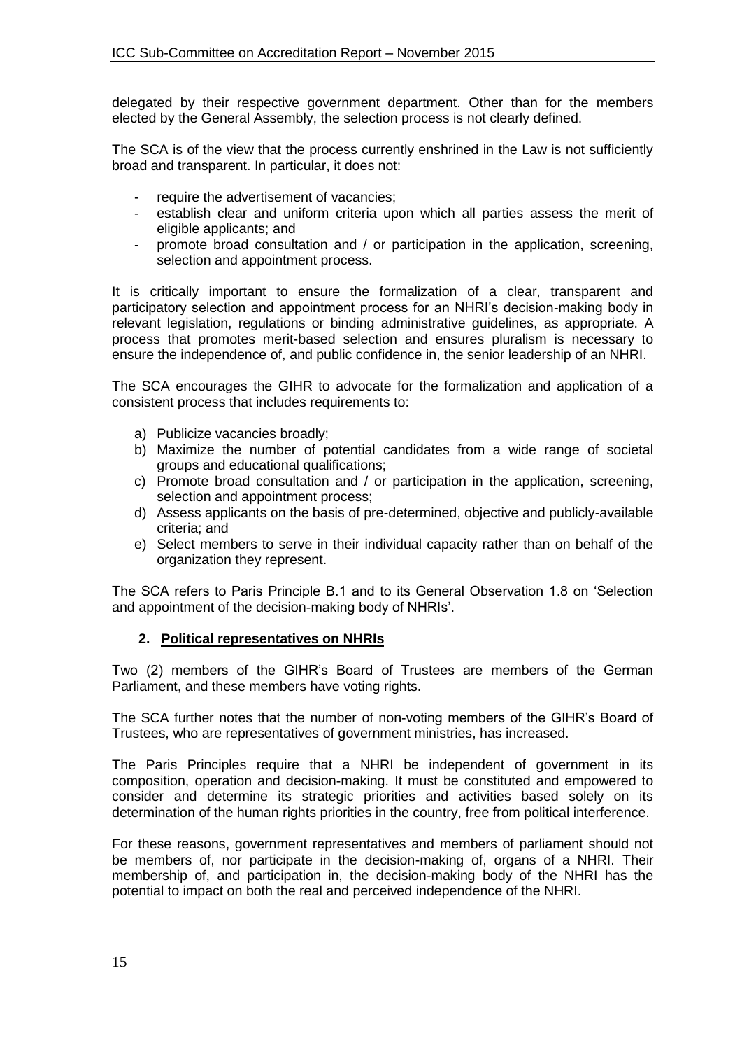delegated by their respective government department. Other than for the members elected by the General Assembly, the selection process is not clearly defined.

The SCA is of the view that the process currently enshrined in the Law is not sufficiently broad and transparent. In particular, it does not:

- require the advertisement of vacancies;
- establish clear and uniform criteria upon which all parties assess the merit of eligible applicants; and
- promote broad consultation and / or participation in the application, screening, selection and appointment process.

It is critically important to ensure the formalization of a clear, transparent and participatory selection and appointment process for an NHRI's decision-making body in relevant legislation, regulations or binding administrative guidelines, as appropriate. A process that promotes merit-based selection and ensures pluralism is necessary to ensure the independence of, and public confidence in, the senior leadership of an NHRI.

The SCA encourages the GIHR to advocate for the formalization and application of a consistent process that includes requirements to:

a) Publicize vacancies broadly;
b) Maximize the number of potential candidates from a wide range of societal groups and educational qualifications;
c) Promote broad consultation and / or participation in the application, screening, selection and appointment process;
d) Assess applicants on the basis of pre-determined, objective and publicly-available criteria; and
e) Select members to serve in their individual capacity rather than on behalf of the organization they represent.

The SCA refers to Paris Principle B.1 and to its General Observation 1.8 on 'Selection and appointment of the decision-making body of NHRIs'.

**2. Political representatives on NHRIs**

Two (2) members of the GIHR's Board of Trustees are members of the German Parliament, and these members have voting rights.

The SCA further notes that the number of non-voting members of the GIHR's Board of Trustees, who are representatives of government ministries, has increased.

The Paris Principles require that a NHRI be independent of government in its composition, operation and decision-making. It must be constituted and empowered to consider and determine its strategic priorities and activities based solely on its determination of the human rights priorities in the country, free from political interference.

For these reasons, government representatives and members of parliament should not be members of, nor participate in the decision-making of, organs of a NHRI. Their membership of, and participation in, the decision-making body of the NHRI has the potential to impact on both the real and perceived independence of the NHRI.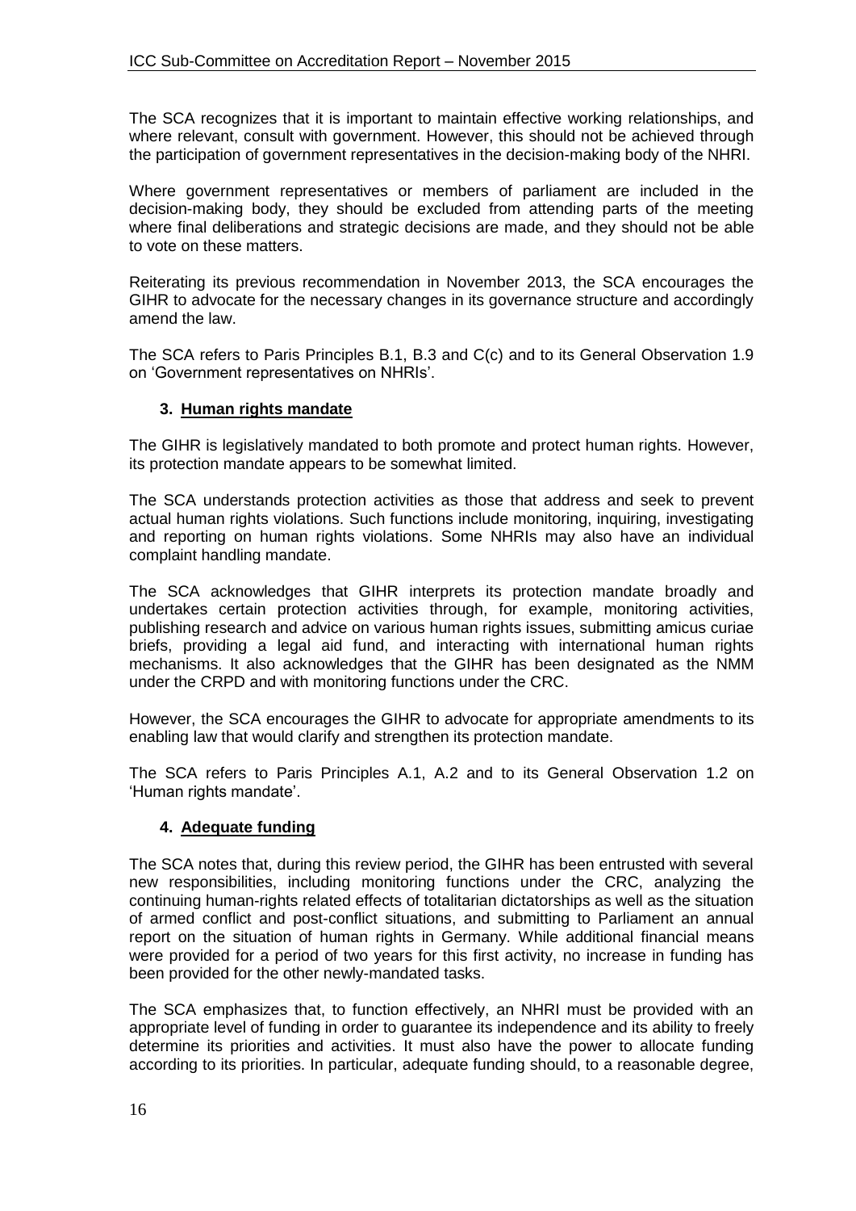The SCA recognizes that it is important to maintain effective working relationships, and where relevant, consult with government. However, this should not be achieved through the participation of government representatives in the decision-making body of the NHRI.

Where government representatives or members of parliament are included in the decision-making body, they should be excluded from attending parts of the meeting where final deliberations and strategic decisions are made, and they should not be able to vote on these matters.

Reiterating its previous recommendation in November 2013, the SCA encourages the GIHR to advocate for the necessary changes in its governance structure and accordingly amend the law.

The SCA refers to Paris Principles B.1, B.3 and C(c) and to its General Observation 1.9 on 'Government representatives on NHRIs'.

### 3. Human rights mandate

The GIHR is legislatively mandated to both promote and protect human rights. However, its protection mandate appears to be somewhat limited.

The SCA understands protection activities as those that address and seek to prevent actual human rights violations. Such functions include monitoring, inquiring, investigating and reporting on human rights violations. Some NHRIs may also have an individual complaint handling mandate.

The SCA acknowledges that GIHR interprets its protection mandate broadly and undertakes certain protection activities through, for example, monitoring activities, publishing research and advice on various human rights issues, submitting amicus curiae briefs, providing a legal aid fund, and interacting with international human rights mechanisms. It also acknowledges that the GIHR has been designated as the NMM under the CRPD and with monitoring functions under the CRC.

However, the SCA encourages the GIHR to advocate for appropriate amendments to its enabling law that would clarify and strengthen its protection mandate.

The SCA refers to Paris Principles A.1, A.2 and to its General Observation 1.2 on 'Human rights mandate'.

### 4. Adequate funding

The SCA notes that, during this review period, the GIHR has been entrusted with several new responsibilities, including monitoring functions under the CRC, analyzing the continuing human-rights related effects of totalitarian dictatorships as well as the situation of armed conflict and post-conflict situations, and submitting to Parliament an annual report on the situation of human rights in Germany. While additional financial means were provided for a period of two years for this first activity, no increase in funding has been provided for the other newly-mandated tasks.

The SCA emphasizes that, to function effectively, an NHRI must be provided with an appropriate level of funding in order to guarantee its independence and its ability to freely determine its priorities and activities. It must also have the power to allocate funding according to its priorities. In particular, adequate funding should, to a reasonable degree,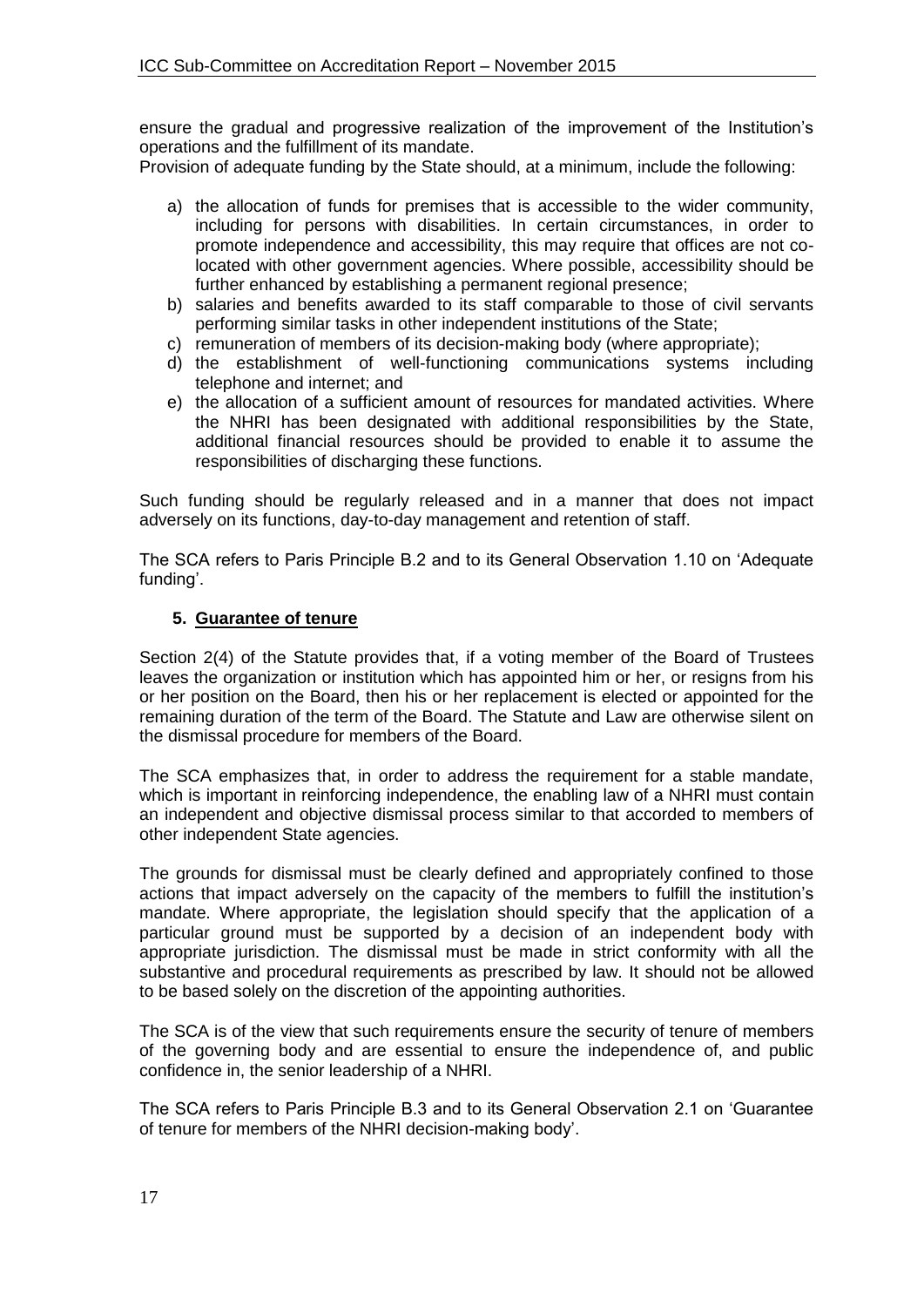ensure the gradual and progressive realization of the improvement of the Institution's operations and the fulfillment of its mandate.

Provision of adequate funding by the State should, at a minimum, include the following:

a) the allocation of funds for premises that is accessible to the wider community, including for persons with disabilities. In certain circumstances, in order to promote independence and accessibility, this may require that offices are not co-located with other government agencies. Where possible, accessibility should be further enhanced by establishing a permanent regional presence;
b) salaries and benefits awarded to its staff comparable to those of civil servants performing similar tasks in other independent institutions of the State;
c) remuneration of members of its decision-making body (where appropriate);
d) the establishment of well-functioning communications systems including telephone and internet; and
e) the allocation of a sufficient amount of resources for mandated activities. Where the NHRI has been designated with additional responsibilities by the State, additional financial resources should be provided to enable it to assume the responsibilities of discharging these functions.

Such funding should be regularly released and in a manner that does not impact adversely on its functions, day-to-day management and retention of staff.

The SCA refers to Paris Principle B.2 and to its General Observation 1.10 on 'Adequate funding'.

### 5. Guarantee of tenure

Section 2(4) of the Statute provides that, if a voting member of the Board of Trustees leaves the organization or institution which has appointed him or her, or resigns from his or her position on the Board, then his or her replacement is elected or appointed for the remaining duration of the term of the Board. The Statute and Law are otherwise silent on the dismissal procedure for members of the Board.

The SCA emphasizes that, in order to address the requirement for a stable mandate, which is important in reinforcing independence, the enabling law of a NHRI must contain an independent and objective dismissal process similar to that accorded to members of other independent State agencies.

The grounds for dismissal must be clearly defined and appropriately confined to those actions that impact adversely on the capacity of the members to fulfill the institution's mandate. Where appropriate, the legislation should specify that the application of a particular ground must be supported by a decision of an independent body with appropriate jurisdiction. The dismissal must be made in strict conformity with all the substantive and procedural requirements as prescribed by law. It should not be allowed to be based solely on the discretion of the appointing authorities.

The SCA is of the view that such requirements ensure the security of tenure of members of the governing body and are essential to ensure the independence of, and public confidence in, the senior leadership of a NHRI.

The SCA refers to Paris Principle B.3 and to its General Observation 2.1 on 'Guarantee of tenure for members of the NHRI decision-making body'.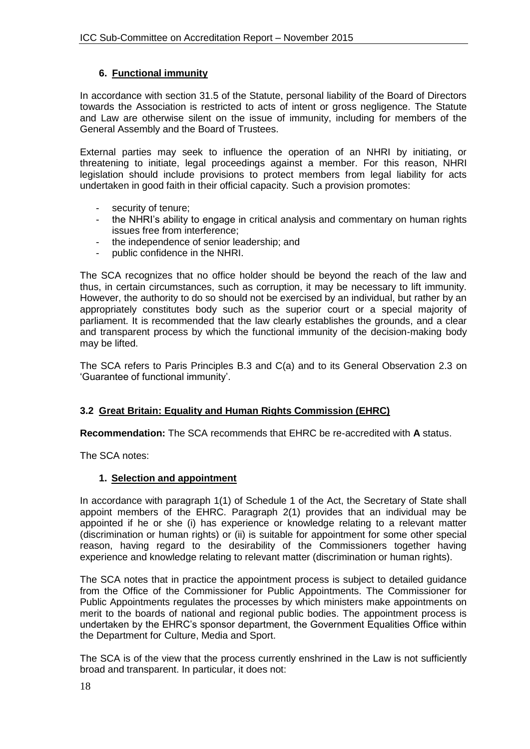### 6. Functional immunity

In accordance with section 31.5 of the Statute, personal liability of the Board of Directors towards the Association is restricted to acts of intent or gross negligence. The Statute and Law are otherwise silent on the issue of immunity, including for members of the General Assembly and the Board of Trustees.

External parties may seek to influence the operation of an NHRI by initiating, or threatening to initiate, legal proceedings against a member. For this reason, NHRI legislation should include provisions to protect members from legal liability for acts undertaken in good faith in their official capacity. Such a provision promotes:

- security of tenure;
- the NHRI's ability to engage in critical analysis and commentary on human rights issues free from interference;
- the independence of senior leadership; and
- public confidence in the NHRI.

The SCA recognizes that no office holder should be beyond the reach of the law and thus, in certain circumstances, such as corruption, it may be necessary to lift immunity. However, the authority to do so should not be exercised by an individual, but rather by an appropriately constitutes body such as the superior court or a special majority of parliament. It is recommended that the law clearly establishes the grounds, and a clear and transparent process by which the functional immunity of the decision-making body may be lifted.

The SCA refers to Paris Principles B.3 and C(a) and to its General Observation 2.3 on 'Guarantee of functional immunity'.

## 3.2 Great Britain: Equality and Human Rights Commission (EHRC)

**Recommendation:** The SCA recommends that EHRC be re-accredited with **A** status.

The SCA notes:

### 1. Selection and appointment

In accordance with paragraph 1(1) of Schedule 1 of the Act, the Secretary of State shall appoint members of the EHRC. Paragraph 2(1) provides that an individual may be appointed if he or she (i) has experience or knowledge relating to a relevant matter (discrimination or human rights) or (ii) is suitable for appointment for some other special reason, having regard to the desirability of the Commissioners together having experience and knowledge relating to relevant matter (discrimination or human rights).

The SCA notes that in practice the appointment process is subject to detailed guidance from the Office of the Commissioner for Public Appointments. The Commissioner for Public Appointments regulates the processes by which ministers make appointments on merit to the boards of national and regional public bodies. The appointment process is undertaken by the EHRC's sponsor department, the Government Equalities Office within the Department for Culture, Media and Sport.

The SCA is of the view that the process currently enshrined in the Law is not sufficiently broad and transparent. In particular, it does not: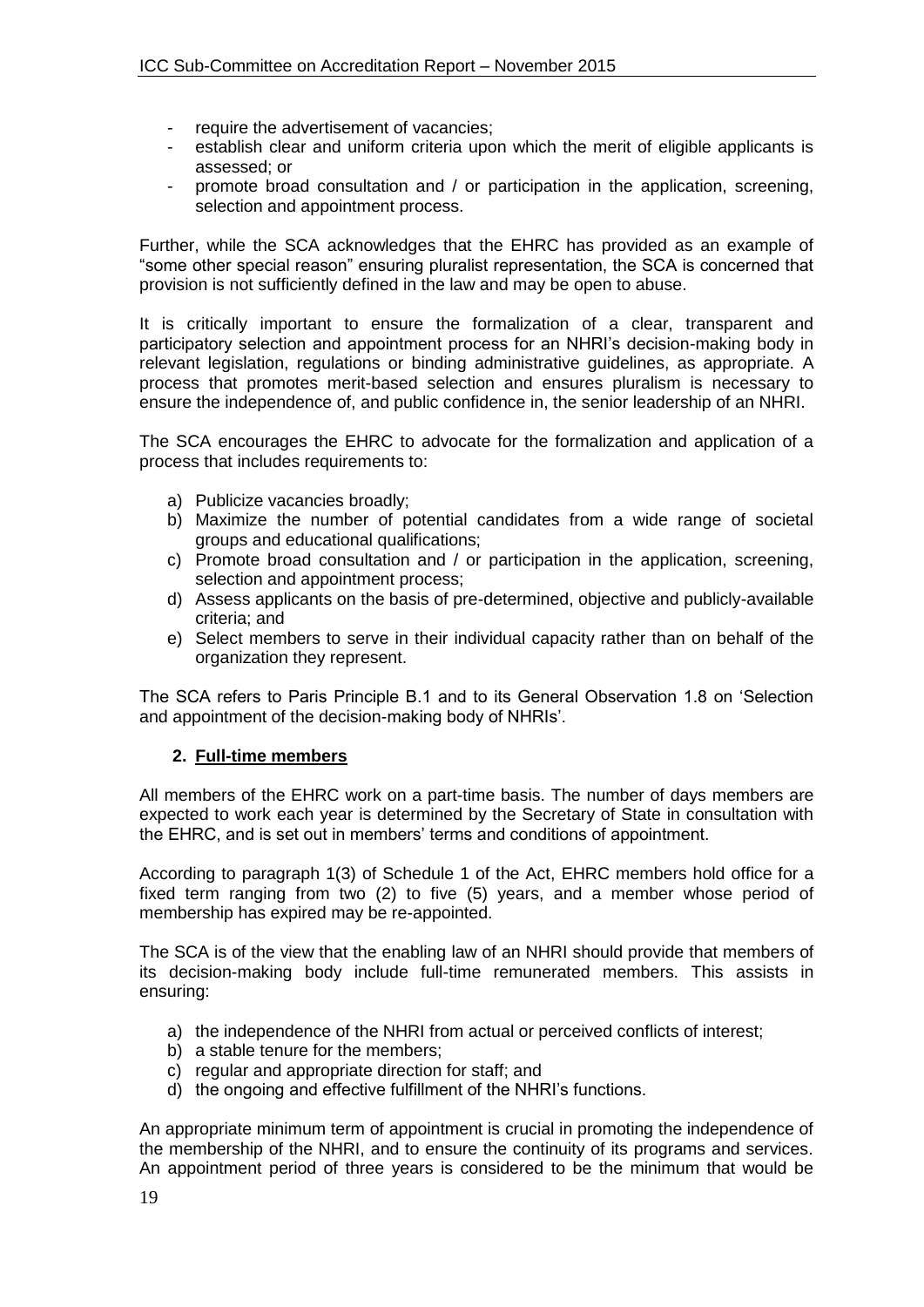- require the advertisement of vacancies;
- establish clear and uniform criteria upon which the merit of eligible applicants is assessed; or
- promote broad consultation and / or participation in the application, screening, selection and appointment process.

Further, while the SCA acknowledges that the EHRC has provided as an example of "some other special reason" ensuring pluralist representation, the SCA is concerned that provision is not sufficiently defined in the law and may be open to abuse.

It is critically important to ensure the formalization of a clear, transparent and participatory selection and appointment process for an NHRI's decision-making body in relevant legislation, regulations or binding administrative guidelines, as appropriate. A process that promotes merit-based selection and ensures pluralism is necessary to ensure the independence of, and public confidence in, the senior leadership of an NHRI.

The SCA encourages the EHRC to advocate for the formalization and application of a process that includes requirements to:

a) Publicize vacancies broadly;
b) Maximize the number of potential candidates from a wide range of societal groups and educational qualifications;
c) Promote broad consultation and / or participation in the application, screening, selection and appointment process;
d) Assess applicants on the basis of pre-determined, objective and publicly-available criteria; and
e) Select members to serve in their individual capacity rather than on behalf of the organization they represent.

The SCA refers to Paris Principle B.1 and to its General Observation 1.8 on 'Selection and appointment of the decision-making body of NHRIs'.

**2. Full-time members**

All members of the EHRC work on a part-time basis. The number of days members are expected to work each year is determined by the Secretary of State in consultation with the EHRC, and is set out in members' terms and conditions of appointment.

According to paragraph 1(3) of Schedule 1 of the Act, EHRC members hold office for a fixed term ranging from two (2) to five (5) years, and a member whose period of membership has expired may be re-appointed.

The SCA is of the view that the enabling law of an NHRI should provide that members of its decision-making body include full-time remunerated members. This assists in ensuring:

a) the independence of the NHRI from actual or perceived conflicts of interest;
b) a stable tenure for the members;
c) regular and appropriate direction for staff; and
d) the ongoing and effective fulfillment of the NHRI's functions.

An appropriate minimum term of appointment is crucial in promoting the independence of the membership of the NHRI, and to ensure the continuity of its programs and services. An appointment period of three years is considered to be the minimum that would be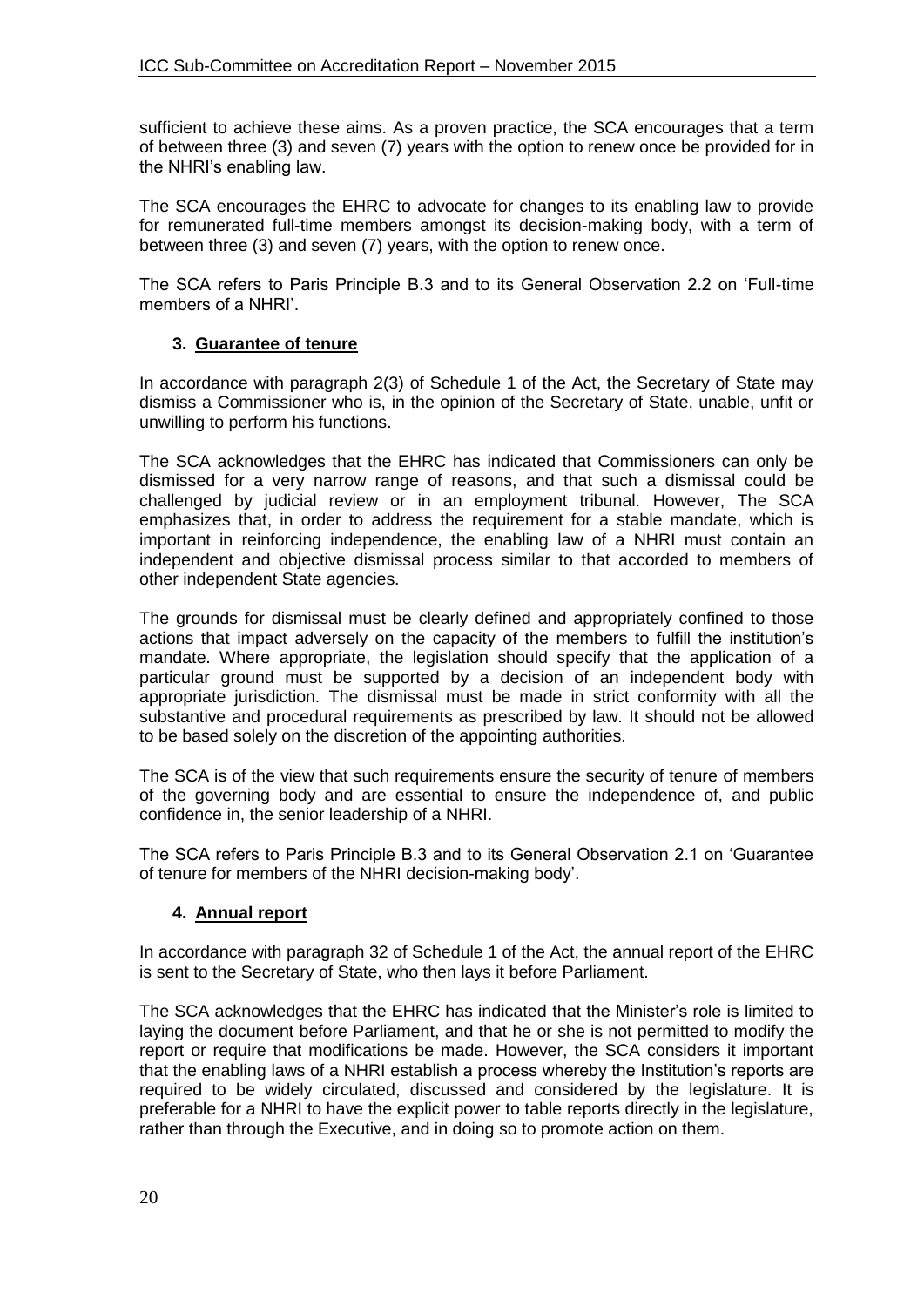sufficient to achieve these aims. As a proven practice, the SCA encourages that a term of between three (3) and seven (7) years with the option to renew once be provided for in the NHRI's enabling law.

The SCA encourages the EHRC to advocate for changes to its enabling law to provide for remunerated full-time members amongst its decision-making body, with a term of between three (3) and seven (7) years, with the option to renew once.

The SCA refers to Paris Principle B.3 and to its General Observation 2.2 on 'Full-time members of a NHRI'.

### 3. Guarantee of tenure

In accordance with paragraph 2(3) of Schedule 1 of the Act, the Secretary of State may dismiss a Commissioner who is, in the opinion of the Secretary of State, unable, unfit or unwilling to perform his functions.

The SCA acknowledges that the EHRC has indicated that Commissioners can only be dismissed for a very narrow range of reasons, and that such a dismissal could be challenged by judicial review or in an employment tribunal. However, The SCA emphasizes that, in order to address the requirement for a stable mandate, which is important in reinforcing independence, the enabling law of a NHRI must contain an independent and objective dismissal process similar to that accorded to members of other independent State agencies.

The grounds for dismissal must be clearly defined and appropriately confined to those actions that impact adversely on the capacity of the members to fulfill the institution's mandate. Where appropriate, the legislation should specify that the application of a particular ground must be supported by a decision of an independent body with appropriate jurisdiction. The dismissal must be made in strict conformity with all the substantive and procedural requirements as prescribed by law. It should not be allowed to be based solely on the discretion of the appointing authorities.

The SCA is of the view that such requirements ensure the security of tenure of members of the governing body and are essential to ensure the independence of, and public confidence in, the senior leadership of a NHRI.

The SCA refers to Paris Principle B.3 and to its General Observation 2.1 on 'Guarantee of tenure for members of the NHRI decision-making body'.

### 4. Annual report

In accordance with paragraph 32 of Schedule 1 of the Act, the annual report of the EHRC is sent to the Secretary of State, who then lays it before Parliament.

The SCA acknowledges that the EHRC has indicated that the Minister's role is limited to laying the document before Parliament, and that he or she is not permitted to modify the report or require that modifications be made. However, the SCA considers it important that the enabling laws of a NHRI establish a process whereby the Institution's reports are required to be widely circulated, discussed and considered by the legislature. It is preferable for a NHRI to have the explicit power to table reports directly in the legislature, rather than through the Executive, and in doing so to promote action on them.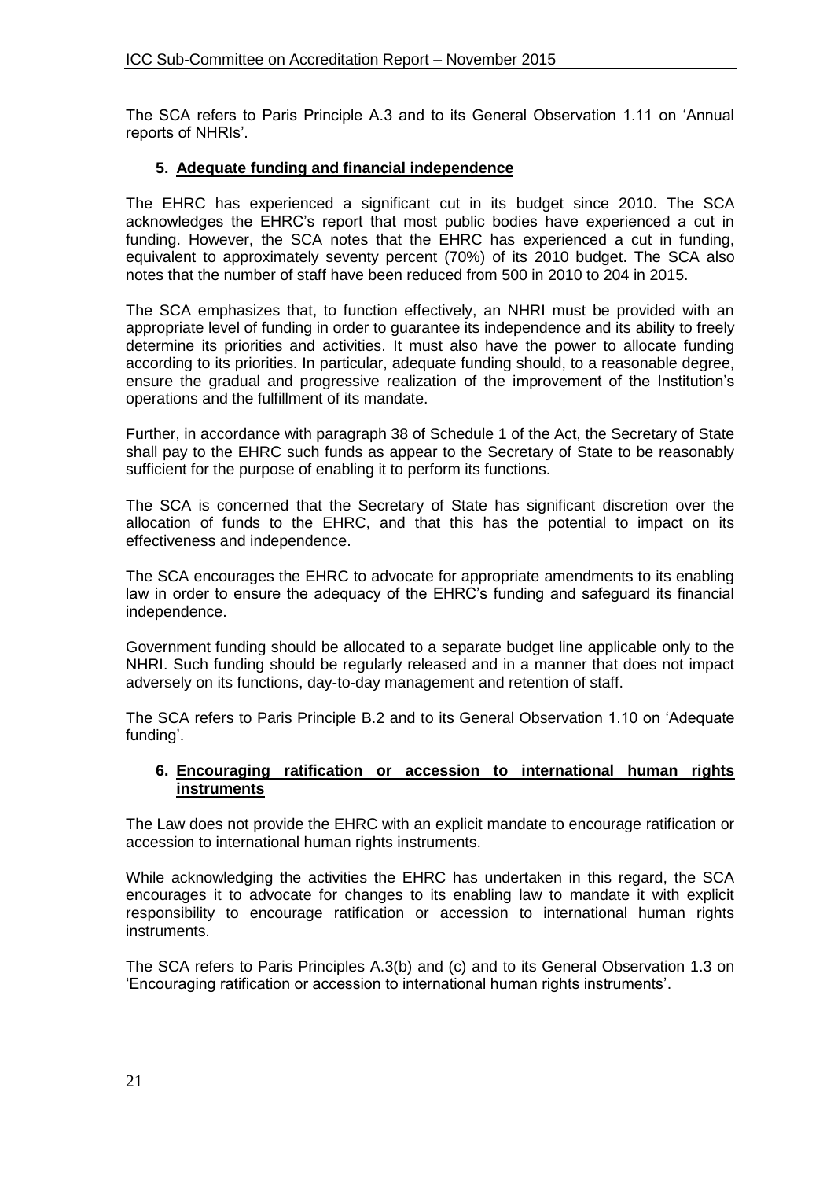The SCA refers to Paris Principle A.3 and to its General Observation 1.11 on 'Annual reports of NHRIs'.

### 5. Adequate funding and financial independence

The EHRC has experienced a significant cut in its budget since 2010. The SCA acknowledges the EHRC's report that most public bodies have experienced a cut in funding. However, the SCA notes that the EHRC has experienced a cut in funding, equivalent to approximately seventy percent (70%) of its 2010 budget. The SCA also notes that the number of staff have been reduced from 500 in 2010 to 204 in 2015.

The SCA emphasizes that, to function effectively, an NHRI must be provided with an appropriate level of funding in order to guarantee its independence and its ability to freely determine its priorities and activities. It must also have the power to allocate funding according to its priorities. In particular, adequate funding should, to a reasonable degree, ensure the gradual and progressive realization of the improvement of the Institution's operations and the fulfillment of its mandate.

Further, in accordance with paragraph 38 of Schedule 1 of the Act, the Secretary of State shall pay to the EHRC such funds as appear to the Secretary of State to be reasonably sufficient for the purpose of enabling it to perform its functions.

The SCA is concerned that the Secretary of State has significant discretion over the allocation of funds to the EHRC, and that this has the potential to impact on its effectiveness and independence.

The SCA encourages the EHRC to advocate for appropriate amendments to its enabling law in order to ensure the adequacy of the EHRC's funding and safeguard its financial independence.

Government funding should be allocated to a separate budget line applicable only to the NHRI. Such funding should be regularly released and in a manner that does not impact adversely on its functions, day-to-day management and retention of staff.

The SCA refers to Paris Principle B.2 and to its General Observation 1.10 on 'Adequate funding'.

### 6. Encouraging ratification or accession to international human rights instruments

The Law does not provide the EHRC with an explicit mandate to encourage ratification or accession to international human rights instruments.

While acknowledging the activities the EHRC has undertaken in this regard, the SCA encourages it to advocate for changes to its enabling law to mandate it with explicit responsibility to encourage ratification or accession to international human rights instruments.

The SCA refers to Paris Principles A.3(b) and (c) and to its General Observation 1.3 on 'Encouraging ratification or accession to international human rights instruments'.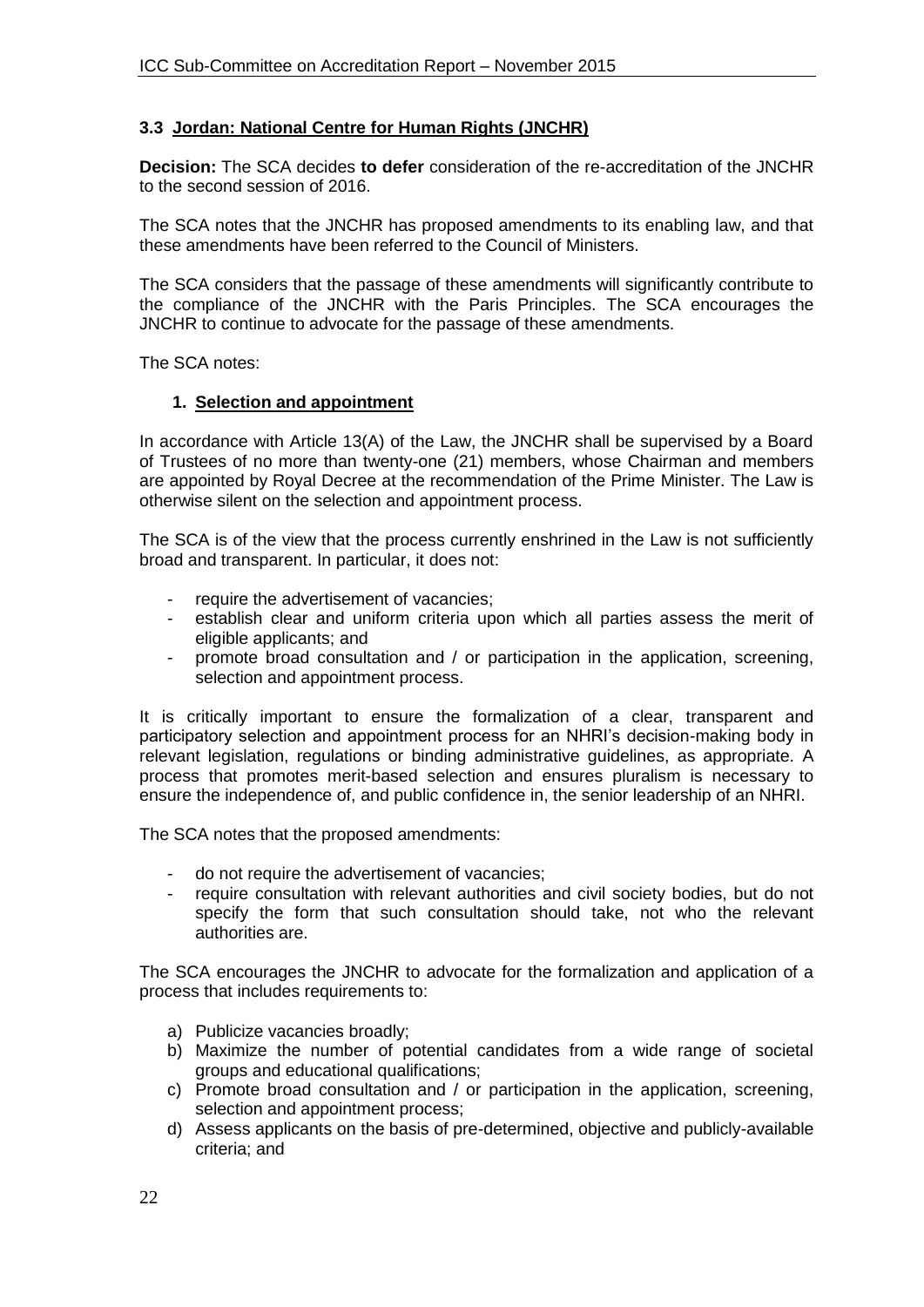### 3.3 Jordan: National Centre for Human Rights (JNCHR)

**Decision:** The SCA decides **to defer** consideration of the re-accreditation of the JNCHR to the second session of 2016.

The SCA notes that the JNCHR has proposed amendments to its enabling law, and that these amendments have been referred to the Council of Ministers.

The SCA considers that the passage of these amendments will significantly contribute to the compliance of the JNCHR with the Paris Principles. The SCA encourages the JNCHR to continue to advocate for the passage of these amendments.

The SCA notes:

**1. Selection and appointment**

In accordance with Article 13(A) of the Law, the JNCHR shall be supervised by a Board of Trustees of no more than twenty-one (21) members, whose Chairman and members are appointed by Royal Decree at the recommendation of the Prime Minister. The Law is otherwise silent on the selection and appointment process.

The SCA is of the view that the process currently enshrined in the Law is not sufficiently broad and transparent. In particular, it does not:

- require the advertisement of vacancies;
- establish clear and uniform criteria upon which all parties assess the merit of eligible applicants; and
- promote broad consultation and / or participation in the application, screening, selection and appointment process.

It is critically important to ensure the formalization of a clear, transparent and participatory selection and appointment process for an NHRI's decision-making body in relevant legislation, regulations or binding administrative guidelines, as appropriate. A process that promotes merit-based selection and ensures pluralism is necessary to ensure the independence of, and public confidence in, the senior leadership of an NHRI.

The SCA notes that the proposed amendments:

- do not require the advertisement of vacancies;
- require consultation with relevant authorities and civil society bodies, but do not specify the form that such consultation should take, not who the relevant authorities are.

The SCA encourages the JNCHR to advocate for the formalization and application of a process that includes requirements to:

a) Publicize vacancies broadly;
b) Maximize the number of potential candidates from a wide range of societal groups and educational qualifications;
c) Promote broad consultation and / or participation in the application, screening, selection and appointment process;
d) Assess applicants on the basis of pre-determined, objective and publicly-available criteria; and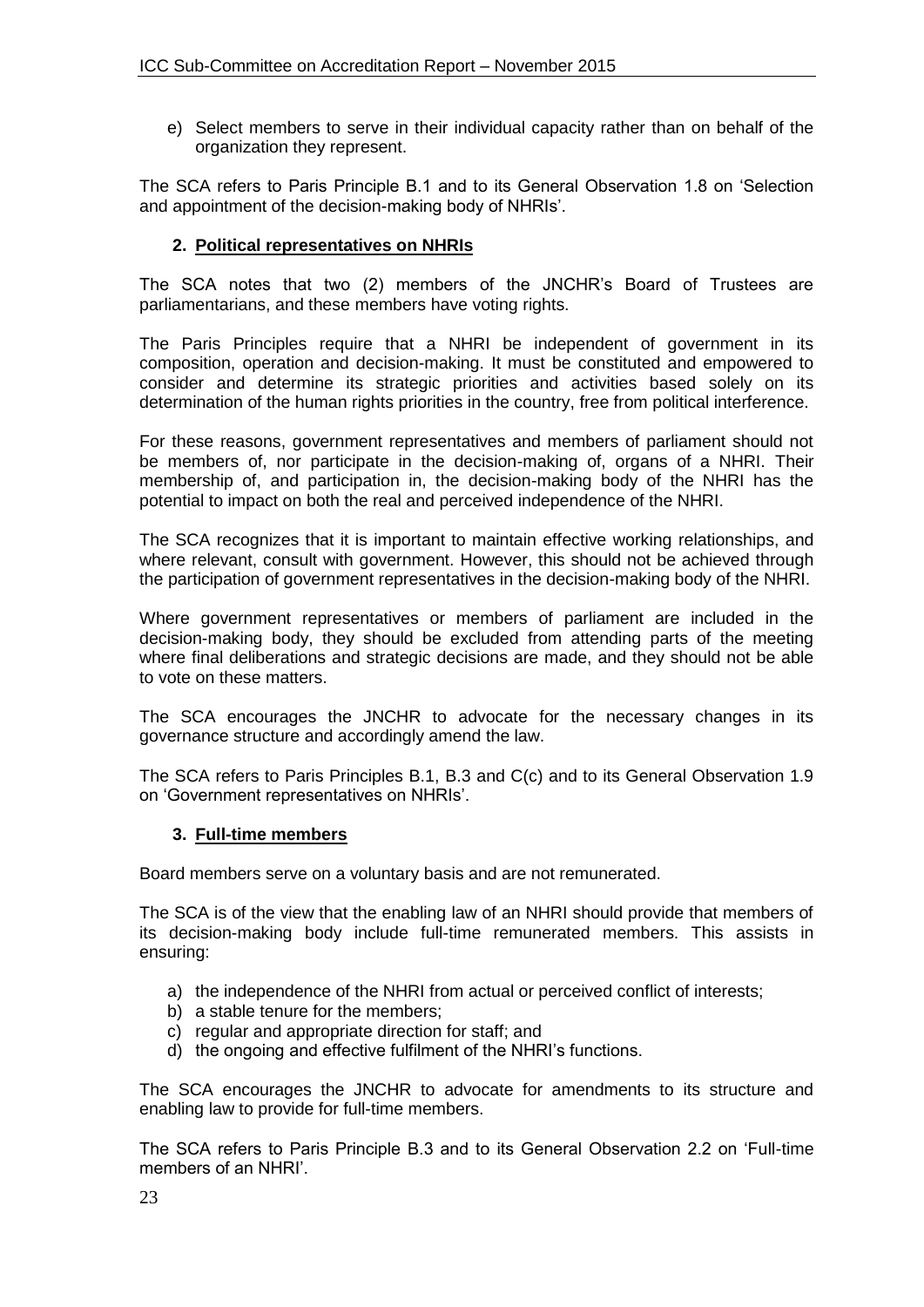e) Select members to serve in their individual capacity rather than on behalf of the organization they represent.

The SCA refers to Paris Principle B.1 and to its General Observation 1.8 on 'Selection and appointment of the decision-making body of NHRIs'.

### 2. Political representatives on NHRIs

The SCA notes that two (2) members of the JNCHR's Board of Trustees are parliamentarians, and these members have voting rights.

The Paris Principles require that a NHRI be independent of government in its composition, operation and decision-making. It must be constituted and empowered to consider and determine its strategic priorities and activities based solely on its determination of the human rights priorities in the country, free from political interference.

For these reasons, government representatives and members of parliament should not be members of, nor participate in the decision-making of, organs of a NHRI. Their membership of, and participation in, the decision-making body of the NHRI has the potential to impact on both the real and perceived independence of the NHRI.

The SCA recognizes that it is important to maintain effective working relationships, and where relevant, consult with government. However, this should not be achieved through the participation of government representatives in the decision-making body of the NHRI.

Where government representatives or members of parliament are included in the decision-making body, they should be excluded from attending parts of the meeting where final deliberations and strategic decisions are made, and they should not be able to vote on these matters.

The SCA encourages the JNCHR to advocate for the necessary changes in its governance structure and accordingly amend the law.

The SCA refers to Paris Principles B.1, B.3 and C(c) and to its General Observation 1.9 on 'Government representatives on NHRIs'.

### 3. Full-time members

Board members serve on a voluntary basis and are not remunerated.

The SCA is of the view that the enabling law of an NHRI should provide that members of its decision-making body include full-time remunerated members. This assists in ensuring:

a) the independence of the NHRI from actual or perceived conflict of interests;
b) a stable tenure for the members;
c) regular and appropriate direction for staff; and
d) the ongoing and effective fulfilment of the NHRI's functions.

The SCA encourages the JNCHR to advocate for amendments to its structure and enabling law to provide for full-time members.

The SCA refers to Paris Principle B.3 and to its General Observation 2.2 on 'Full-time members of an NHRI'.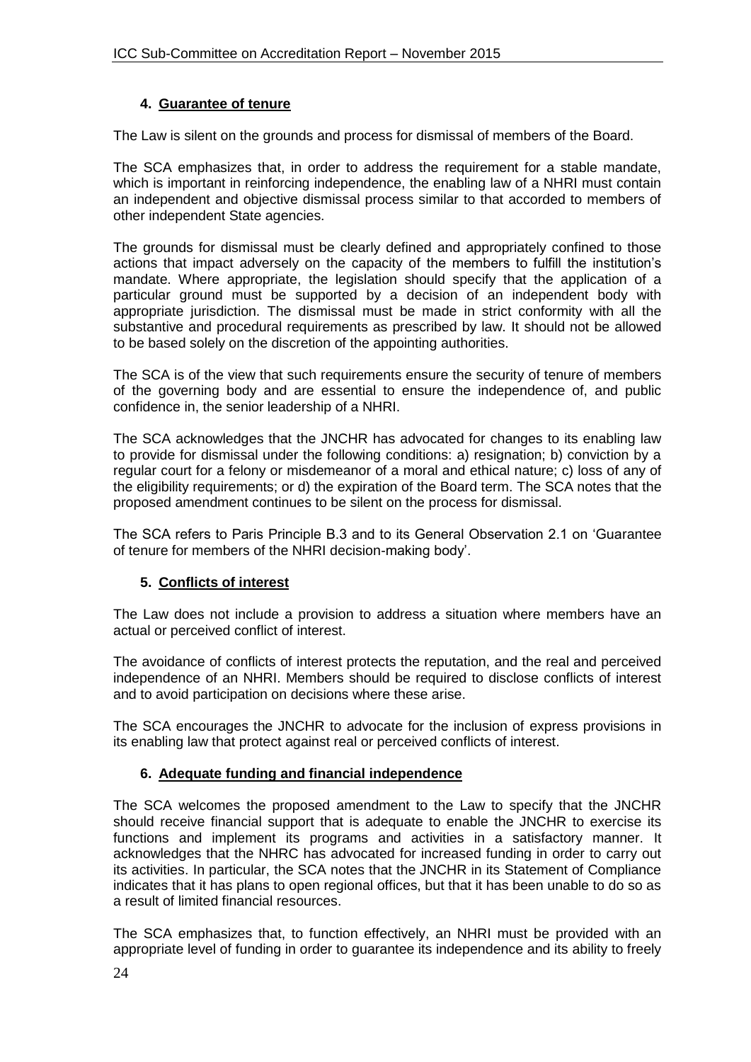## 4. Guarantee of tenure

The Law is silent on the grounds and process for dismissal of members of the Board.

The SCA emphasizes that, in order to address the requirement for a stable mandate, which is important in reinforcing independence, the enabling law of a NHRI must contain an independent and objective dismissal process similar to that accorded to members of other independent State agencies.

The grounds for dismissal must be clearly defined and appropriately confined to those actions that impact adversely on the capacity of the members to fulfill the institution's mandate. Where appropriate, the legislation should specify that the application of a particular ground must be supported by a decision of an independent body with appropriate jurisdiction. The dismissal must be made in strict conformity with all the substantive and procedural requirements as prescribed by law. It should not be allowed to be based solely on the discretion of the appointing authorities.

The SCA is of the view that such requirements ensure the security of tenure of members of the governing body and are essential to ensure the independence of, and public confidence in, the senior leadership of a NHRI.

The SCA acknowledges that the JNCHR has advocated for changes to its enabling law to provide for dismissal under the following conditions: a) resignation; b) conviction by a regular court for a felony or misdemeanor of a moral and ethical nature; c) loss of any of the eligibility requirements; or d) the expiration of the Board term. The SCA notes that the proposed amendment continues to be silent on the process for dismissal.

The SCA refers to Paris Principle B.3 and to its General Observation 2.1 on 'Guarantee of tenure for members of the NHRI decision-making body'.

## 5. Conflicts of interest

The Law does not include a provision to address a situation where members have an actual or perceived conflict of interest.

The avoidance of conflicts of interest protects the reputation, and the real and perceived independence of an NHRI. Members should be required to disclose conflicts of interest and to avoid participation on decisions where these arise.

The SCA encourages the JNCHR to advocate for the inclusion of express provisions in its enabling law that protect against real or perceived conflicts of interest.

## 6. Adequate funding and financial independence

The SCA welcomes the proposed amendment to the Law to specify that the JNCHR should receive financial support that is adequate to enable the JNCHR to exercise its functions and implement its programs and activities in a satisfactory manner. It acknowledges that the NHRC has advocated for increased funding in order to carry out its activities. In particular, the SCA notes that the JNCHR in its Statement of Compliance indicates that it has plans to open regional offices, but that it has been unable to do so as a result of limited financial resources.

The SCA emphasizes that, to function effectively, an NHRI must be provided with an appropriate level of funding in order to guarantee its independence and its ability to freely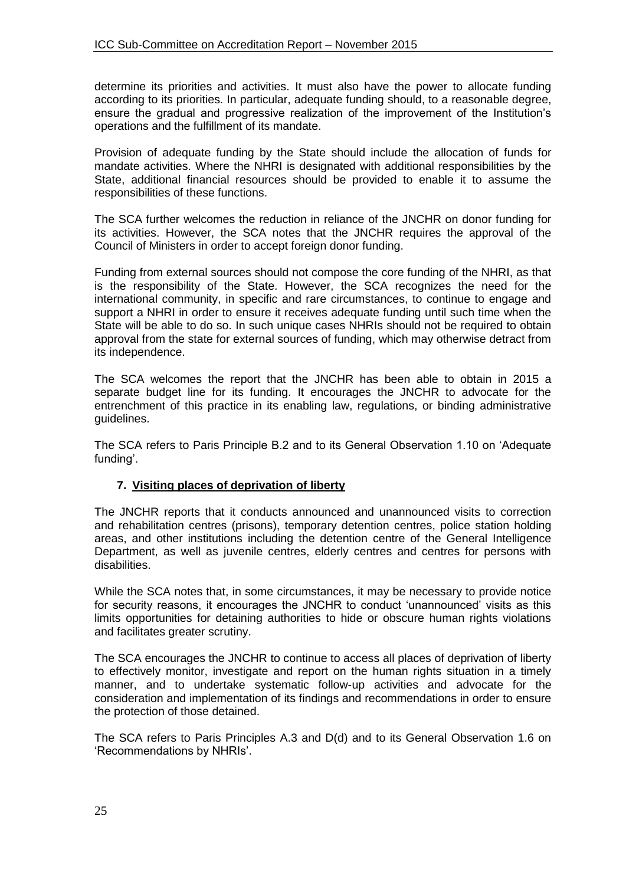determine its priorities and activities. It must also have the power to allocate funding according to its priorities. In particular, adequate funding should, to a reasonable degree, ensure the gradual and progressive realization of the improvement of the Institution's operations and the fulfillment of its mandate.

Provision of adequate funding by the State should include the allocation of funds for mandate activities. Where the NHRI is designated with additional responsibilities by the State, additional financial resources should be provided to enable it to assume the responsibilities of these functions.

The SCA further welcomes the reduction in reliance of the JNCHR on donor funding for its activities. However, the SCA notes that the JNCHR requires the approval of the Council of Ministers in order to accept foreign donor funding.

Funding from external sources should not compose the core funding of the NHRI, as that is the responsibility of the State. However, the SCA recognizes the need for the international community, in specific and rare circumstances, to continue to engage and support a NHRI in order to ensure it receives adequate funding until such time when the State will be able to do so. In such unique cases NHRIs should not be required to obtain approval from the state for external sources of funding, which may otherwise detract from its independence.

The SCA welcomes the report that the JNCHR has been able to obtain in 2015 a separate budget line for its funding. It encourages the JNCHR to advocate for the entrenchment of this practice in its enabling law, regulations, or binding administrative guidelines.

The SCA refers to Paris Principle B.2 and to its General Observation 1.10 on 'Adequate funding'.

### 7. Visiting places of deprivation of liberty

The JNCHR reports that it conducts announced and unannounced visits to correction and rehabilitation centres (prisons), temporary detention centres, police station holding areas, and other institutions including the detention centre of the General Intelligence Department, as well as juvenile centres, elderly centres and centres for persons with disabilities.

While the SCA notes that, in some circumstances, it may be necessary to provide notice for security reasons, it encourages the JNCHR to conduct 'unannounced' visits as this limits opportunities for detaining authorities to hide or obscure human rights violations and facilitates greater scrutiny.

The SCA encourages the JNCHR to continue to access all places of deprivation of liberty to effectively monitor, investigate and report on the human rights situation in a timely manner, and to undertake systematic follow-up activities and advocate for the consideration and implementation of its findings and recommendations in order to ensure the protection of those detained.

The SCA refers to Paris Principles A.3 and D(d) and to its General Observation 1.6 on 'Recommendations by NHRIs'.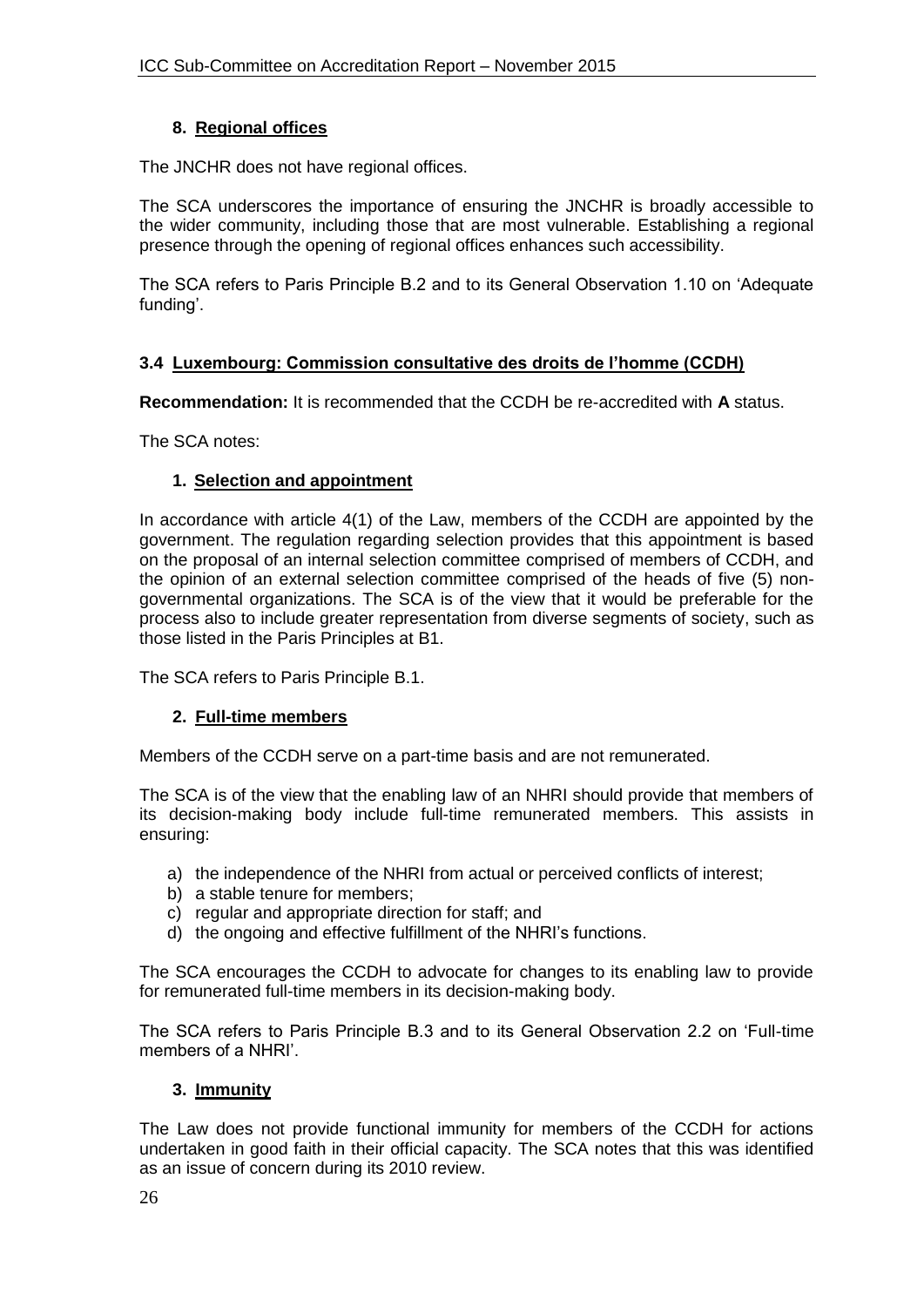#### 8. Regional offices

The JNCHR does not have regional offices.

The SCA underscores the importance of ensuring the JNCHR is broadly accessible to the wider community, including those that are most vulnerable. Establishing a regional presence through the opening of regional offices enhances such accessibility.

The SCA refers to Paris Principle B.2 and to its General Observation 1.10 on 'Adequate funding'.

### 3.4 Luxembourg: Commission consultative des droits de l'homme (CCDH)

**Recommendation:** It is recommended that the CCDH be re-accredited with **A** status.

The SCA notes:

#### 1. Selection and appointment

In accordance with article 4(1) of the Law, members of the CCDH are appointed by the government. The regulation regarding selection provides that this appointment is based on the proposal of an internal selection committee comprised of members of CCDH, and the opinion of an external selection committee comprised of the heads of five (5) non-governmental organizations. The SCA is of the view that it would be preferable for the process also to include greater representation from diverse segments of society, such as those listed in the Paris Principles at B1.

The SCA refers to Paris Principle B.1.

#### 2. Full-time members

Members of the CCDH serve on a part-time basis and are not remunerated.

The SCA is of the view that the enabling law of an NHRI should provide that members of its decision-making body include full-time remunerated members. This assists in ensuring:

a) the independence of the NHRI from actual or perceived conflicts of interest;
b) a stable tenure for members;
c) regular and appropriate direction for staff; and
d) the ongoing and effective fulfillment of the NHRI's functions.

The SCA encourages the CCDH to advocate for changes to its enabling law to provide for remunerated full-time members in its decision-making body.

The SCA refers to Paris Principle B.3 and to its General Observation 2.2 on 'Full-time members of a NHRI'.

#### 3. Immunity

The Law does not provide functional immunity for members of the CCDH for actions undertaken in good faith in their official capacity. The SCA notes that this was identified as an issue of concern during its 2010 review.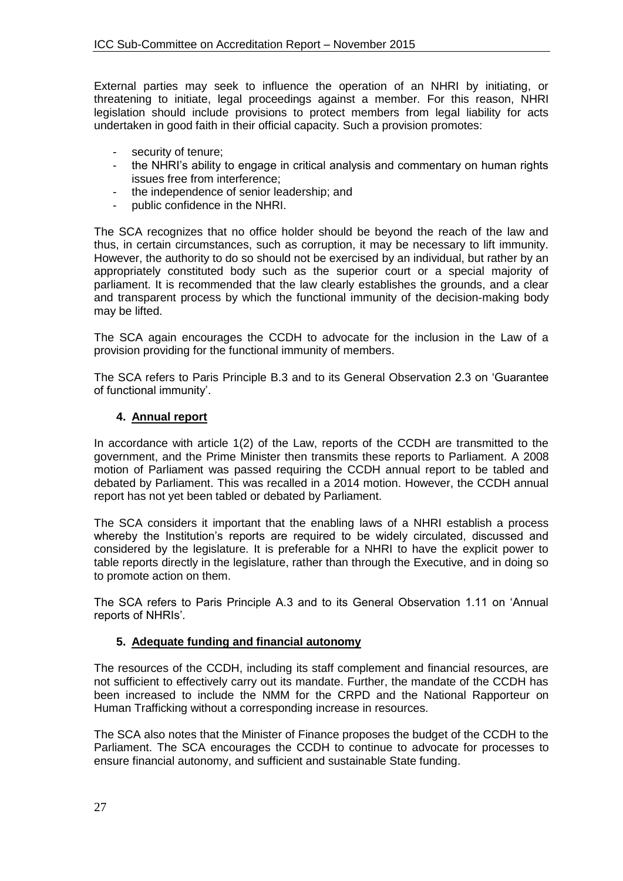External parties may seek to influence the operation of an NHRI by initiating, or threatening to initiate, legal proceedings against a member. For this reason, NHRI legislation should include provisions to protect members from legal liability for acts undertaken in good faith in their official capacity. Such a provision promotes:

- security of tenure;
- the NHRI's ability to engage in critical analysis and commentary on human rights issues free from interference;
- the independence of senior leadership; and
- public confidence in the NHRI.

The SCA recognizes that no office holder should be beyond the reach of the law and thus, in certain circumstances, such as corruption, it may be necessary to lift immunity. However, the authority to do so should not be exercised by an individual, but rather by an appropriately constituted body such as the superior court or a special majority of parliament. It is recommended that the law clearly establishes the grounds, and a clear and transparent process by which the functional immunity of the decision-making body may be lifted.

The SCA again encourages the CCDH to advocate for the inclusion in the Law of a provision providing for the functional immunity of members.

The SCA refers to Paris Principle B.3 and to its General Observation 2.3 on 'Guarantee of functional immunity'.

**4. Annual report**

In accordance with article 1(2) of the Law, reports of the CCDH are transmitted to the government, and the Prime Minister then transmits these reports to Parliament. A 2008 motion of Parliament was passed requiring the CCDH annual report to be tabled and debated by Parliament. This was recalled in a 2014 motion. However, the CCDH annual report has not yet been tabled or debated by Parliament.

The SCA considers it important that the enabling laws of a NHRI establish a process whereby the Institution's reports are required to be widely circulated, discussed and considered by the legislature. It is preferable for a NHRI to have the explicit power to table reports directly in the legislature, rather than through the Executive, and in doing so to promote action on them.

The SCA refers to Paris Principle A.3 and to its General Observation 1.11 on 'Annual reports of NHRIs'.

**5. Adequate funding and financial autonomy**

The resources of the CCDH, including its staff complement and financial resources, are not sufficient to effectively carry out its mandate. Further, the mandate of the CCDH has been increased to include the NMM for the CRPD and the National Rapporteur on Human Trafficking without a corresponding increase in resources.

The SCA also notes that the Minister of Finance proposes the budget of the CCDH to the Parliament. The SCA encourages the CCDH to continue to advocate for processes to ensure financial autonomy, and sufficient and sustainable State funding.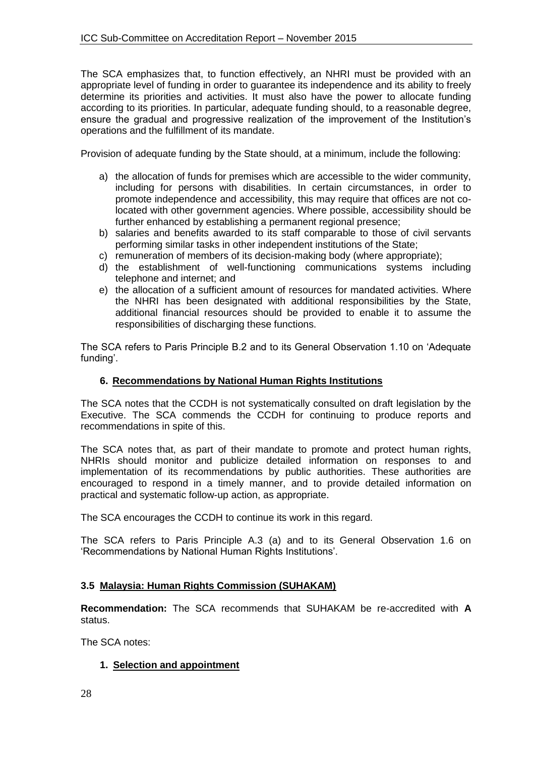The SCA emphasizes that, to function effectively, an NHRI must be provided with an appropriate level of funding in order to guarantee its independence and its ability to freely determine its priorities and activities. It must also have the power to allocate funding according to its priorities. In particular, adequate funding should, to a reasonable degree, ensure the gradual and progressive realization of the improvement of the Institution's operations and the fulfillment of its mandate.

Provision of adequate funding by the State should, at a minimum, include the following:

a) the allocation of funds for premises which are accessible to the wider community, including for persons with disabilities. In certain circumstances, in order to promote independence and accessibility, this may require that offices are not co-located with other government agencies. Where possible, accessibility should be further enhanced by establishing a permanent regional presence;
b) salaries and benefits awarded to its staff comparable to those of civil servants performing similar tasks in other independent institutions of the State;
c) remuneration of members of its decision-making body (where appropriate);
d) the establishment of well-functioning communications systems including telephone and internet; and
e) the allocation of a sufficient amount of resources for mandated activities. Where the NHRI has been designated with additional responsibilities by the State, additional financial resources should be provided to enable it to assume the responsibilities of discharging these functions.

The SCA refers to Paris Principle B.2 and to its General Observation 1.10 on 'Adequate funding'.

### 6. Recommendations by National Human Rights Institutions

The SCA notes that the CCDH is not systematically consulted on draft legislation by the Executive. The SCA commends the CCDH for continuing to produce reports and recommendations in spite of this.

The SCA notes that, as part of their mandate to promote and protect human rights, NHRIs should monitor and publicize detailed information on responses to and implementation of its recommendations by public authorities. These authorities are encouraged to respond in a timely manner, and to provide detailed information on practical and systematic follow-up action, as appropriate.

The SCA encourages the CCDH to continue its work in this regard.

The SCA refers to Paris Principle A.3 (a) and to its General Observation 1.6 on 'Recommendations by National Human Rights Institutions'.

## 3.5 Malaysia: Human Rights Commission (SUHAKAM)

**Recommendation:** The SCA recommends that SUHAKAM be re-accredited with **A** status.

The SCA notes:

### 1. Selection and appointment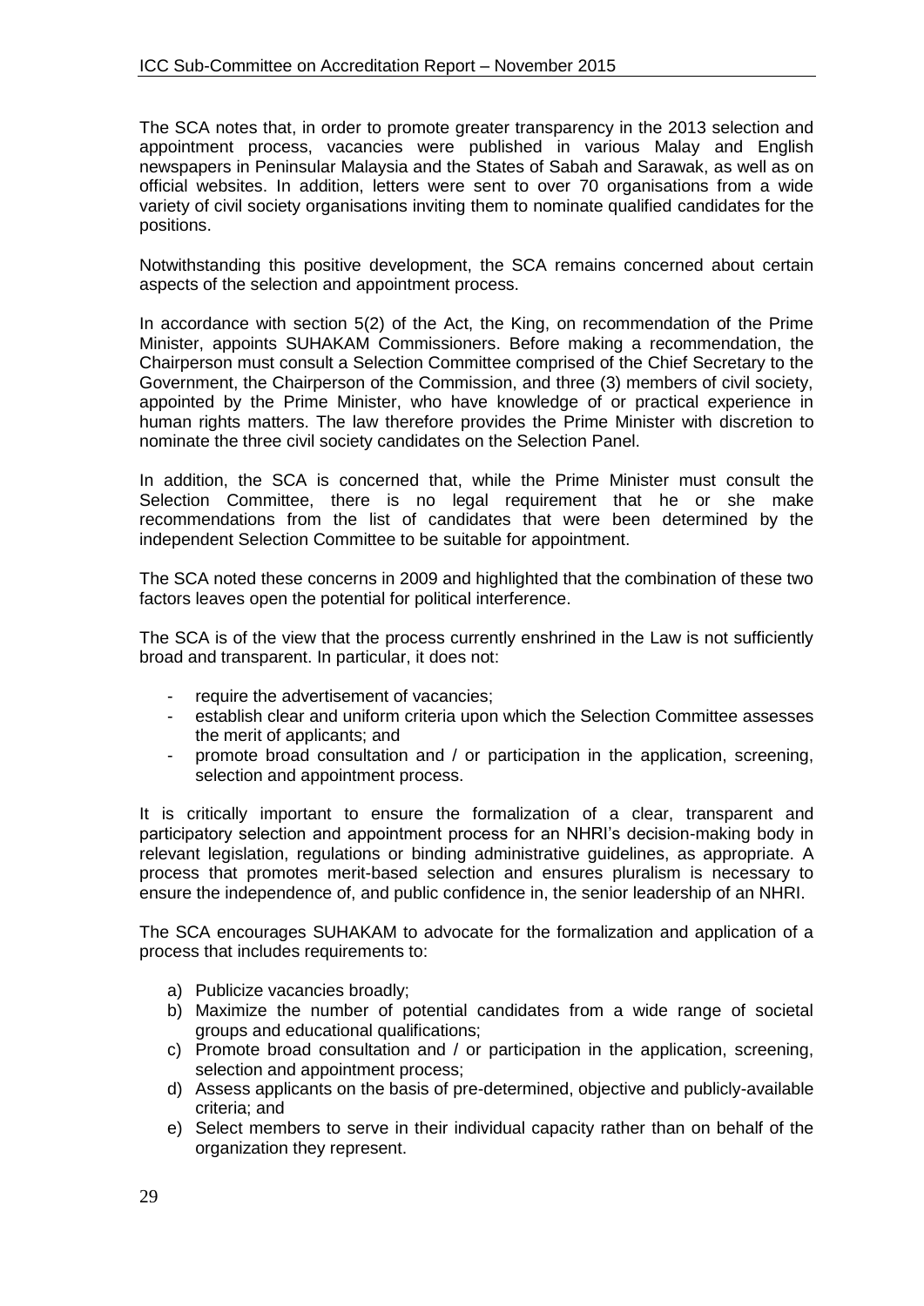The SCA notes that, in order to promote greater transparency in the 2013 selection and appointment process, vacancies were published in various Malay and English newspapers in Peninsular Malaysia and the States of Sabah and Sarawak, as well as on official websites. In addition, letters were sent to over 70 organisations from a wide variety of civil society organisations inviting them to nominate qualified candidates for the positions.

Notwithstanding this positive development, the SCA remains concerned about certain aspects of the selection and appointment process.

In accordance with section 5(2) of the Act, the King, on recommendation of the Prime Minister, appoints SUHAKAM Commissioners. Before making a recommendation, the Chairperson must consult a Selection Committee comprised of the Chief Secretary to the Government, the Chairperson of the Commission, and three (3) members of civil society, appointed by the Prime Minister, who have knowledge of or practical experience in human rights matters. The law therefore provides the Prime Minister with discretion to nominate the three civil society candidates on the Selection Panel.

In addition, the SCA is concerned that, while the Prime Minister must consult the Selection Committee, there is no legal requirement that he or she make recommendations from the list of candidates that were been determined by the independent Selection Committee to be suitable for appointment.

The SCA noted these concerns in 2009 and highlighted that the combination of these two factors leaves open the potential for political interference.

The SCA is of the view that the process currently enshrined in the Law is not sufficiently broad and transparent. In particular, it does not:

- require the advertisement of vacancies;
- establish clear and uniform criteria upon which the Selection Committee assesses the merit of applicants; and
- promote broad consultation and / or participation in the application, screening, selection and appointment process.

It is critically important to ensure the formalization of a clear, transparent and participatory selection and appointment process for an NHRI's decision-making body in relevant legislation, regulations or binding administrative guidelines, as appropriate. A process that promotes merit-based selection and ensures pluralism is necessary to ensure the independence of, and public confidence in, the senior leadership of an NHRI.

The SCA encourages SUHAKAM to advocate for the formalization and application of a process that includes requirements to:

a) Publicize vacancies broadly;
b) Maximize the number of potential candidates from a wide range of societal groups and educational qualifications;
c) Promote broad consultation and / or participation in the application, screening, selection and appointment process;
d) Assess applicants on the basis of pre-determined, objective and publicly-available criteria; and
e) Select members to serve in their individual capacity rather than on behalf of the organization they represent.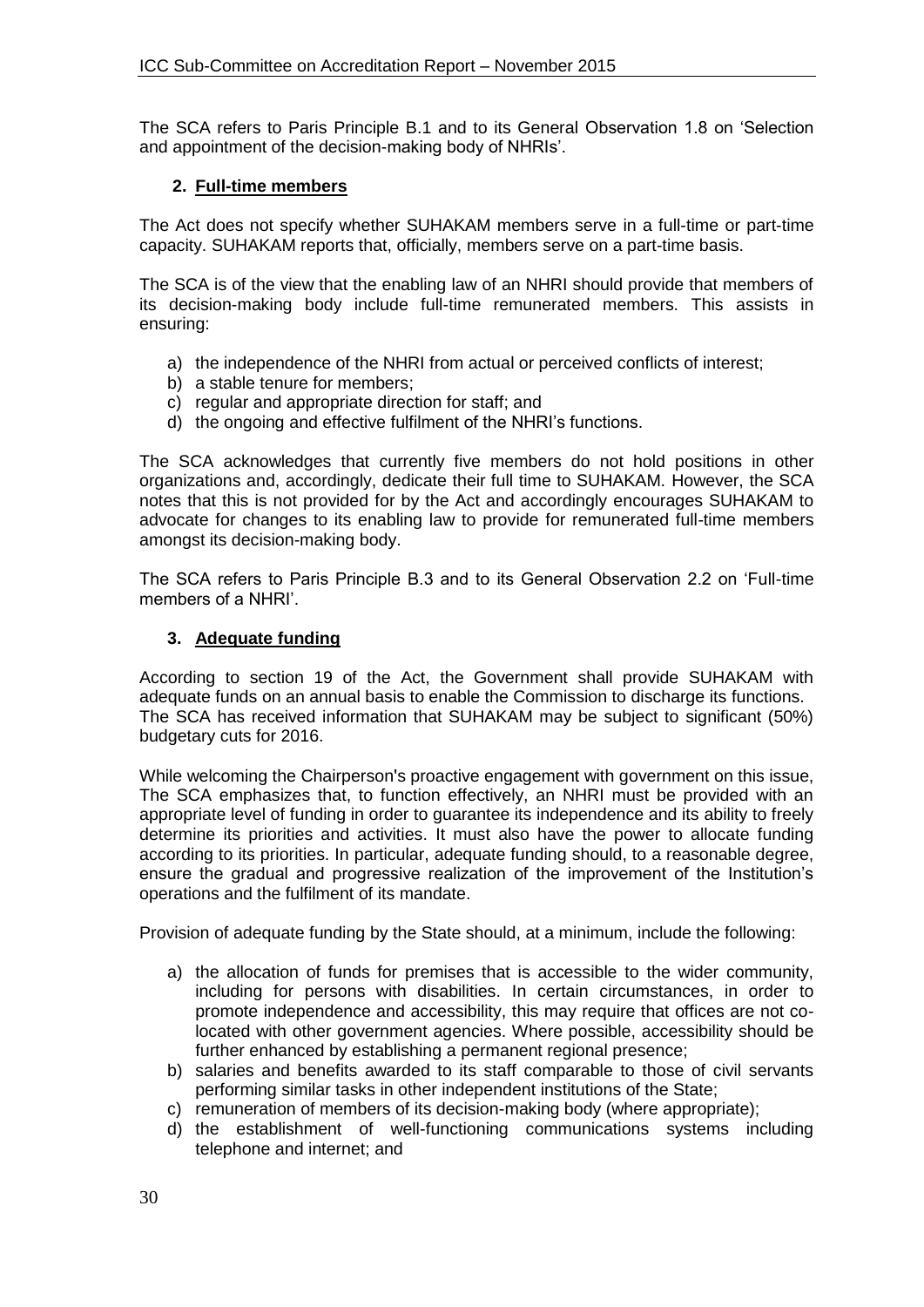The SCA refers to Paris Principle B.1 and to its General Observation 1.8 on 'Selection and appointment of the decision-making body of NHRIs'.

### 2. Full-time members

The Act does not specify whether SUHAKAM members serve in a full-time or part-time capacity. SUHAKAM reports that, officially, members serve on a part-time basis.

The SCA is of the view that the enabling law of an NHRI should provide that members of its decision-making body include full-time remunerated members. This assists in ensuring:

a) the independence of the NHRI from actual or perceived conflicts of interest;
b) a stable tenure for members;
c) regular and appropriate direction for staff; and
d) the ongoing and effective fulfilment of the NHRI's functions.

The SCA acknowledges that currently five members do not hold positions in other organizations and, accordingly, dedicate their full time to SUHAKAM. However, the SCA notes that this is not provided for by the Act and accordingly encourages SUHAKAM to advocate for changes to its enabling law to provide for remunerated full-time members amongst its decision-making body.

The SCA refers to Paris Principle B.3 and to its General Observation 2.2 on 'Full-time members of a NHRI'.

### 3. Adequate funding

According to section 19 of the Act, the Government shall provide SUHAKAM with adequate funds on an annual basis to enable the Commission to discharge its functions. The SCA has received information that SUHAKAM may be subject to significant (50%) budgetary cuts for 2016.

While welcoming the Chairperson's proactive engagement with government on this issue, The SCA emphasizes that, to function effectively, an NHRI must be provided with an appropriate level of funding in order to guarantee its independence and its ability to freely determine its priorities and activities. It must also have the power to allocate funding according to its priorities. In particular, adequate funding should, to a reasonable degree, ensure the gradual and progressive realization of the improvement of the Institution's operations and the fulfilment of its mandate.

Provision of adequate funding by the State should, at a minimum, include the following:

a) the allocation of funds for premises that is accessible to the wider community, including for persons with disabilities. In certain circumstances, in order to promote independence and accessibility, this may require that offices are not co-located with other government agencies. Where possible, accessibility should be further enhanced by establishing a permanent regional presence;
b) salaries and benefits awarded to its staff comparable to those of civil servants performing similar tasks in other independent institutions of the State;
c) remuneration of members of its decision-making body (where appropriate);
d) the establishment of well-functioning communications systems including telephone and internet; and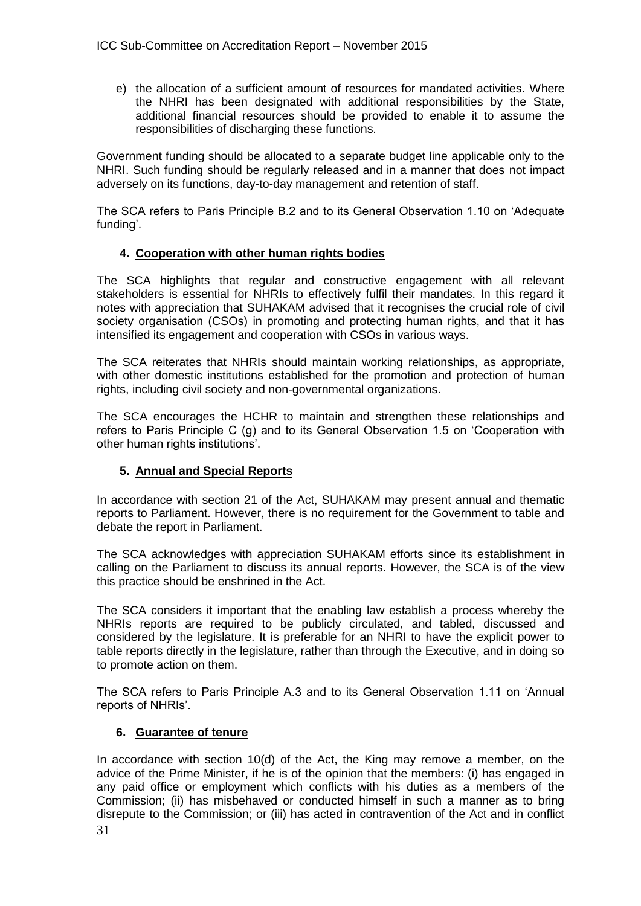e) the allocation of a sufficient amount of resources for mandated activities. Where the NHRI has been designated with additional responsibilities by the State, additional financial resources should be provided to enable it to assume the responsibilities of discharging these functions.

Government funding should be allocated to a separate budget line applicable only to the NHRI. Such funding should be regularly released and in a manner that does not impact adversely on its functions, day-to-day management and retention of staff.

The SCA refers to Paris Principle B.2 and to its General Observation 1.10 on 'Adequate funding'.

### 4. Cooperation with other human rights bodies

The SCA highlights that regular and constructive engagement with all relevant stakeholders is essential for NHRIs to effectively fulfil their mandates. In this regard it notes with appreciation that SUHAKAM advised that it recognises the crucial role of civil society organisation (CSOs) in promoting and protecting human rights, and that it has intensified its engagement and cooperation with CSOs in various ways.

The SCA reiterates that NHRIs should maintain working relationships, as appropriate, with other domestic institutions established for the promotion and protection of human rights, including civil society and non-governmental organizations.

The SCA encourages the HCHR to maintain and strengthen these relationships and refers to Paris Principle C (g) and to its General Observation 1.5 on 'Cooperation with other human rights institutions'.

### 5. Annual and Special Reports

In accordance with section 21 of the Act, SUHAKAM may present annual and thematic reports to Parliament. However, there is no requirement for the Government to table and debate the report in Parliament.

The SCA acknowledges with appreciation SUHAKAM efforts since its establishment in calling on the Parliament to discuss its annual reports. However, the SCA is of the view this practice should be enshrined in the Act.

The SCA considers it important that the enabling law establish a process whereby the NHRIs reports are required to be publicly circulated, and tabled, discussed and considered by the legislature. It is preferable for an NHRI to have the explicit power to table reports directly in the legislature, rather than through the Executive, and in doing so to promote action on them.

The SCA refers to Paris Principle A.3 and to its General Observation 1.11 on 'Annual reports of NHRIs'.

### 6. Guarantee of tenure

In accordance with section 10(d) of the Act, the King may remove a member, on the advice of the Prime Minister, if he is of the opinion that the members: (i) has engaged in any paid office or employment which conflicts with his duties as a members of the Commission; (ii) has misbehaved or conducted himself in such a manner as to bring disrepute to the Commission; or (iii) has acted in contravention of the Act and in conflict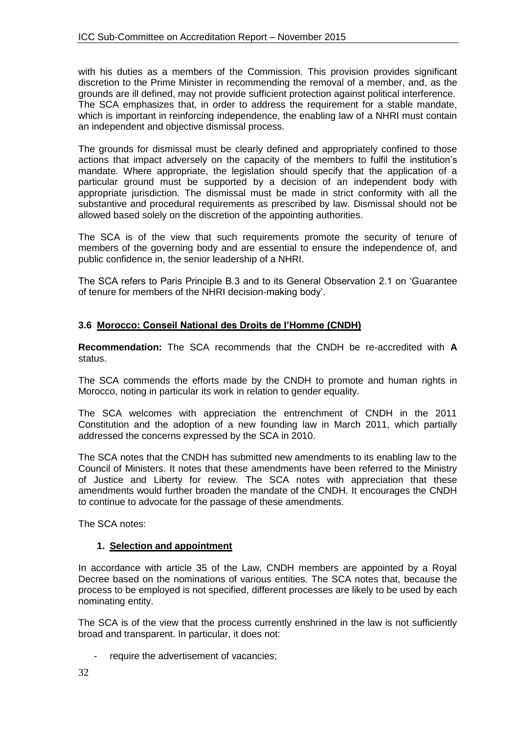with his duties as a members of the Commission. This provision provides significant discretion to the Prime Minister in recommending the removal of a member, and, as the grounds are ill defined, may not provide sufficient protection against political interference. The SCA emphasizes that, in order to address the requirement for a stable mandate, which is important in reinforcing independence, the enabling law of a NHRI must contain an independent and objective dismissal process.

The grounds for dismissal must be clearly defined and appropriately confined to those actions that impact adversely on the capacity of the members to fulfil the institution's mandate. Where appropriate, the legislation should specify that the application of a particular ground must be supported by a decision of an independent body with appropriate jurisdiction. The dismissal must be made in strict conformity with all the substantive and procedural requirements as prescribed by law. Dismissal should not be allowed based solely on the discretion of the appointing authorities.

The SCA is of the view that such requirements promote the security of tenure of members of the governing body and are essential to ensure the independence of, and public confidence in, the senior leadership of a NHRI.

The SCA refers to Paris Principle B.3 and to its General Observation 2.1 on 'Guarantee of tenure for members of the NHRI decision-making body'.

### 3.6 Morocco: Conseil National des Droits de l'Homme (CNDH)

**Recommendation:** The SCA recommends that the CNDH be re-accredited with **A** status.

The SCA commends the efforts made by the CNDH to promote and human rights in Morocco, noting in particular its work in relation to gender equality.

The SCA welcomes with appreciation the entrenchment of CNDH in the 2011 Constitution and the adoption of a new founding law in March 2011, which partially addressed the concerns expressed by the SCA in 2010.

The SCA notes that the CNDH has submitted new amendments to its enabling law to the Council of Ministers. It notes that these amendments have been referred to the Ministry of Justice and Liberty for review. The SCA notes with appreciation that these amendments would further broaden the mandate of the CNDH. It encourages the CNDH to continue to advocate for the passage of these amendments.

The SCA notes:

1. **Selection and appointment**

In accordance with article 35 of the Law, CNDH members are appointed by a Royal Decree based on the nominations of various entities. The SCA notes that, because the process to be employed is not specified, different processes are likely to be used by each nominating entity.

The SCA is of the view that the process currently enshrined in the law is not sufficiently broad and transparent. In particular, it does not:

- require the advertisement of vacancies;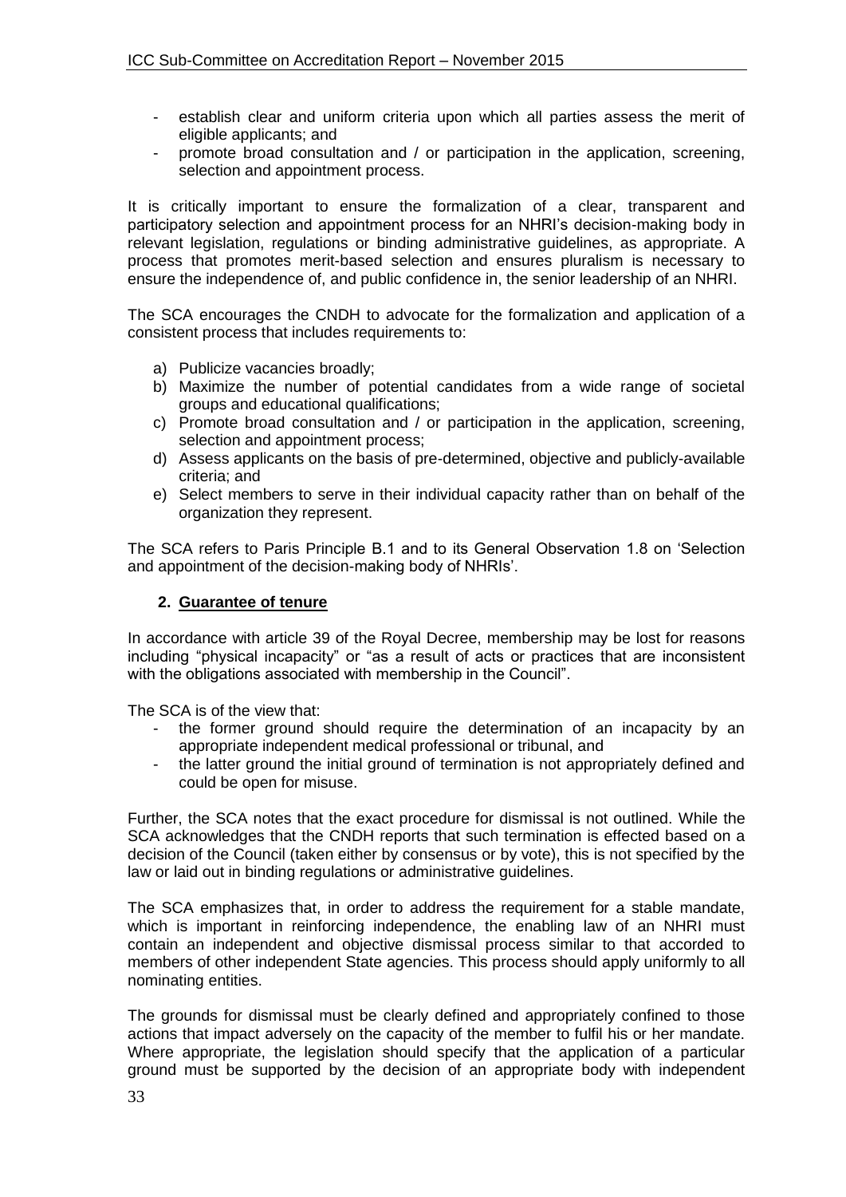- establish clear and uniform criteria upon which all parties assess the merit of eligible applicants; and
- promote broad consultation and / or participation in the application, screening, selection and appointment process.

It is critically important to ensure the formalization of a clear, transparent and participatory selection and appointment process for an NHRI's decision-making body in relevant legislation, regulations or binding administrative guidelines, as appropriate. A process that promotes merit-based selection and ensures pluralism is necessary to ensure the independence of, and public confidence in, the senior leadership of an NHRI.

The SCA encourages the CNDH to advocate for the formalization and application of a consistent process that includes requirements to:

a) Publicize vacancies broadly;
b) Maximize the number of potential candidates from a wide range of societal groups and educational qualifications;
c) Promote broad consultation and / or participation in the application, screening, selection and appointment process;
d) Assess applicants on the basis of pre-determined, objective and publicly-available criteria; and
e) Select members to serve in their individual capacity rather than on behalf of the organization they represent.

The SCA refers to Paris Principle B.1 and to its General Observation 1.8 on 'Selection and appointment of the decision-making body of NHRIs'.

## 2. Guarantee of tenure

In accordance with article 39 of the Royal Decree, membership may be lost for reasons including "physical incapacity" or "as a result of acts or practices that are inconsistent with the obligations associated with membership in the Council".

The SCA is of the view that:

- the former ground should require the determination of an incapacity by an appropriate independent medical professional or tribunal, and
- the latter ground the initial ground of termination is not appropriately defined and could be open for misuse.

Further, the SCA notes that the exact procedure for dismissal is not outlined. While the SCA acknowledges that the CNDH reports that such termination is effected based on a decision of the Council (taken either by consensus or by vote), this is not specified by the law or laid out in binding regulations or administrative guidelines.

The SCA emphasizes that, in order to address the requirement for a stable mandate, which is important in reinforcing independence, the enabling law of an NHRI must contain an independent and objective dismissal process similar to that accorded to members of other independent State agencies. This process should apply uniformly to all nominating entities.

The grounds for dismissal must be clearly defined and appropriately confined to those actions that impact adversely on the capacity of the member to fulfil his or her mandate. Where appropriate, the legislation should specify that the application of a particular ground must be supported by the decision of an appropriate body with independent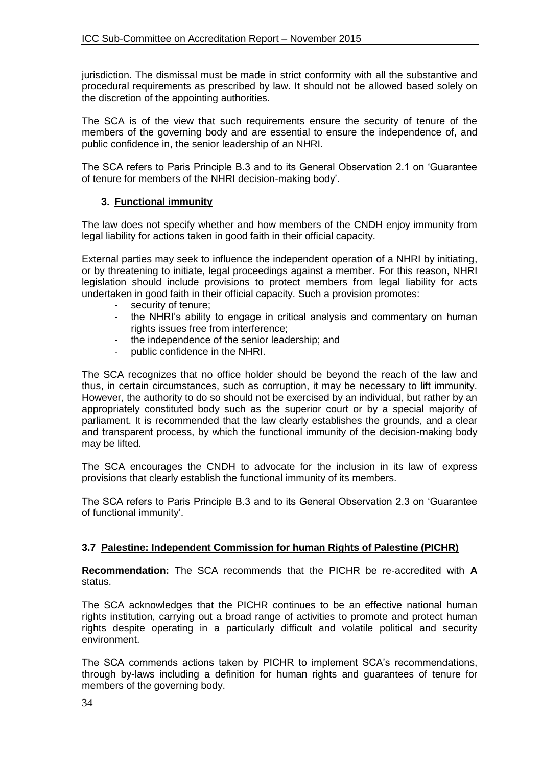jurisdiction. The dismissal must be made in strict conformity with all the substantive and procedural requirements as prescribed by law. It should not be allowed based solely on the discretion of the appointing authorities.

The SCA is of the view that such requirements ensure the security of tenure of the members of the governing body and are essential to ensure the independence of, and public confidence in, the senior leadership of an NHRI.

The SCA refers to Paris Principle B.3 and to its General Observation 2.1 on 'Guarantee of tenure for members of the NHRI decision-making body'.

**3. Functional immunity**

The law does not specify whether and how members of the CNDH enjoy immunity from legal liability for actions taken in good faith in their official capacity.

External parties may seek to influence the independent operation of a NHRI by initiating, or by threatening to initiate, legal proceedings against a member. For this reason, NHRI legislation should include provisions to protect members from legal liability for acts undertaken in good faith in their official capacity. Such a provision promotes:

- security of tenure;
- the NHRI's ability to engage in critical analysis and commentary on human rights issues free from interference;
- the independence of the senior leadership; and
- public confidence in the NHRI.

The SCA recognizes that no office holder should be beyond the reach of the law and thus, in certain circumstances, such as corruption, it may be necessary to lift immunity. However, the authority to do so should not be exercised by an individual, but rather by an appropriately constituted body such as the superior court or by a special majority of parliament. It is recommended that the law clearly establishes the grounds, and a clear and transparent process, by which the functional immunity of the decision-making body may be lifted.

The SCA encourages the CNDH to advocate for the inclusion in its law of express provisions that clearly establish the functional immunity of its members.

The SCA refers to Paris Principle B.3 and to its General Observation 2.3 on 'Guarantee of functional immunity'.

### 3.7 Palestine: Independent Commission for human Rights of Palestine (PICHR)

**Recommendation:** The SCA recommends that the PICHR be re-accredited with **A** status.

The SCA acknowledges that the PICHR continues to be an effective national human rights institution, carrying out a broad range of activities to promote and protect human rights despite operating in a particularly difficult and volatile political and security environment.

The SCA commends actions taken by PICHR to implement SCA's recommendations, through by-laws including a definition for human rights and guarantees of tenure for members of the governing body.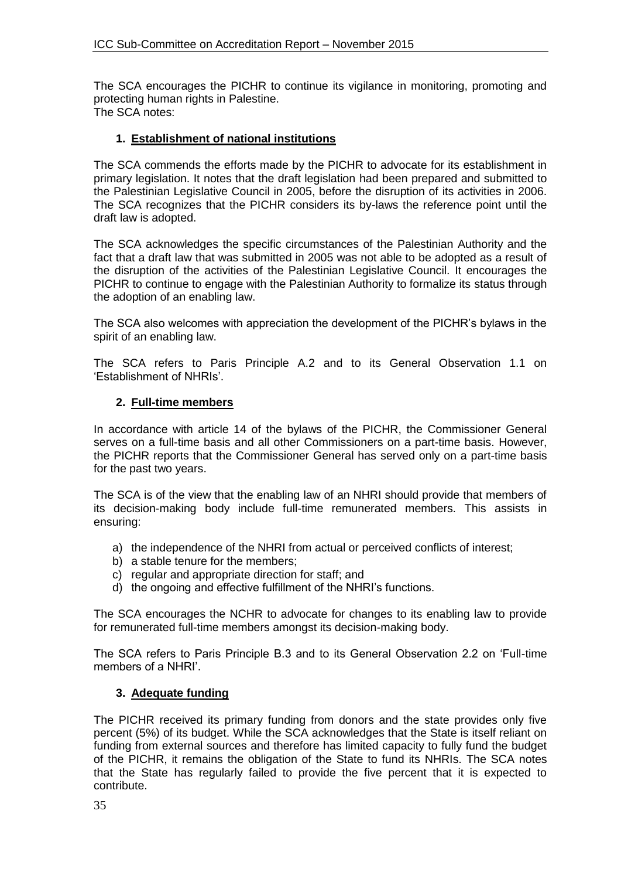The SCA encourages the PICHR to continue its vigilance in monitoring, promoting and protecting human rights in Palestine.
The SCA notes:

### 1. Establishment of national institutions

The SCA commends the efforts made by the PICHR to advocate for its establishment in primary legislation. It notes that the draft legislation had been prepared and submitted to the Palestinian Legislative Council in 2005, before the disruption of its activities in 2006. The SCA recognizes that the PICHR considers its by-laws the reference point until the draft law is adopted.

The SCA acknowledges the specific circumstances of the Palestinian Authority and the fact that a draft law that was submitted in 2005 was not able to be adopted as a result of the disruption of the activities of the Palestinian Legislative Council. It encourages the PICHR to continue to engage with the Palestinian Authority to formalize its status through the adoption of an enabling law.

The SCA also welcomes with appreciation the development of the PICHR's bylaws in the spirit of an enabling law.

The SCA refers to Paris Principle A.2 and to its General Observation 1.1 on 'Establishment of NHRIs'.

### 2. Full-time members

In accordance with article 14 of the bylaws of the PICHR, the Commissioner General serves on a full-time basis and all other Commissioners on a part-time basis. However, the PICHR reports that the Commissioner General has served only on a part-time basis for the past two years.

The SCA is of the view that the enabling law of an NHRI should provide that members of its decision-making body include full-time remunerated members. This assists in ensuring:

a) the independence of the NHRI from actual or perceived conflicts of interest;
b) a stable tenure for the members;
c) regular and appropriate direction for staff; and
d) the ongoing and effective fulfillment of the NHRI's functions.

The SCA encourages the NCHR to advocate for changes to its enabling law to provide for remunerated full-time members amongst its decision-making body.

The SCA refers to Paris Principle B.3 and to its General Observation 2.2 on 'Full-time members of a NHRI'.

### 3. Adequate funding

The PICHR received its primary funding from donors and the state provides only five percent (5%) of its budget. While the SCA acknowledges that the State is itself reliant on funding from external sources and therefore has limited capacity to fully fund the budget of the PICHR, it remains the obligation of the State to fund its NHRIs. The SCA notes that the State has regularly failed to provide the five percent that it is expected to contribute.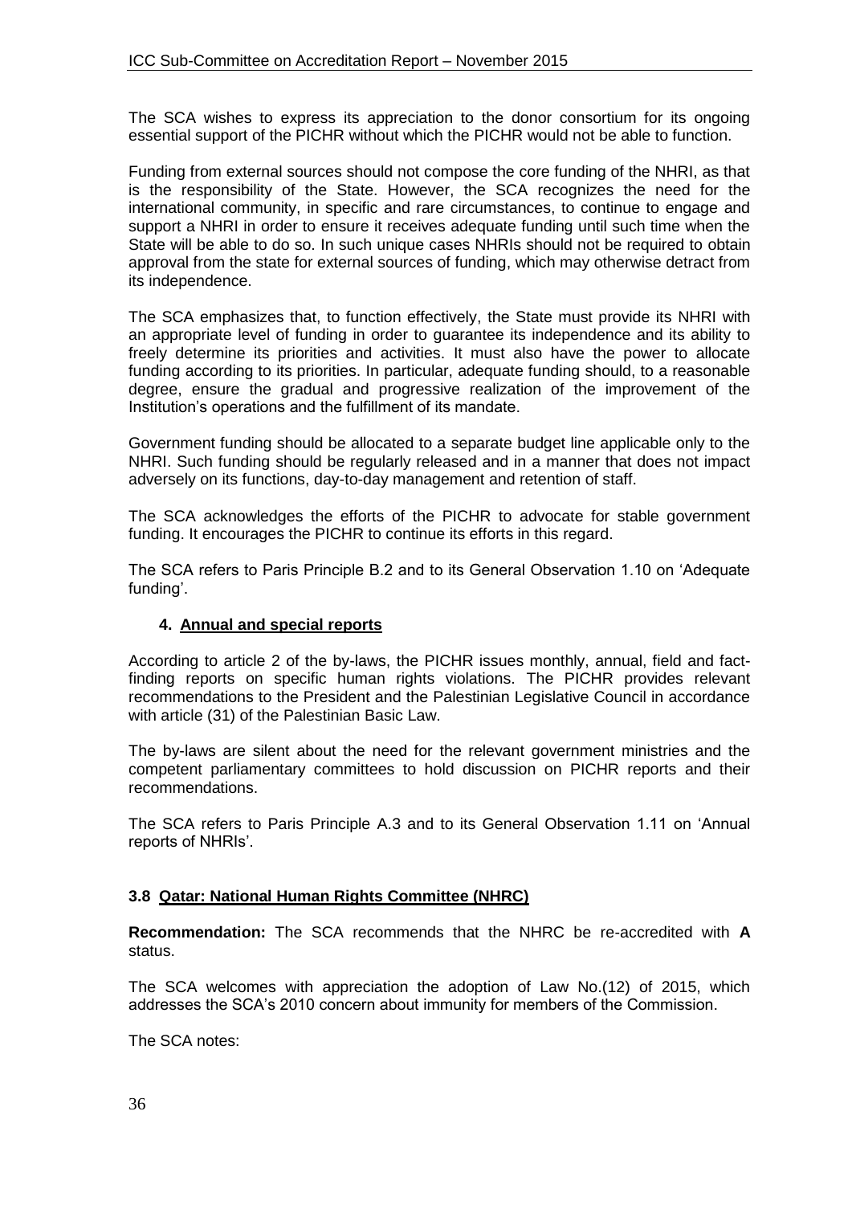The SCA wishes to express its appreciation to the donor consortium for its ongoing essential support of the PICHR without which the PICHR would not be able to function.

Funding from external sources should not compose the core funding of the NHRI, as that is the responsibility of the State. However, the SCA recognizes the need for the international community, in specific and rare circumstances, to continue to engage and support a NHRI in order to ensure it receives adequate funding until such time when the State will be able to do so. In such unique cases NHRIs should not be required to obtain approval from the state for external sources of funding, which may otherwise detract from its independence.

The SCA emphasizes that, to function effectively, the State must provide its NHRI with an appropriate level of funding in order to guarantee its independence and its ability to freely determine its priorities and activities. It must also have the power to allocate funding according to its priorities. In particular, adequate funding should, to a reasonable degree, ensure the gradual and progressive realization of the improvement of the Institution's operations and the fulfillment of its mandate.

Government funding should be allocated to a separate budget line applicable only to the NHRI. Such funding should be regularly released and in a manner that does not impact adversely on its functions, day-to-day management and retention of staff.

The SCA acknowledges the efforts of the PICHR to advocate for stable government funding. It encourages the PICHR to continue its efforts in this regard.

The SCA refers to Paris Principle B.2 and to its General Observation 1.10 on 'Adequate funding'.

#### 4. Annual and special reports

According to article 2 of the by-laws, the PICHR issues monthly, annual, field and fact-finding reports on specific human rights violations. The PICHR provides relevant recommendations to the President and the Palestinian Legislative Council in accordance with article (31) of the Palestinian Basic Law.

The by-laws are silent about the need for the relevant government ministries and the competent parliamentary committees to hold discussion on PICHR reports and their recommendations.

The SCA refers to Paris Principle A.3 and to its General Observation 1.11 on 'Annual reports of NHRIs'.

### 3.8 Qatar: National Human Rights Committee (NHRC)

**Recommendation:** The SCA recommends that the NHRC be re-accredited with **A** status.

The SCA welcomes with appreciation the adoption of Law No.(12) of 2015, which addresses the SCA's 2010 concern about immunity for members of the Commission.

The SCA notes: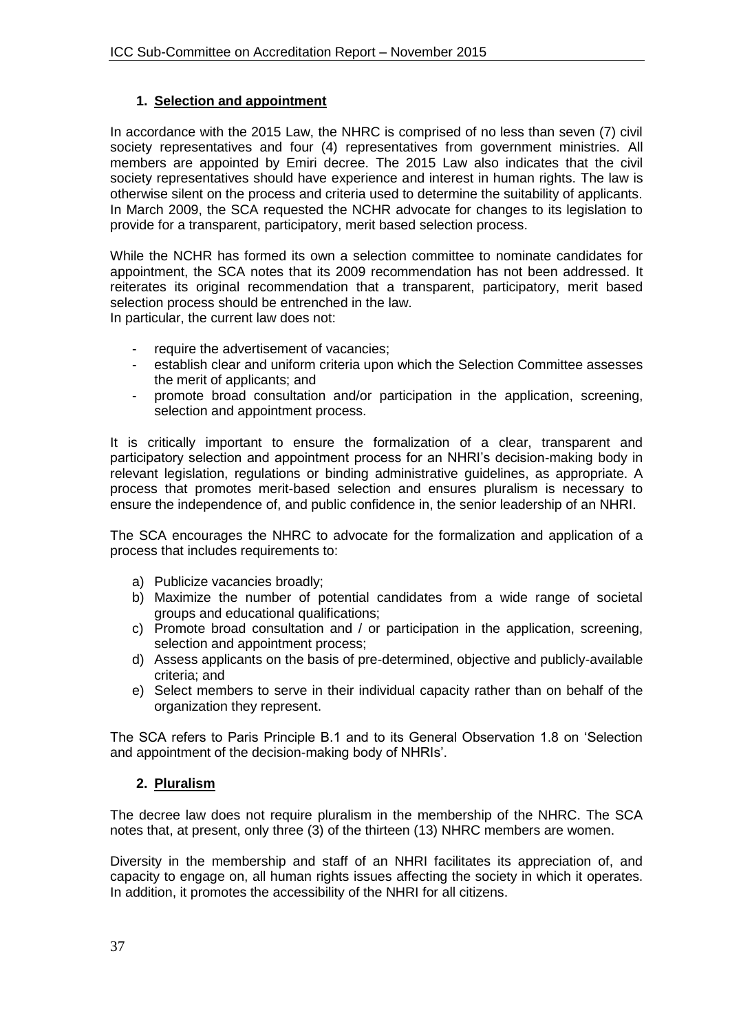## 1. Selection and appointment

In accordance with the 2015 Law, the NHRC is comprised of no less than seven (7) civil society representatives and four (4) representatives from government ministries. All members are appointed by Emiri decree. The 2015 Law also indicates that the civil society representatives should have experience and interest in human rights. The law is otherwise silent on the process and criteria used to determine the suitability of applicants. In March 2009, the SCA requested the NCHR advocate for changes to its legislation to provide for a transparent, participatory, merit based selection process.

While the NCHR has formed its own a selection committee to nominate candidates for appointment, the SCA notes that its 2009 recommendation has not been addressed. It reiterates its original recommendation that a transparent, participatory, merit based selection process should be entrenched in the law.
In particular, the current law does not:

- require the advertisement of vacancies;
- establish clear and uniform criteria upon which the Selection Committee assesses the merit of applicants; and
- promote broad consultation and/or participation in the application, screening, selection and appointment process.

It is critically important to ensure the formalization of a clear, transparent and participatory selection and appointment process for an NHRI's decision-making body in relevant legislation, regulations or binding administrative guidelines, as appropriate. A process that promotes merit-based selection and ensures pluralism is necessary to ensure the independence of, and public confidence in, the senior leadership of an NHRI.

The SCA encourages the NHRC to advocate for the formalization and application of a process that includes requirements to:

a) Publicize vacancies broadly;
b) Maximize the number of potential candidates from a wide range of societal groups and educational qualifications;
c) Promote broad consultation and / or participation in the application, screening, selection and appointment process;
d) Assess applicants on the basis of pre-determined, objective and publicly-available criteria; and
e) Select members to serve in their individual capacity rather than on behalf of the organization they represent.

The SCA refers to Paris Principle B.1 and to its General Observation 1.8 on 'Selection and appointment of the decision-making body of NHRIs'.

## 2. Pluralism

The decree law does not require pluralism in the membership of the NHRC. The SCA notes that, at present, only three (3) of the thirteen (13) NHRC members are women.

Diversity in the membership and staff of an NHRI facilitates its appreciation of, and capacity to engage on, all human rights issues affecting the society in which it operates. In addition, it promotes the accessibility of the NHRI for all citizens.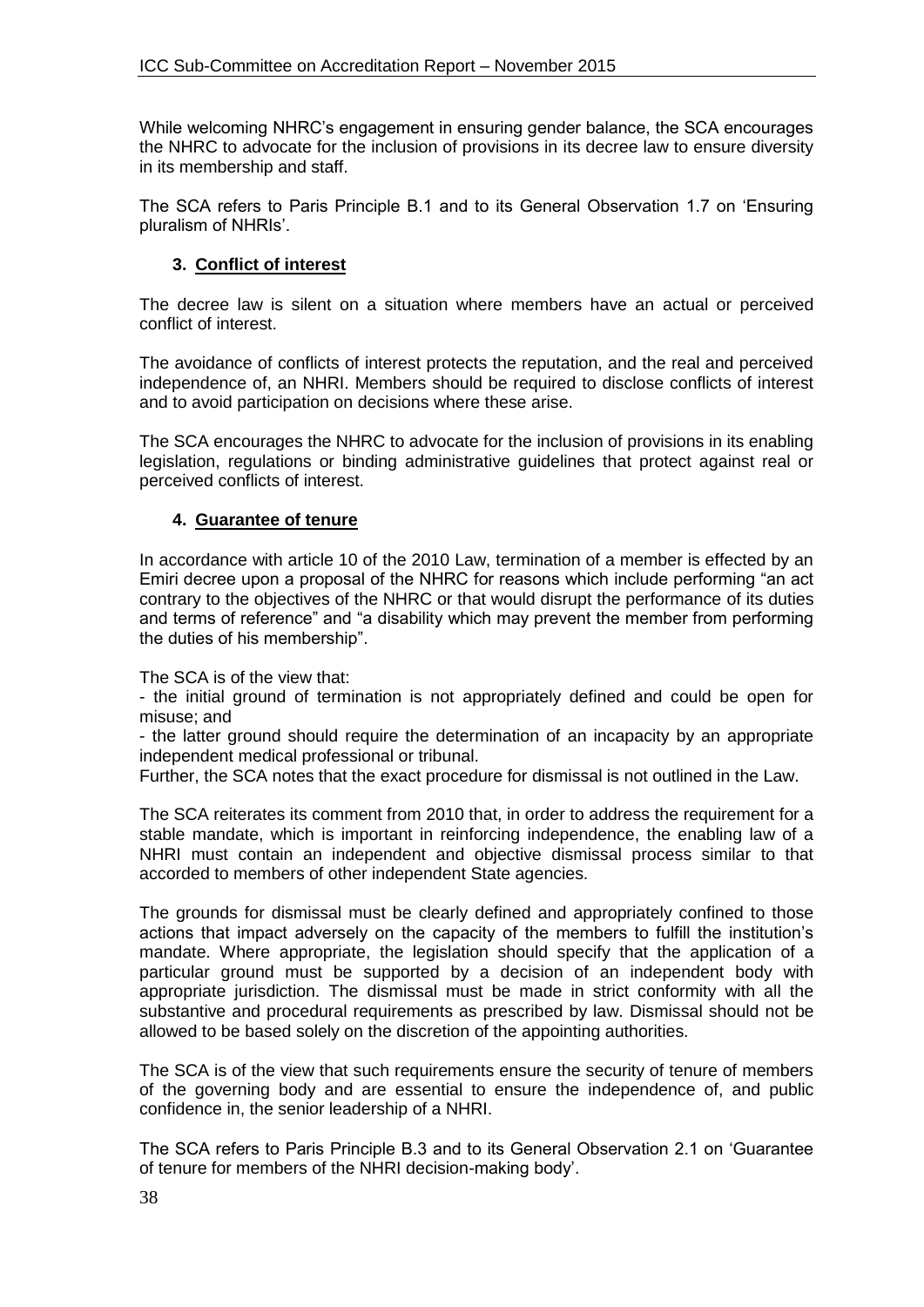While welcoming NHRC's engagement in ensuring gender balance, the SCA encourages the NHRC to advocate for the inclusion of provisions in its decree law to ensure diversity in its membership and staff.

The SCA refers to Paris Principle B.1 and to its General Observation 1.7 on 'Ensuring pluralism of NHRIs'.

### 3. Conflict of interest

The decree law is silent on a situation where members have an actual or perceived conflict of interest.

The avoidance of conflicts of interest protects the reputation, and the real and perceived independence of, an NHRI. Members should be required to disclose conflicts of interest and to avoid participation on decisions where these arise.

The SCA encourages the NHRC to advocate for the inclusion of provisions in its enabling legislation, regulations or binding administrative guidelines that protect against real or perceived conflicts of interest.

### 4. Guarantee of tenure

In accordance with article 10 of the 2010 Law, termination of a member is effected by an Emiri decree upon a proposal of the NHRC for reasons which include performing "an act contrary to the objectives of the NHRC or that would disrupt the performance of its duties and terms of reference" and "a disability which may prevent the member from performing the duties of his membership".

The SCA is of the view that:
- the initial ground of termination is not appropriately defined and could be open for misuse; and
- the latter ground should require the determination of an incapacity by an appropriate independent medical professional or tribunal.

Further, the SCA notes that the exact procedure for dismissal is not outlined in the Law.

The SCA reiterates its comment from 2010 that, in order to address the requirement for a stable mandate, which is important in reinforcing independence, the enabling law of a NHRI must contain an independent and objective dismissal process similar to that accorded to members of other independent State agencies.

The grounds for dismissal must be clearly defined and appropriately confined to those actions that impact adversely on the capacity of the members to fulfill the institution's mandate. Where appropriate, the legislation should specify that the application of a particular ground must be supported by a decision of an independent body with appropriate jurisdiction. The dismissal must be made in strict conformity with all the substantive and procedural requirements as prescribed by law. Dismissal should not be allowed to be based solely on the discretion of the appointing authorities.

The SCA is of the view that such requirements ensure the security of tenure of members of the governing body and are essential to ensure the independence of, and public confidence in, the senior leadership of a NHRI.

The SCA refers to Paris Principle B.3 and to its General Observation 2.1 on 'Guarantee of tenure for members of the NHRI decision-making body'.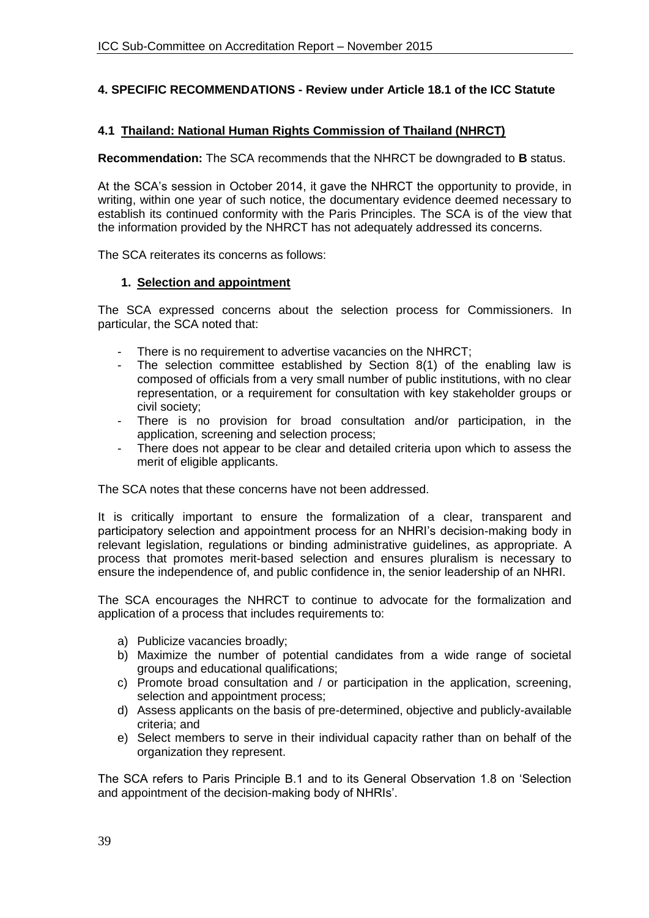## 4. SPECIFIC RECOMMENDATIONS - Review under Article 18.1 of the ICC Statute

### 4.1 Thailand: National Human Rights Commission of Thailand (NHRCT)

**Recommendation:** The SCA recommends that the NHRCT be downgraded to **B** status.

At the SCA's session in October 2014, it gave the NHRCT the opportunity to provide, in writing, within one year of such notice, the documentary evidence deemed necessary to establish its continued conformity with the Paris Principles. The SCA is of the view that the information provided by the NHRCT has not adequately addressed its concerns.

The SCA reiterates its concerns as follows:

1. **Selection and appointment**

The SCA expressed concerns about the selection process for Commissioners. In particular, the SCA noted that:

- There is no requirement to advertise vacancies on the NHRCT;
- The selection committee established by Section 8(1) of the enabling law is composed of officials from a very small number of public institutions, with no clear representation, or a requirement for consultation with key stakeholder groups or civil society;
- There is no provision for broad consultation and/or participation, in the application, screening and selection process;
- There does not appear to be clear and detailed criteria upon which to assess the merit of eligible applicants.

The SCA notes that these concerns have not been addressed.

It is critically important to ensure the formalization of a clear, transparent and participatory selection and appointment process for an NHRI's decision-making body in relevant legislation, regulations or binding administrative guidelines, as appropriate. A process that promotes merit-based selection and ensures pluralism is necessary to ensure the independence of, and public confidence in, the senior leadership of an NHRI.

The SCA encourages the NHRCT to continue to advocate for the formalization and application of a process that includes requirements to:

a) Publicize vacancies broadly;
b) Maximize the number of potential candidates from a wide range of societal groups and educational qualifications;
c) Promote broad consultation and / or participation in the application, screening, selection and appointment process;
d) Assess applicants on the basis of pre-determined, objective and publicly-available criteria; and
e) Select members to serve in their individual capacity rather than on behalf of the organization they represent.

The SCA refers to Paris Principle B.1 and to its General Observation 1.8 on 'Selection and appointment of the decision-making body of NHRIs'.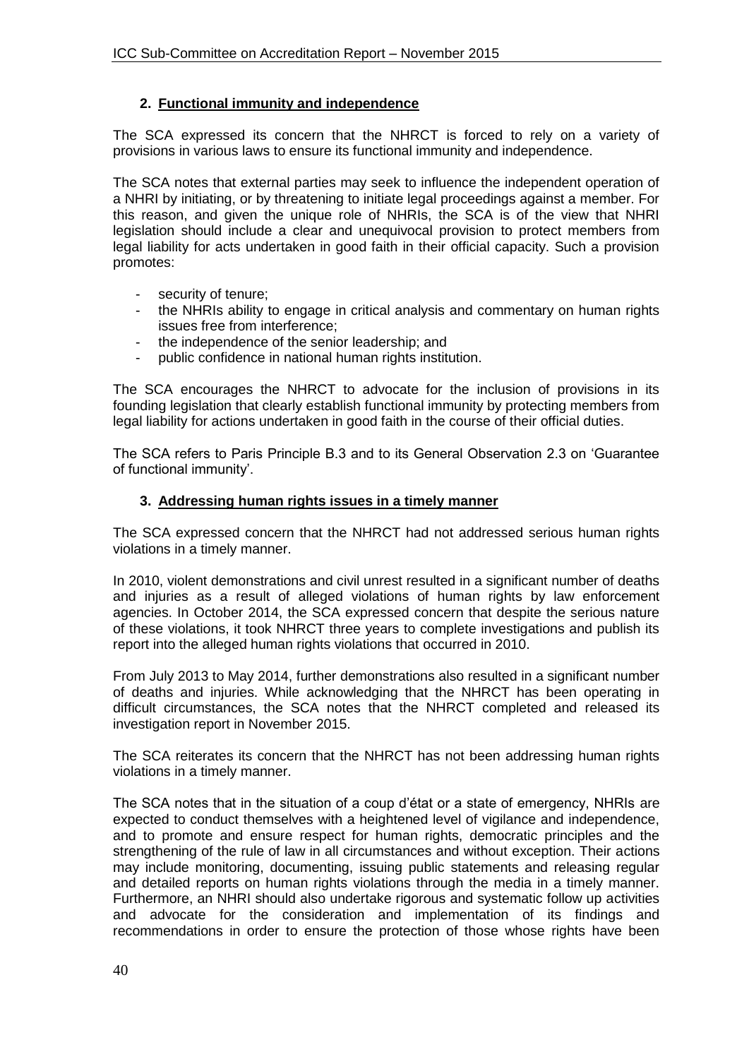## 2. Functional immunity and independence

The SCA expressed its concern that the NHRCT is forced to rely on a variety of provisions in various laws to ensure its functional immunity and independence.

The SCA notes that external parties may seek to influence the independent operation of a NHRI by initiating, or by threatening to initiate legal proceedings against a member. For this reason, and given the unique role of NHRIs, the SCA is of the view that NHRI legislation should include a clear and unequivocal provision to protect members from legal liability for acts undertaken in good faith in their official capacity. Such a provision promotes:

- security of tenure;
- the NHRIs ability to engage in critical analysis and commentary on human rights issues free from interference;
- the independence of the senior leadership; and
- public confidence in national human rights institution.

The SCA encourages the NHRCT to advocate for the inclusion of provisions in its founding legislation that clearly establish functional immunity by protecting members from legal liability for actions undertaken in good faith in the course of their official duties.

The SCA refers to Paris Principle B.3 and to its General Observation 2.3 on 'Guarantee of functional immunity'.

## 3. Addressing human rights issues in a timely manner

The SCA expressed concern that the NHRCT had not addressed serious human rights violations in a timely manner.

In 2010, violent demonstrations and civil unrest resulted in a significant number of deaths and injuries as a result of alleged violations of human rights by law enforcement agencies. In October 2014, the SCA expressed concern that despite the serious nature of these violations, it took NHRCT three years to complete investigations and publish its report into the alleged human rights violations that occurred in 2010.

From July 2013 to May 2014, further demonstrations also resulted in a significant number of deaths and injuries. While acknowledging that the NHRCT has been operating in difficult circumstances, the SCA notes that the NHRCT completed and released its investigation report in November 2015.

The SCA reiterates its concern that the NHRCT has not been addressing human rights violations in a timely manner.

The SCA notes that in the situation of a coup d'état or a state of emergency, NHRIs are expected to conduct themselves with a heightened level of vigilance and independence, and to promote and ensure respect for human rights, democratic principles and the strengthening of the rule of law in all circumstances and without exception. Their actions may include monitoring, documenting, issuing public statements and releasing regular and detailed reports on human rights violations through the media in a timely manner. Furthermore, an NHRI should also undertake rigorous and systematic follow up activities and advocate for the consideration and implementation of its findings and recommendations in order to ensure the protection of those whose rights have been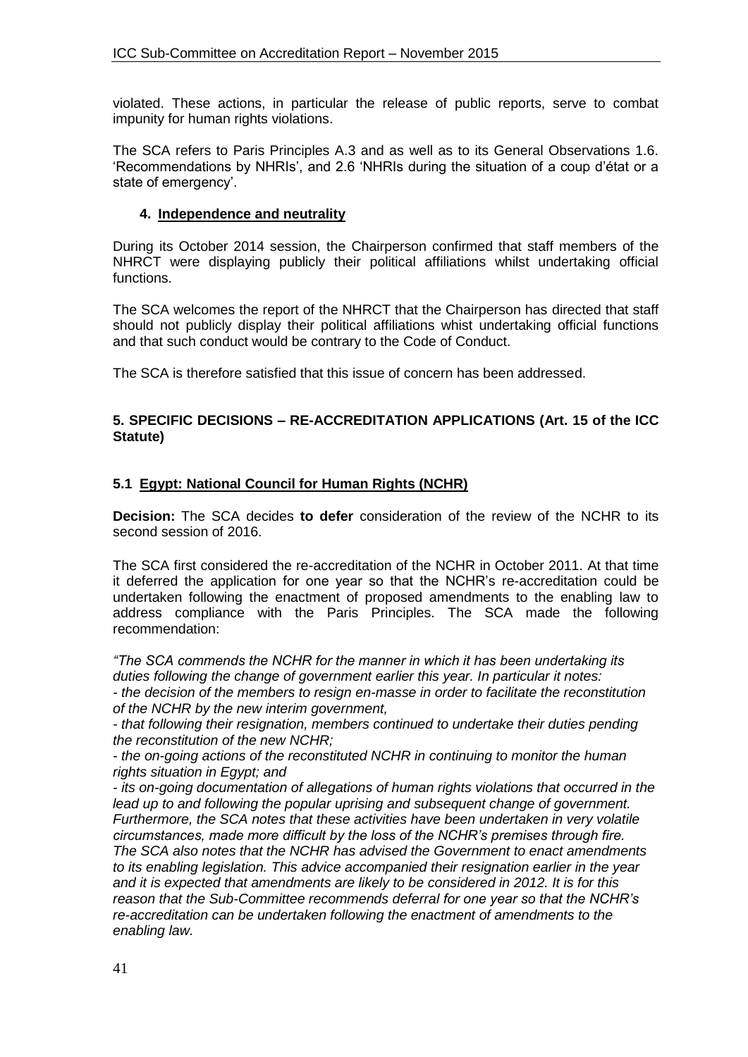violated. These actions, in particular the release of public reports, serve to combat impunity for human rights violations.

The SCA refers to Paris Principles A.3 and as well as to its General Observations 1.6. 'Recommendations by NHRIs', and 2.6 'NHRIs during the situation of a coup d'état or a state of emergency'.

#### 4. Independence and neutrality

During its October 2014 session, the Chairperson confirmed that staff members of the NHRCT were displaying publicly their political affiliations whilst undertaking official functions.

The SCA welcomes the report of the NHRCT that the Chairperson has directed that staff should not publicly display their political affiliations whist undertaking official functions and that such conduct would be contrary to the Code of Conduct.

The SCA is therefore satisfied that this issue of concern has been addressed.

## 5. SPECIFIC DECISIONS – RE-ACCREDITATION APPLICATIONS (Art. 15 of the ICC Statute)

### 5.1 Egypt: National Council for Human Rights (NCHR)

**Decision:** The SCA decides **to defer** consideration of the review of the NCHR to its second session of 2016.

The SCA first considered the re-accreditation of the NCHR in October 2011. At that time it deferred the application for one year so that the NCHR's re-accreditation could be undertaken following the enactment of proposed amendments to the enabling law to address compliance with the Paris Principles. The SCA made the following recommendation:

*"The SCA commends the NCHR for the manner in which it has been undertaking its duties following the change of government earlier this year. In particular it notes:*
*- the decision of the members to resign en-masse in order to facilitate the reconstitution of the NCHR by the new interim government,*
*- that following their resignation, members continued to undertake their duties pending the reconstitution of the new NCHR;*
*- the on-going actions of the reconstituted NCHR in continuing to monitor the human rights situation in Egypt; and*
*- its on-going documentation of allegations of human rights violations that occurred in the lead up to and following the popular uprising and subsequent change of government. Furthermore, the SCA notes that these activities have been undertaken in very volatile circumstances, made more difficult by the loss of the NCHR's premises through fire. The SCA also notes that the NCHR has advised the Government to enact amendments to its enabling legislation. This advice accompanied their resignation earlier in the year and it is expected that amendments are likely to be considered in 2012. It is for this reason that the Sub-Committee recommends deferral for one year so that the NCHR's re-accreditation can be undertaken following the enactment of amendments to the enabling law.*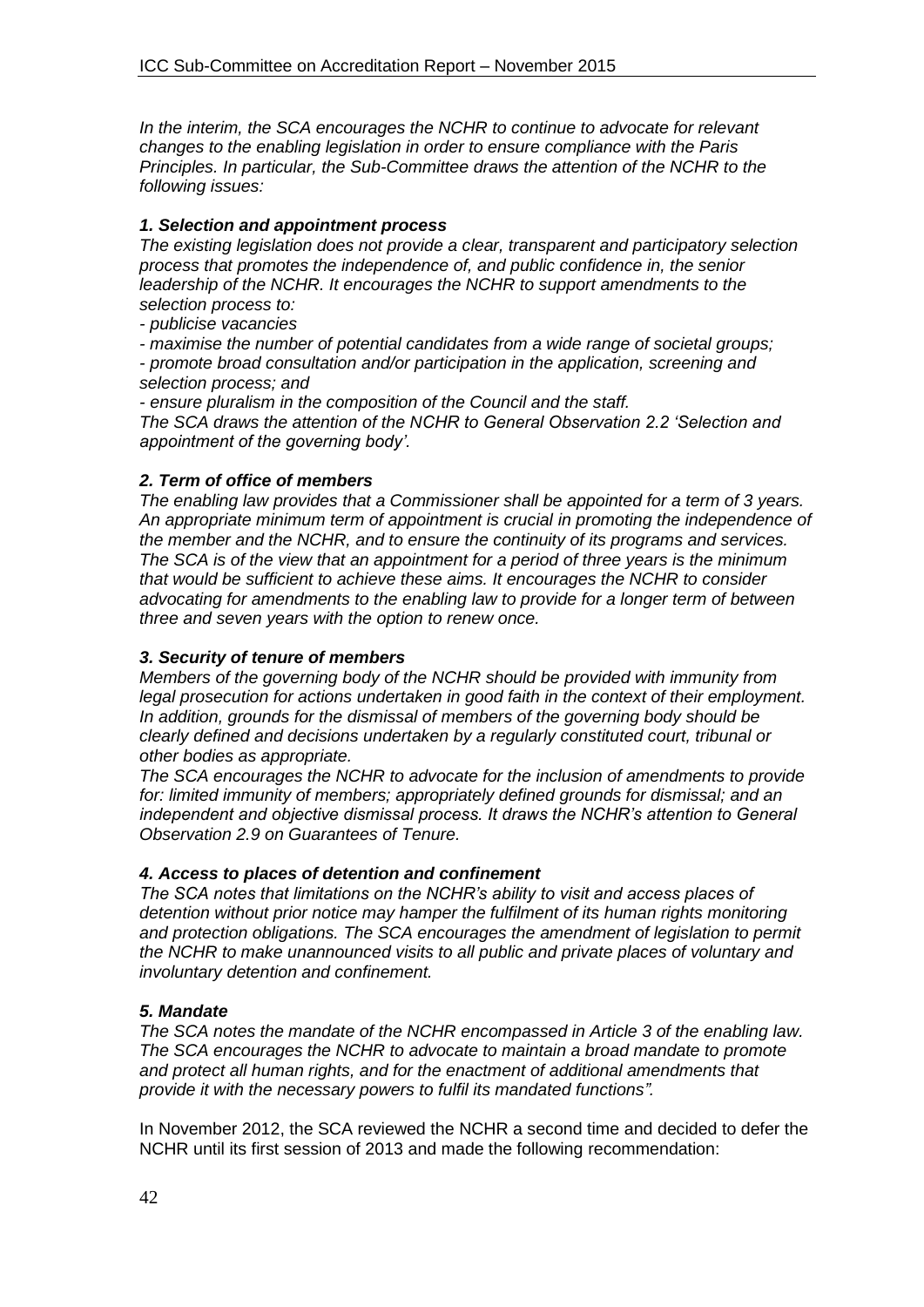*In the interim, the SCA encourages the NCHR to continue to advocate for relevant changes to the enabling legislation in order to ensure compliance with the Paris Principles. In particular, the Sub-Committee draws the attention of the NCHR to the following issues:*

***1. Selection and appointment process***

*The existing legislation does not provide a clear, transparent and participatory selection process that promotes the independence of, and public confidence in, the senior leadership of the NCHR. It encourages the NCHR to support amendments to the selection process to:*

*- publicise vacancies*

*- maximise the number of potential candidates from a wide range of societal groups;*

*- promote broad consultation and/or participation in the application, screening and selection process; and*

*- ensure pluralism in the composition of the Council and the staff.*

*The SCA draws the attention of the NCHR to General Observation 2.2 'Selection and appointment of the governing body'.*

***2. Term of office of members***

*The enabling law provides that a Commissioner shall be appointed for a term of 3 years. An appropriate minimum term of appointment is crucial in promoting the independence of the member and the NCHR, and to ensure the continuity of its programs and services. The SCA is of the view that an appointment for a period of three years is the minimum that would be sufficient to achieve these aims. It encourages the NCHR to consider advocating for amendments to the enabling law to provide for a longer term of between three and seven years with the option to renew once.*

***3. Security of tenure of members***

*Members of the governing body of the NCHR should be provided with immunity from legal prosecution for actions undertaken in good faith in the context of their employment. In addition, grounds for the dismissal of members of the governing body should be clearly defined and decisions undertaken by a regularly constituted court, tribunal or other bodies as appropriate.*

*The SCA encourages the NCHR to advocate for the inclusion of amendments to provide for: limited immunity of members; appropriately defined grounds for dismissal; and an independent and objective dismissal process. It draws the NCHR's attention to General Observation 2.9 on Guarantees of Tenure.*

***4. Access to places of detention and confinement***

*The SCA notes that limitations on the NCHR's ability to visit and access places of detention without prior notice may hamper the fulfilment of its human rights monitoring and protection obligations. The SCA encourages the amendment of legislation to permit the NCHR to make unannounced visits to all public and private places of voluntary and involuntary detention and confinement.*

***5. Mandate***

*The SCA notes the mandate of the NCHR encompassed in Article 3 of the enabling law. The SCA encourages the NCHR to advocate to maintain a broad mandate to promote and protect all human rights, and for the enactment of additional amendments that provide it with the necessary powers to fulfil its mandated functions".*

In November 2012, the SCA reviewed the NCHR a second time and decided to defer the NCHR until its first session of 2013 and made the following recommendation: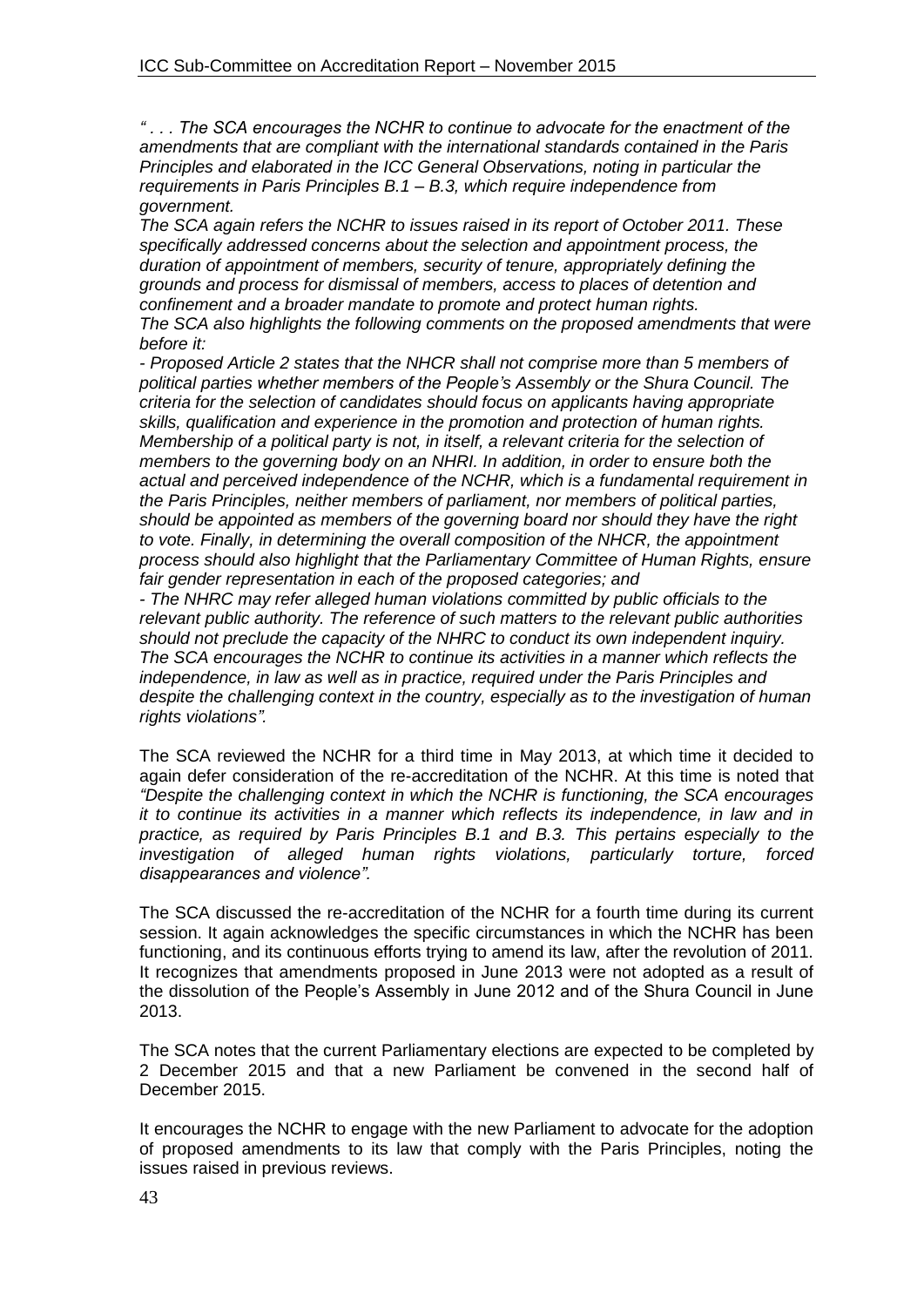*" . . . The SCA encourages the NCHR to continue to advocate for the enactment of the amendments that are compliant with the international standards contained in the Paris Principles and elaborated in the ICC General Observations, noting in particular the requirements in Paris Principles B.1 – B.3, which require independence from government.*

*The SCA again refers the NCHR to issues raised in its report of October 2011. These specifically addressed concerns about the selection and appointment process, the duration of appointment of members, security of tenure, appropriately defining the grounds and process for dismissal of members, access to places of detention and confinement and a broader mandate to promote and protect human rights.*

*The SCA also highlights the following comments on the proposed amendments that were before it:*

*- Proposed Article 2 states that the NHCR shall not comprise more than 5 members of political parties whether members of the People's Assembly or the Shura Council. The criteria for the selection of candidates should focus on applicants having appropriate skills, qualification and experience in the promotion and protection of human rights. Membership of a political party is not, in itself, a relevant criteria for the selection of members to the governing body on an NHRI. In addition, in order to ensure both the actual and perceived independence of the NCHR, which is a fundamental requirement in the Paris Principles, neither members of parliament, nor members of political parties, should be appointed as members of the governing board nor should they have the right to vote. Finally, in determining the overall composition of the NHCR, the appointment process should also highlight that the Parliamentary Committee of Human Rights, ensure fair gender representation in each of the proposed categories; and*

*- The NHRC may refer alleged human violations committed by public officials to the relevant public authority. The reference of such matters to the relevant public authorities should not preclude the capacity of the NHRC to conduct its own independent inquiry. The SCA encourages the NCHR to continue its activities in a manner which reflects the independence, in law as well as in practice, required under the Paris Principles and despite the challenging context in the country, especially as to the investigation of human rights violations".*

The SCA reviewed the NCHR for a third time in May 2013, at which time it decided to again defer consideration of the re-accreditation of the NCHR. At this time is noted that *"Despite the challenging context in which the NCHR is functioning, the SCA encourages it to continue its activities in a manner which reflects its independence, in law and in practice, as required by Paris Principles B.1 and B.3. This pertains especially to the investigation of alleged human rights violations, particularly torture, forced disappearances and violence".*

The SCA discussed the re-accreditation of the NCHR for a fourth time during its current session. It again acknowledges the specific circumstances in which the NCHR has been functioning, and its continuous efforts trying to amend its law, after the revolution of 2011. It recognizes that amendments proposed in June 2013 were not adopted as a result of the dissolution of the People's Assembly in June 2012 and of the Shura Council in June 2013.

The SCA notes that the current Parliamentary elections are expected to be completed by 2 December 2015 and that a new Parliament be convened in the second half of December 2015.

It encourages the NCHR to engage with the new Parliament to advocate for the adoption of proposed amendments to its law that comply with the Paris Principles, noting the issues raised in previous reviews.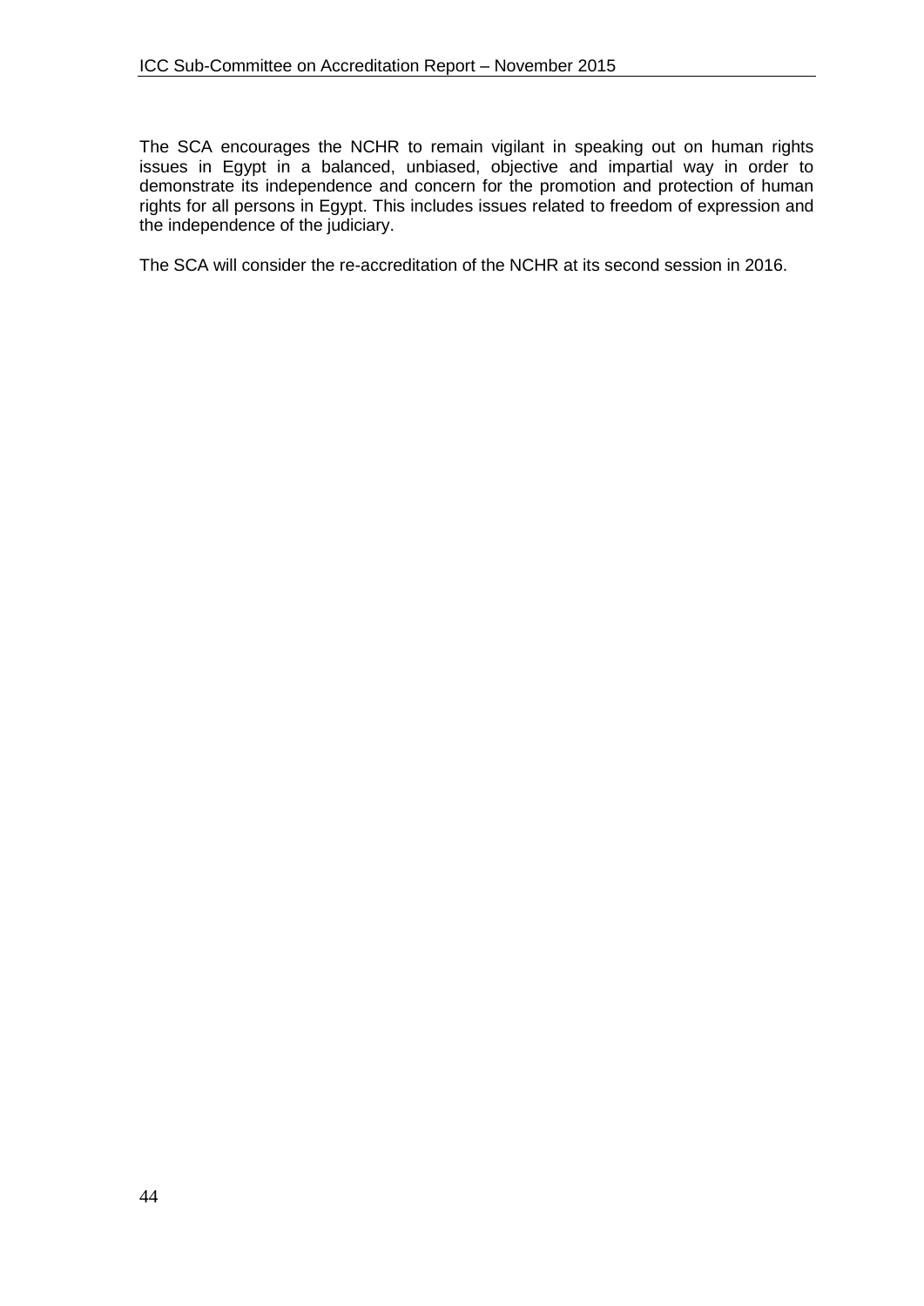The SCA encourages the NCHR to remain vigilant in speaking out on human rights issues in Egypt in a balanced, unbiased, objective and impartial way in order to demonstrate its independence and concern for the promotion and protection of human rights for all persons in Egypt. This includes issues related to freedom of expression and the independence of the judiciary.

The SCA will consider the re-accreditation of the NCHR at its second session in 2016.